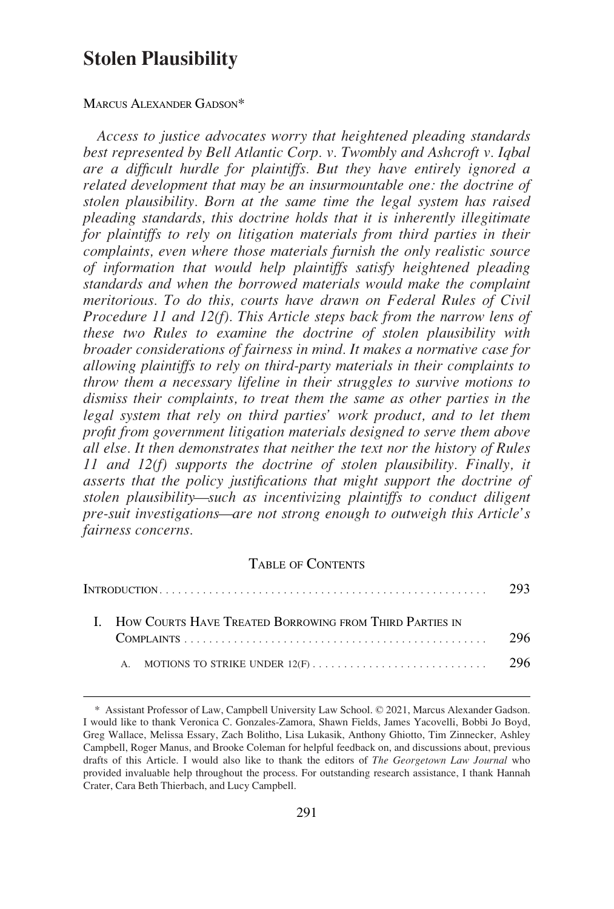# Stolen Plausibility

MARCUS ALEXANDER GADSON*

*Access to justice advocates worry that heightened pleading standards best represented by Bell Atlantic Corp. v. Twombly and Ashcroft v. Iqbal are a difficult hurdle for plaintiffs. But they have entirely ignored a related development that may be an insurmountable one: the doctrine of stolen plausibility. Born at the same time the legal system has raised pleading standards, this doctrine holds that it is inherently illegitimate for plaintiffs to rely on litigation materials from third parties in their complaints, even where those materials furnish the only realistic source of information that would help plaintiffs satisfy heightened pleading standards and when the borrowed materials would make the complaint meritorious. To do this, courts have drawn on Federal Rules of Civil Procedure 11 and 12(f). This Article steps back from the narrow lens of these two Rules to examine the doctrine of stolen plausibility with broader considerations of fairness in mind. It makes a normative case for allowing plaintiffs to rely on third-party materials in their complaints to throw them a necessary lifeline in their struggles to survive motions to dismiss their complaints, to treat them the same as other parties in the legal system that rely on third parties' work product, and to let them profit from government litigation materials designed to serve them above all else. It then demonstrates that neither the text nor the history of Rules 11 and 12(f) supports the doctrine of stolen plausibility. Finally, it asserts that the policy justifications that might support the doctrine of stolen plausibility—such as incentivizing plaintiffs to conduct diligent pre-suit investigations—are not strong enough to outweigh this Article's fairness concerns.*

TABLE OF CONTENTS

| | |
|---|---|
| INTRODUCTION | 293 |
| I. HOW COURTS HAVE TREATED BORROWING FROM THIRD PARTIES IN COMPLAINTS | 296 |
| A. MOTIONS TO STRIKE UNDER 12(F) | 296 |

\* Assistant Professor of Law, Campbell University Law School. © 2021, Marcus Alexander Gadson. I would like to thank Veronica C. Gonzales-Zamora, Shawn Fields, James Yacovelli, Bobbi Jo Boyd, Greg Wallace, Melissa Essary, Zach Bolitho, Lisa Lukasik, Anthony Ghiotto, Tim Zinnecker, Ashley Campbell, Roger Manus, and Brooke Coleman for helpful feedback on, and discussions about, previous drafts of this Article. I would also like to thank the editors of *The Georgetown Law Journal* who provided invaluable help throughout the process. For outstanding research assistance, I thank Hannah Crater, Cara Beth Thierbach, and Lucy Campbell.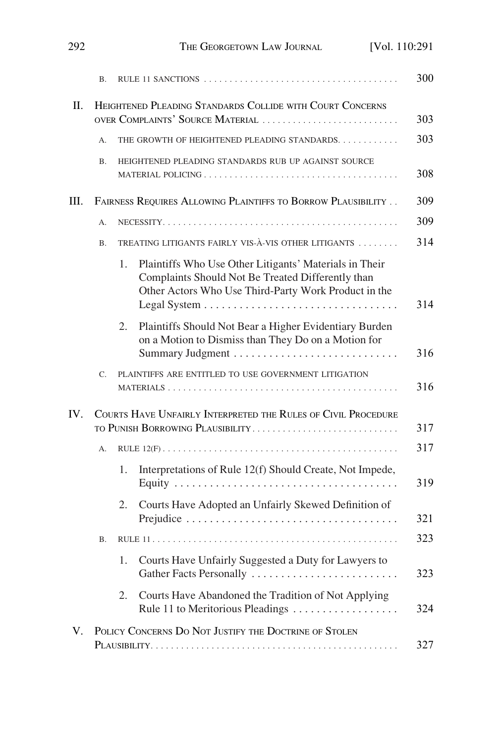B. Rule 11 Sanctions . . . . . . . . . . . . . . . . . . . . . . . . . . . . . . . . . . . . . . 300

II. Heightened Pleading Standards Collide with Court Concerns over Complaints' Source Material . . . . . . . . . . . . . . . . . . . . . . . . . . . 303

A. The Growth of Heightened Pleading Standards. . . . . . . . . . . . 303

B. Heightened Pleading Standards Rub Up Against Source Material Policing . . . . . . . . . . . . . . . . . . . . . . . . . . . . . . . . . . . . . . 308

III. Fairness Requires Allowing Plaintiffs to Borrow Plausibility . . 309

A. Necessity. . . . . . . . . . . . . . . . . . . . . . . . . . . . . . . . . . . . . . . . . . . . . 309

B. Treating Litigants Fairly vis-à-vis Other Litigants . . . . . . . . 314

1. Plaintiffs Who Use Other Litigants' Materials in Their Complaints Should Not Be Treated Differently than Other Actors Who Use Third-Party Work Product in the Legal System . . . . . . . . . . . . . . . . . . . . . . . . . . . . . . . . . 314

2. Plaintiffs Should Not Bear a Higher Evidentiary Burden on a Motion to Dismiss than They Do on a Motion for Summary Judgment . . . . . . . . . . . . . . . . . . . . . . . . . . . . 316

C. Plaintiffs Are Entitled to Use Government Litigation Materials . . . . . . . . . . . . . . . . . . . . . . . . . . . . . . . . . . . . . . . . . . . . 316

IV. Courts Have Unfairly Interpreted the Rules of Civil Procedure to Punish Borrowing Plausibility . . . . . . . . . . . . . . . . . . . . . . . . . . . . 317

A. Rule 12(f) . . . . . . . . . . . . . . . . . . . . . . . . . . . . . . . . . . . . . . . . . . . . 317

1. Interpretations of Rule 12(f) Should Create, Not Impede, Equity . . . . . . . . . . . . . . . . . . . . . . . . . . . . . . . . . . . . . . 319

2. Courts Have Adopted an Unfairly Skewed Definition of Prejudice . . . . . . . . . . . . . . . . . . . . . . . . . . . . . . . . . . . . . 321

B. Rule 11 . . . . . . . . . . . . . . . . . . . . . . . . . . . . . . . . . . . . . . . . . . . . . . 323

1. Courts Have Unfairly Suggested a Duty for Lawyers to Gather Facts Personally . . . . . . . . . . . . . . . . . . . . . . . . . 323

2. Courts Have Abandoned the Tradition of Not Applying Rule 11 to Meritorious Pleadings . . . . . . . . . . . . . . . . . . 324

V. Policy Concerns Do Not Justify the Doctrine of Stolen Plausibility. . . . . . . . . . . . . . . . . . . . . . . . . . . . . . . . . . . . . . . . . . . . . . . . 327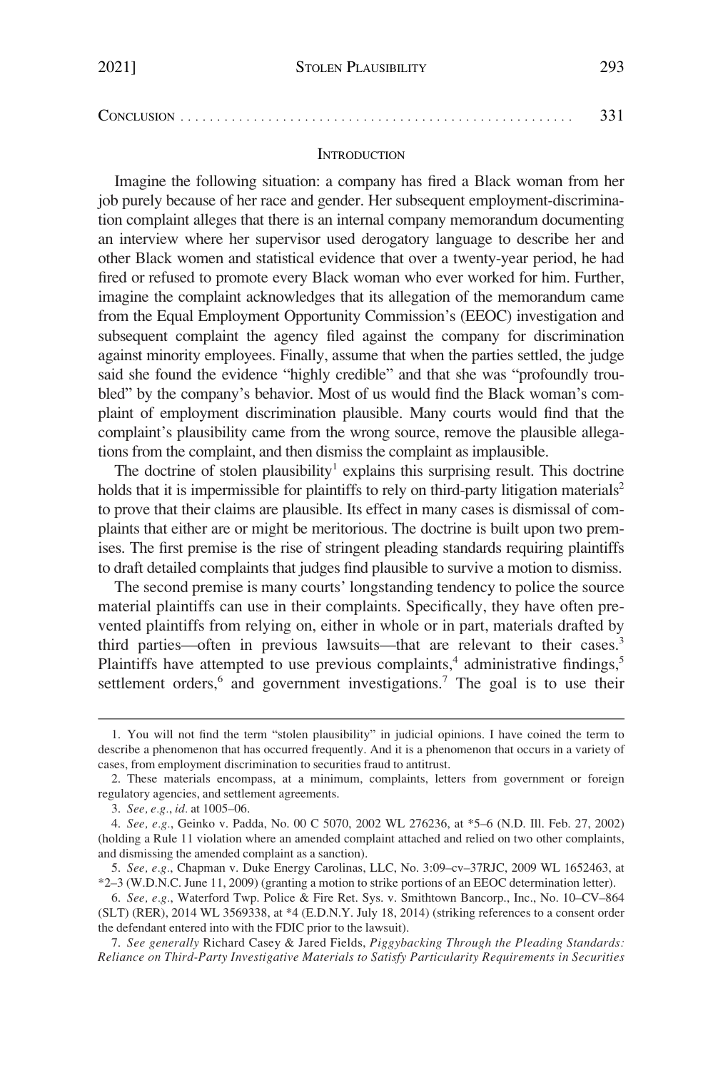CONCLUSION . . . . . . . . . . . . . . . . . . . . . . . . . . . . . . . . . . . . . . . . . . . . . . . . . . . . . . 331

## INTRODUCTION

Imagine the following situation: a company has fired a Black woman from her job purely because of her race and gender. Her subsequent employment-discrimination complaint alleges that there is an internal company memorandum documenting an interview where her supervisor used derogatory language to describe her and other Black women and statistical evidence that over a twenty-year period, he had fired or refused to promote every Black woman who ever worked for him. Further, imagine the complaint acknowledges that its allegation of the memorandum came from the Equal Employment Opportunity Commission's (EEOC) investigation and subsequent complaint the agency filed against the company for discrimination against minority employees. Finally, assume that when the parties settled, the judge said she found the evidence "highly credible" and that she was "profoundly troubled" by the company's behavior. Most of us would find the Black woman's complaint of employment discrimination plausible. Many courts would find that the complaint's plausibility came from the wrong source, remove the plausible allegations from the complaint, and then dismiss the complaint as implausible.

The doctrine of stolen plausibility[1] explains this surprising result. This doctrine holds that it is impermissible for plaintiffs to rely on third-party litigation materials[2] to prove that their claims are plausible. Its effect in many cases is dismissal of complaints that either are or might be meritorious. The doctrine is built upon two premises. The first premise is the rise of stringent pleading standards requiring plaintiffs to draft detailed complaints that judges find plausible to survive a motion to dismiss.

The second premise is many courts' longstanding tendency to police the source material plaintiffs can use in their complaints. Specifically, they have often prevented plaintiffs from relying on, either in whole or in part, materials drafted by third parties—often in previous lawsuits—that are relevant to their cases.[3] Plaintiffs have attempted to use previous complaints,[4] administrative findings,[5] settlement orders,[6] and government investigations.[7] The goal is to use their

---

1. You will not find the term "stolen plausibility" in judicial opinions. I have coined the term to describe a phenomenon that has occurred frequently. And it is a phenomenon that occurs in a variety of cases, from employment discrimination to securities fraud to antitrust.

2. These materials encompass, at a minimum, complaints, letters from government or foreign regulatory agencies, and settlement agreements.

3. *See, e.g.*, *id.* at 1005–06.

4. *See, e.g.*, Geinko v. Padda, No. 00 C 5070, 2002 WL 276236, at *5–6 (N.D. Ill. Feb. 27, 2002) (holding a Rule 11 violation where an amended complaint attached and relied on two other complaints, and dismissing the amended complaint as a sanction).

5. *See, e.g.*, Chapman v. Duke Energy Carolinas, LLC, No. 3:09–cv–37RJC, 2009 WL 1652463, at *2–3 (W.D.N.C. June 11, 2009) (granting a motion to strike portions of an EEOC determination letter).

6. *See, e.g.*, Waterford Twp. Police & Fire Ret. Sys. v. Smithtown Bancorp., Inc., No. 10–CV–864 (SLT) (RER), 2014 WL 3569338, at *4 (E.D.N.Y. July 18, 2014) (striking references to a consent order the defendant entered into with the FDIC prior to the lawsuit).

7. *See generally* Richard Casey & Jared Fields, *Piggybacking Through the Pleading Standards: Reliance on Third-Party Investigative Materials to Satisfy Particularity Requirements in Securities*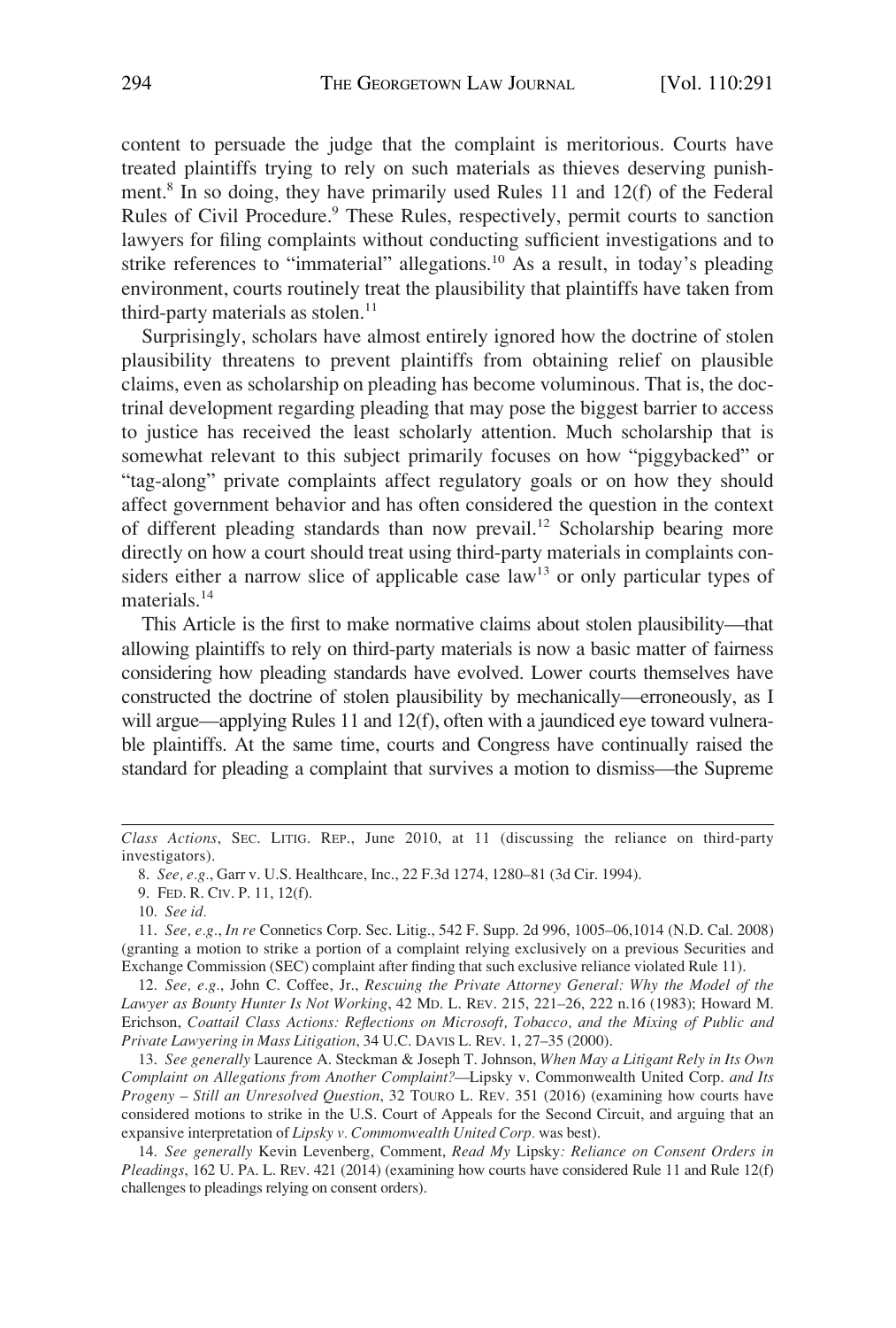content to persuade the judge that the complaint is meritorious. Courts have treated plaintiffs trying to rely on such materials as thieves deserving punishment.[8] In so doing, they have primarily used Rules 11 and 12(f) of the Federal Rules of Civil Procedure.[9] These Rules, respectively, permit courts to sanction lawyers for filing complaints without conducting sufficient investigations and to strike references to "immaterial" allegations.[10] As a result, in today's pleading environment, courts routinely treat the plausibility that plaintiffs have taken from third-party materials as stolen.[11]

Surprisingly, scholars have almost entirely ignored how the doctrine of stolen plausibility threatens to prevent plaintiffs from obtaining relief on plausible claims, even as scholarship on pleading has become voluminous. That is, the doctrinal development regarding pleading that may pose the biggest barrier to access to justice has received the least scholarly attention. Much scholarship that is somewhat relevant to this subject primarily focuses on how "piggybacked" or "tag-along" private complaints affect regulatory goals or on how they should affect government behavior and has often considered the question in the context of different pleading standards than now prevail.[12] Scholarship bearing more directly on how a court should treat using third-party materials in complaints considers either a narrow slice of applicable case law[13] or only particular types of materials.[14]

This Article is the first to make normative claims about stolen plausibility—that allowing plaintiffs to rely on third-party materials is now a basic matter of fairness considering how pleading standards have evolved. Lower courts themselves have constructed the doctrine of stolen plausibility by mechanically—erroneously, as I will argue—applying Rules 11 and 12(f), often with a jaundiced eye toward vulnerable plaintiffs. At the same time, courts and Congress have continually raised the standard for pleading a complaint that survives a motion to dismiss—the Supreme

---

*Class Actions*, SEC. LITIG. REP., June 2010, at 11 (discussing the reliance on third-party investigators).

8. *See, e.g.*, Garr v. U.S. Healthcare, Inc., 22 F.3d 1274, 1280–81 (3d Cir. 1994).

9. FED. R. CIV. P. 11, 12(f).

10. *See id.*

11. *See, e.g.*, *In re* Connetics Corp. Sec. Litig., 542 F. Supp. 2d 996, 1005–06,1014 (N.D. Cal. 2008) (granting a motion to strike a portion of a complaint relying exclusively on a previous Securities and Exchange Commission (SEC) complaint after finding that such exclusive reliance violated Rule 11).

12. *See, e.g.*, John C. Coffee, Jr., *Rescuing the Private Attorney General: Why the Model of the Lawyer as Bounty Hunter Is Not Working*, 42 MD. L. REV. 215, 221–26, 222 n.16 (1983); Howard M. Erichson, *Coattail Class Actions: Reflections on Microsoft, Tobacco, and the Mixing of Public and Private Lawyering in Mass Litigation*, 34 U.C. DAVIS L. REV. 1, 27–35 (2000).

13. *See generally* Laurence A. Steckman & Joseph T. Johnson, *When May a Litigant Rely in Its Own Complaint on Allegations from Another Complaint?—*Lipsky v. Commonwealth United Corp. *and Its Progeny – Still an Unresolved Question*, 32 TOURO L. REV. 351 (2016) (examining how courts have considered motions to strike in the U.S. Court of Appeals for the Second Circuit, and arguing that an expansive interpretation of *Lipsky v. Commonwealth United Corp.* was best).

14. *See generally* Kevin Levenberg, Comment, *Read My* Lipsky*: Reliance on Consent Orders in Pleadings*, 162 U. PA. L. REV. 421 (2014) (examining how courts have considered Rule 11 and Rule 12(f) challenges to pleadings relying on consent orders).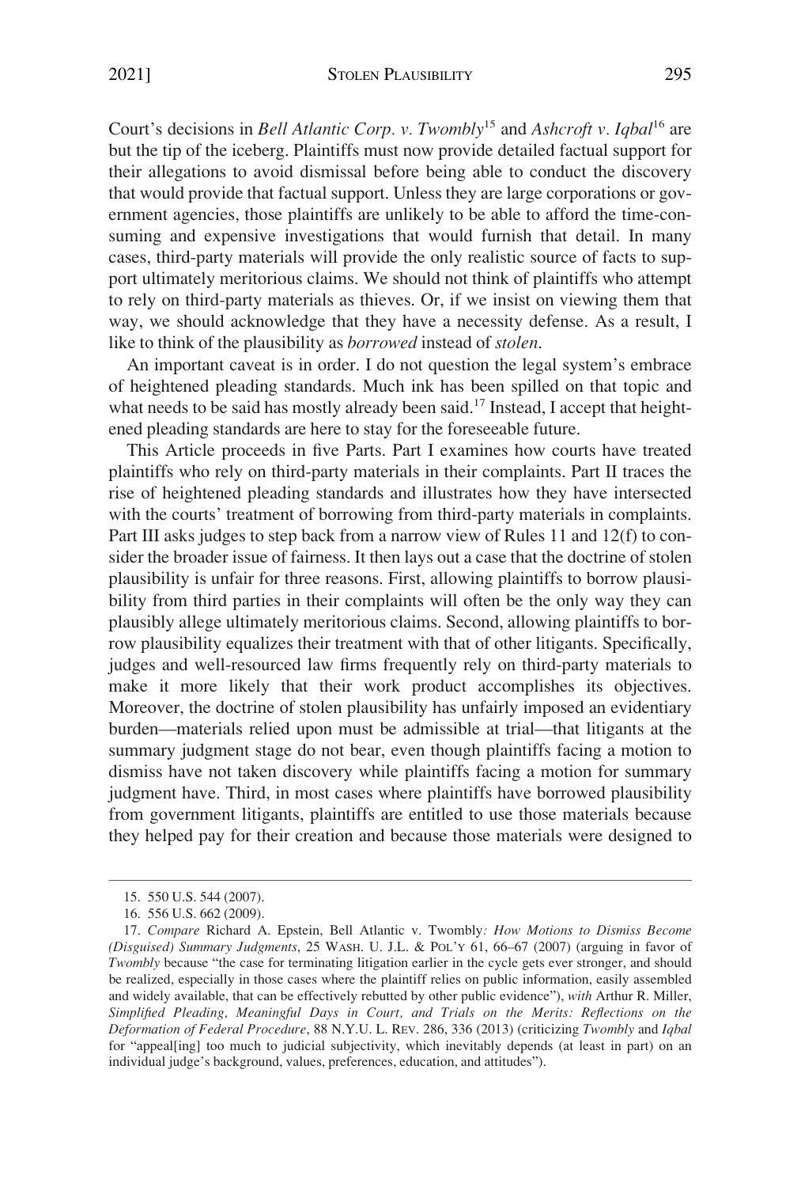Court's decisions in *Bell Atlantic Corp. v. Twombly*[15] and *Ashcroft v. Iqbal*[16] are but the tip of the iceberg. Plaintiffs must now provide detailed factual support for their allegations to avoid dismissal before being able to conduct the discovery that would provide that factual support. Unless they are large corporations or government agencies, those plaintiffs are unlikely to be able to afford the time-consuming and expensive investigations that would furnish that detail. In many cases, third-party materials will provide the only realistic source of facts to support ultimately meritorious claims. We should not think of plaintiffs who attempt to rely on third-party materials as thieves. Or, if we insist on viewing them that way, we should acknowledge that they have a necessity defense. As a result, I like to think of the plausibility as *borrowed* instead of *stolen*.

An important caveat is in order. I do not question the legal system's embrace of heightened pleading standards. Much ink has been spilled on that topic and what needs to be said has mostly already been said.[17] Instead, I accept that heightened pleading standards are here to stay for the foreseeable future.

This Article proceeds in five Parts. Part I examines how courts have treated plaintiffs who rely on third-party materials in their complaints. Part II traces the rise of heightened pleading standards and illustrates how they have intersected with the courts' treatment of borrowing from third-party materials in complaints. Part III asks judges to step back from a narrow view of Rules 11 and 12(f) to consider the broader issue of fairness. It then lays out a case that the doctrine of stolen plausibility is unfair for three reasons. First, allowing plaintiffs to borrow plausibility from third parties in their complaints will often be the only way they can plausibly allege ultimately meritorious claims. Second, allowing plaintiffs to borrow plausibility equalizes their treatment with that of other litigants. Specifically, judges and well-resourced law firms frequently rely on third-party materials to make it more likely that their work product accomplishes its objectives. Moreover, the doctrine of stolen plausibility has unfairly imposed an evidentiary burden—materials relied upon must be admissible at trial—that litigants at the summary judgment stage do not bear, even though plaintiffs facing a motion to dismiss have not taken discovery while plaintiffs facing a motion for summary judgment have. Third, in most cases where plaintiffs have borrowed plausibility from government litigants, plaintiffs are entitled to use those materials because they helped pay for their creation and because those materials were designed to

---

15. 550 U.S. 544 (2007).

16. 556 U.S. 662 (2009).

17. *Compare* Richard A. Epstein, *Bell Atlantic v. Twombly: How Motions to Dismiss Become (Disguised) Summary Judgments*, 25 WASH. U. J.L. & POL'Y 61, 66–67 (2007) (arguing in favor of *Twombly* because "the case for terminating litigation earlier in the cycle gets ever stronger, and should be realized, especially in those cases where the plaintiff relies on public information, easily assembled and widely available, that can be effectively rebutted by other public evidence"), *with* Arthur R. Miller, *Simplified Pleading, Meaningful Days in Court, and Trials on the Merits: Reflections on the Deformation of Federal Procedure*, 88 N.Y.U. L. REV. 286, 336 (2013) (criticizing *Twombly* and *Iqbal* for "appeal[ing] too much to judicial subjectivity, which inevitably depends (at least in part) on an individual judge's background, values, preferences, education, and attitudes").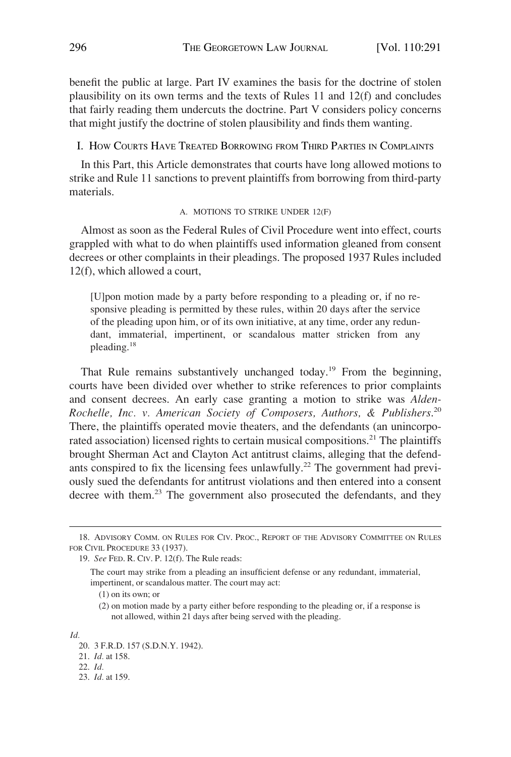benefit the public at large. Part IV examines the basis for the doctrine of stolen plausibility on its own terms and the texts of Rules 11 and 12(f) and concludes that fairly reading them undercuts the doctrine. Part V considers policy concerns that might justify the doctrine of stolen plausibility and finds them wanting.

## I. How Courts Have Treated Borrowing from Third Parties in Complaints

In this Part, this Article demonstrates that courts have long allowed motions to strike and Rule 11 sanctions to prevent plaintiffs from borrowing from third-party materials.

### A. Motions to Strike Under 12(f)

Almost as soon as the Federal Rules of Civil Procedure went into effect, courts grappled with what to do when plaintiffs used information gleaned from consent decrees or other complaints in their pleadings. The proposed 1937 Rules included 12(f), which allowed a court,

> [U]pon motion made by a party before responding to a pleading or, if no responsive pleading is permitted by these rules, within 20 days after the service of the pleading upon him, or of its own initiative, at any time, order any redundant, immaterial, impertinent, or scandalous matter stricken from any pleading.[18]

That Rule remains substantively unchanged today.[19] From the beginning, courts have been divided over whether to strike references to prior complaints and consent decrees. An early case granting a motion to strike was *Alden-Rochelle, Inc. v. American Society of Composers, Authors, & Publishers*.[20] There, the plaintiffs operated movie theaters, and the defendants (an unincorporated association) licensed rights to certain musical compositions.[21] The plaintiffs brought Sherman Act and Clayton Act antitrust claims, alleging that the defendants conspired to fix the licensing fees unlawfully.[22] The government had previously sued the defendants for antitrust violations and then entered into a consent decree with them.[23] The government also prosecuted the defendants, and they

---

18. Advisory Comm. on Rules for Civ. Proc., Report of the Advisory Committee on Rules for Civil Procedure 33 (1937).

19. *See* Fed. R. Civ. P. 12(f). The Rule reads:

> The court may strike from a pleading an insufficient defense or any redundant, immaterial, impertinent, or scandalous matter. The court may act:
>
> (1) on its own; or
>
> (2) on motion made by a party either before responding to the pleading or, if a response is not allowed, within 21 days after being served with the pleading.

*Id.*

20. 3 F.R.D. 157 (S.D.N.Y. 1942).

21. *Id.* at 158.

22. *Id.*

23. *Id.* at 159.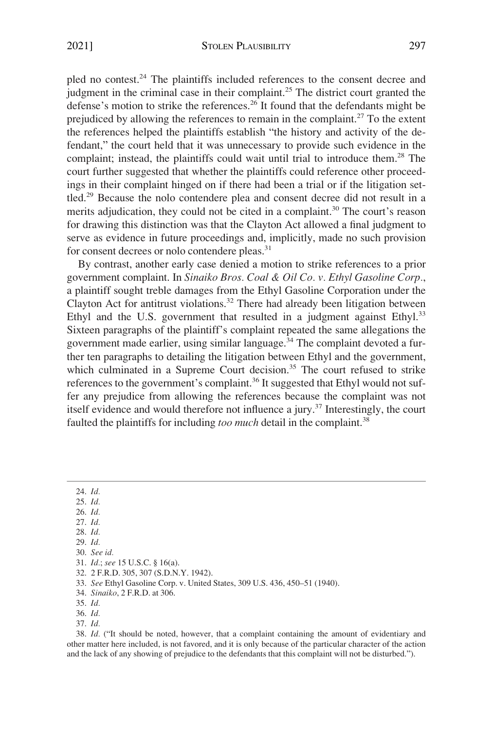pled no contest.[24] The plaintiffs included references to the consent decree and judgment in the criminal case in their complaint.[25] The district court granted the defense's motion to strike the references.[26] It found that the defendants might be prejudiced by allowing the references to remain in the complaint.[27] To the extent the references helped the plaintiffs establish "the history and activity of the defendant," the court held that it was unnecessary to provide such evidence in the complaint; instead, the plaintiffs could wait until trial to introduce them.[28] The court further suggested that whether the plaintiffs could reference other proceedings in their complaint hinged on if there had been a trial or if the litigation settled.[29] Because the nolo contendere plea and consent decree did not result in a merits adjudication, they could not be cited in a complaint.[30] The court's reason for drawing this distinction was that the Clayton Act allowed a final judgment to serve as evidence in future proceedings and, implicitly, made no such provision for consent decrees or nolo contendere pleas.[31]

By contrast, another early case denied a motion to strike references to a prior government complaint. In *Sinaiko Bros. Coal & Oil Co. v. Ethyl Gasoline Corp.*, a plaintiff sought treble damages from the Ethyl Gasoline Corporation under the Clayton Act for antitrust violations.[32] There had already been litigation between Ethyl and the U.S. government that resulted in a judgment against Ethyl.[33] Sixteen paragraphs of the plaintiff's complaint repeated the same allegations the government made earlier, using similar language.[34] The complaint devoted a further ten paragraphs to detailing the litigation between Ethyl and the government, which culminated in a Supreme Court decision.[35] The court refused to strike references to the government's complaint.[36] It suggested that Ethyl would not suffer any prejudice from allowing the references because the complaint was not itself evidence and would therefore not influence a jury.[37] Interestingly, the court faulted the plaintiffs for including *too much* detail in the complaint.[38]

---

24. *Id.*
25. *Id.*
26. *Id.*
27. *Id.*
28. *Id.*
29. *Id.*
30. *See id.*
31. *Id.*; *see* 15 U.S.C. § 16(a).
32. 2 F.R.D. 305, 307 (S.D.N.Y. 1942).
33. *See* Ethyl Gasoline Corp. v. United States, 309 U.S. 436, 450–51 (1940).
34. *Sinaiko*, 2 F.R.D. at 306.
35. *Id.*
36. *Id.*
37. *Id.*
38. *Id.* ("It should be noted, however, that a complaint containing the amount of evidentiary and other matter here included, is not favored, and it is only because of the particular character of the action and the lack of any showing of prejudice to the defendants that this complaint will not be disturbed.").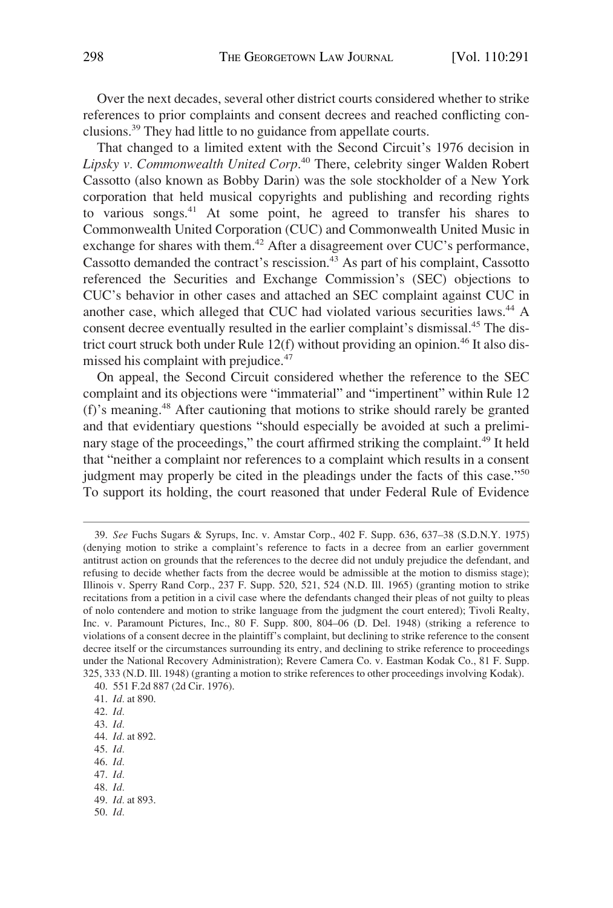Over the next decades, several other district courts considered whether to strike references to prior complaints and consent decrees and reached conflicting conclusions.[39] They had little to no guidance from appellate courts.

That changed to a limited extent with the Second Circuit's 1976 decision in *Lipsky v. Commonwealth United Corp.*[40] There, celebrity singer Walden Robert Cassotto (also known as Bobby Darin) was the sole stockholder of a New York corporation that held musical copyrights and publishing and recording rights to various songs.[41] At some point, he agreed to transfer his shares to Commonwealth United Corporation (CUC) and Commonwealth United Music in exchange for shares with them.[42] After a disagreement over CUC's performance, Cassotto demanded the contract's rescission.[43] As part of his complaint, Cassotto referenced the Securities and Exchange Commission's (SEC) objections to CUC's behavior in other cases and attached an SEC complaint against CUC in another case, which alleged that CUC had violated various securities laws.[44] A consent decree eventually resulted in the earlier complaint's dismissal.[45] The district court struck both under Rule 12(f) without providing an opinion.[46] It also dismissed his complaint with prejudice.[47]

On appeal, the Second Circuit considered whether the reference to the SEC complaint and its objections were "immaterial" and "impertinent" within Rule 12 (f)'s meaning.[48] After cautioning that motions to strike should rarely be granted and that evidentiary questions "should especially be avoided at such a preliminary stage of the proceedings," the court affirmed striking the complaint.[49] It held that "neither a complaint nor references to a complaint which results in a consent judgment may properly be cited in the pleadings under the facts of this case."[50] To support its holding, the court reasoned that under Federal Rule of Evidence

---

39. *See* Fuchs Sugars & Syrups, Inc. v. Amstar Corp., 402 F. Supp. 636, 637–38 (S.D.N.Y. 1975) (denying motion to strike a complaint's reference to facts in a decree from an earlier government antitrust action on grounds that the references to the decree did not unduly prejudice the defendant, and refusing to decide whether facts from the decree would be admissible at the motion to dismiss stage); Illinois v. Sperry Rand Corp., 237 F. Supp. 520, 521, 524 (N.D. Ill. 1965) (granting motion to strike recitations from a petition in a civil case where the defendants changed their pleas of not guilty to pleas of nolo contendere and motion to strike language from the judgment the court entered); Tivoli Realty, Inc. v. Paramount Pictures, Inc., 80 F. Supp. 800, 804–06 (D. Del. 1948) (striking a reference to violations of a consent decree in the plaintiff's complaint, but declining to strike reference to the consent decree itself or the circumstances surrounding its entry, and declining to strike reference to proceedings under the National Recovery Administration); Revere Camera Co. v. Eastman Kodak Co., 81 F. Supp. 325, 333 (N.D. Ill. 1948) (granting a motion to strike references to other proceedings involving Kodak).

40. 551 F.2d 887 (2d Cir. 1976).

41. *Id.* at 890.

42. *Id.*

43. *Id.*

44. *Id.* at 892.

45. *Id.*

46. *Id.*

47. *Id.*

48. *Id.*

49. *Id.* at 893.

50. *Id.*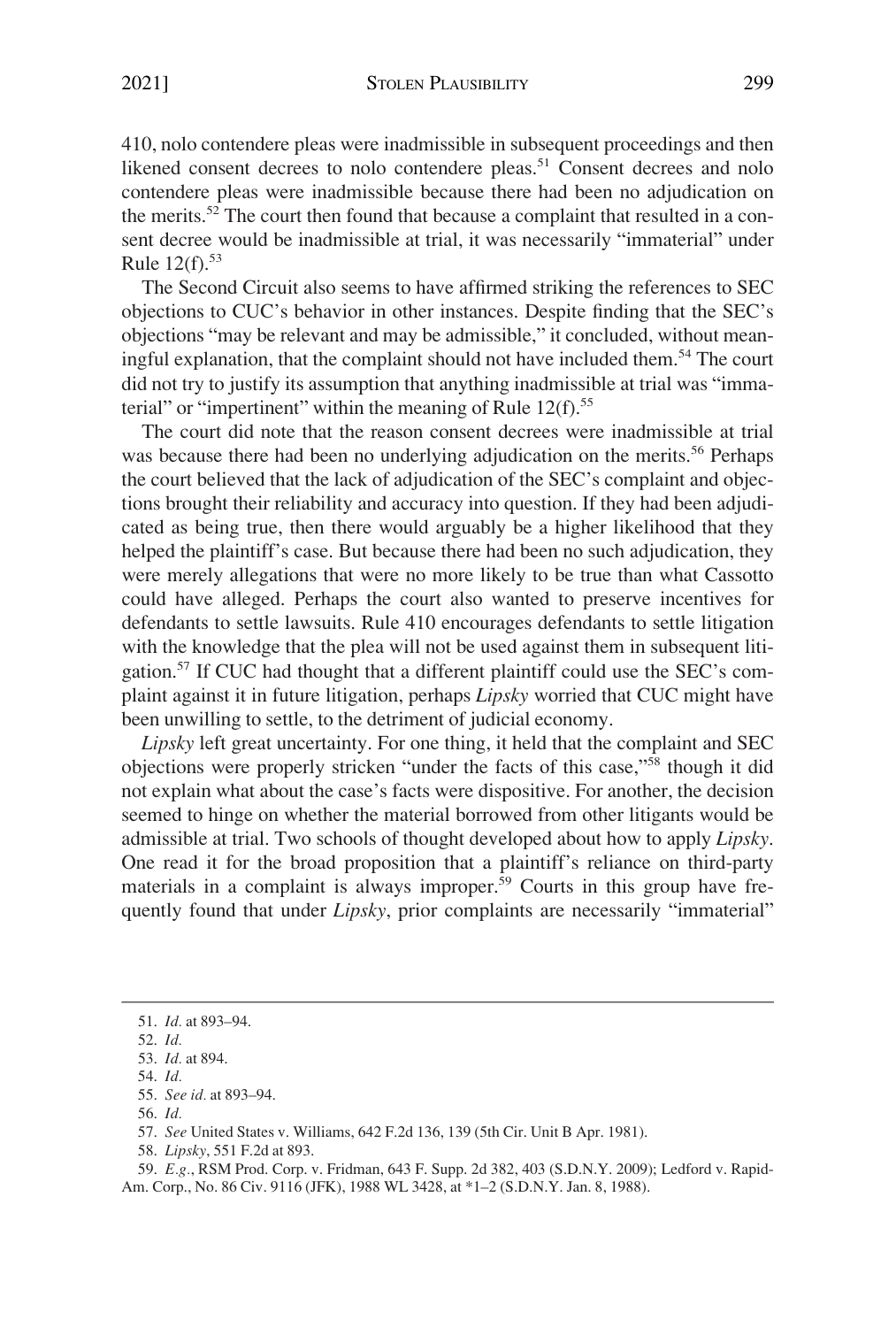410, nolo contendere pleas were inadmissible in subsequent proceedings and then likened consent decrees to nolo contendere pleas.[51] Consent decrees and nolo contendere pleas were inadmissible because there had been no adjudication on the merits.[52] The court then found that because a complaint that resulted in a consent decree would be inadmissible at trial, it was necessarily "immaterial" under Rule 12(f).[53]

The Second Circuit also seems to have affirmed striking the references to SEC objections to CUC's behavior in other instances. Despite finding that the SEC's objections "may be relevant and may be admissible," it concluded, without meaningful explanation, that the complaint should not have included them.[54] The court did not try to justify its assumption that anything inadmissible at trial was "immaterial" or "impertinent" within the meaning of Rule 12(f).[55]

The court did note that the reason consent decrees were inadmissible at trial was because there had been no underlying adjudication on the merits.[56] Perhaps the court believed that the lack of adjudication of the SEC's complaint and objections brought their reliability and accuracy into question. If they had been adjudicated as being true, then there would arguably be a higher likelihood that they helped the plaintiff's case. But because there had been no such adjudication, they were merely allegations that were no more likely to be true than what Cassotto could have alleged. Perhaps the court also wanted to preserve incentives for defendants to settle lawsuits. Rule 410 encourages defendants to settle litigation with the knowledge that the plea will not be used against them in subsequent litigation.[57] If CUC had thought that a different plaintiff could use the SEC's complaint against it in future litigation, perhaps *Lipsky* worried that CUC might have been unwilling to settle, to the detriment of judicial economy.

*Lipsky* left great uncertainty. For one thing, it held that the complaint and SEC objections were properly stricken "under the facts of this case,"[58] though it did not explain what about the case's facts were dispositive. For another, the decision seemed to hinge on whether the material borrowed from other litigants would be admissible at trial. Two schools of thought developed about how to apply *Lipsky*. One read it for the broad proposition that a plaintiff's reliance on third-party materials in a complaint is always improper.[59] Courts in this group have frequently found that under *Lipsky*, prior complaints are necessarily "immaterial"

---

51. *Id.* at 893–94.

52. *Id.*

53. *Id.* at 894.

54. *Id.*

55. *See id.* at 893–94.

56. *Id.*

57. *See* United States v. Williams, 642 F.2d 136, 139 (5th Cir. Unit B Apr. 1981).

58. *Lipsky*, 551 F.2d at 893.

59. *E.g.*, RSM Prod. Corp. v. Fridman, 643 F. Supp. 2d 382, 403 (S.D.N.Y. 2009); Ledford v. Rapid-Am. Corp., No. 86 Civ. 9116 (JFK), 1988 WL 3428, at *1–2 (S.D.N.Y. Jan. 8, 1988).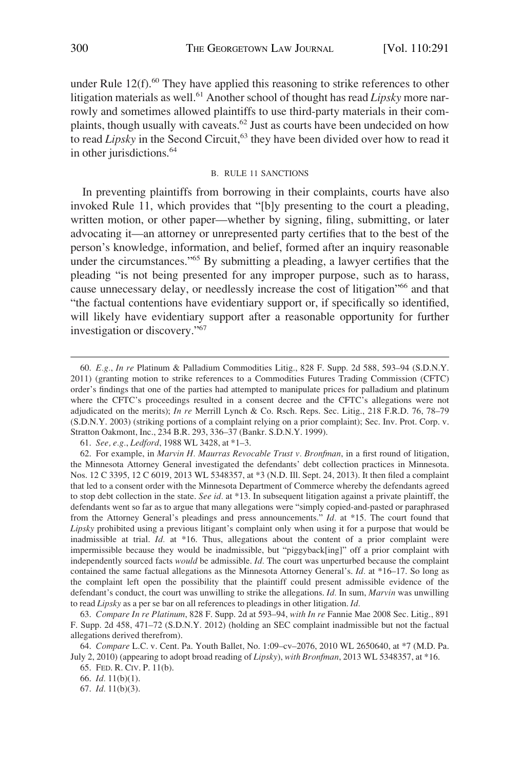under Rule 12(f).[60] They have applied this reasoning to strike references to other litigation materials as well.[61] Another school of thought has read *Lipsky* more narrowly and sometimes allowed plaintiffs to use third-party materials in their complaints, though usually with caveats.[62] Just as courts have been undecided on how to read *Lipsky* in the Second Circuit,[63] they have been divided over how to read it in other jurisdictions.[64]

### B. RULE 11 SANCTIONS

In preventing plaintiffs from borrowing in their complaints, courts have also invoked Rule 11, which provides that "[b]y presenting to the court a pleading, written motion, or other paper—whether by signing, filing, submitting, or later advocating it—an attorney or unrepresented party certifies that to the best of the person's knowledge, information, and belief, formed after an inquiry reasonable under the circumstances."[65] By submitting a pleading, a lawyer certifies that the pleading "is not being presented for any improper purpose, such as to harass, cause unnecessary delay, or needlessly increase the cost of litigation"[66] and that "the factual contentions have evidentiary support or, if specifically so identified, will likely have evidentiary support after a reasonable opportunity for further investigation or discovery."[67]

---

60. *E.g.*, *In re* Platinum & Palladium Commodities Litig., 828 F. Supp. 2d 588, 593–94 (S.D.N.Y. 2011) (granting motion to strike references to a Commodities Futures Trading Commission (CFTC) order's findings that one of the parties had attempted to manipulate prices for palladium and platinum where the CFTC's proceedings resulted in a consent decree and the CFTC's allegations were not adjudicated on the merits); *In re* Merrill Lynch & Co. Rsch. Reps. Sec. Litig., 218 F.R.D. 76, 78–79 (S.D.N.Y. 2003) (striking portions of a complaint relying on a prior complaint); Sec. Inv. Prot. Corp. v. Stratton Oakmont, Inc., 234 B.R. 293, 336–37 (Bankr. S.D.N.Y. 1999).

61. *See, e.g.*, *Ledford*, 1988 WL 3428, at *1–3.

62. For example, in *Marvin H. Maurras Revocable Trust v. Bronfman*, in a first round of litigation, the Minnesota Attorney General investigated the defendants' debt collection practices in Minnesota. Nos. 12 C 3395, 12 C 6019, 2013 WL 5348357, at *3 (N.D. Ill. Sept. 24, 2013). It then filed a complaint that led to a consent order with the Minnesota Department of Commerce whereby the defendants agreed to stop debt collection in the state. *See id.* at *13. In subsequent litigation against a private plaintiff, the defendants went so far as to argue that many allegations were "simply copied-and-pasted or paraphrased from the Attorney General's pleadings and press announcements." *Id.* at *15. The court found that *Lipsky* prohibited using a previous litigant's complaint only when using it for a purpose that would be inadmissible at trial. *Id.* at *16. Thus, allegations about the content of a prior complaint were impermissible because they would be inadmissible, but "piggyback[ing]" off a prior complaint with independently sourced facts *would* be admissible. *Id.* The court was unperturbed because the complaint contained the same factual allegations as the Minnesota Attorney General's. *Id.* at *16–17. So long as the complaint left open the possibility that the plaintiff could present admissible evidence of the defendant's conduct, the court was unwilling to strike the allegations. *Id.* In sum, *Marvin* was unwilling to read *Lipsky* as a per se bar on all references to pleadings in other litigation. *Id.*

63. *Compare In re Platinum*, 828 F. Supp. 2d at 593–94, *with In re* Fannie Mae 2008 Sec. Litig., 891 F. Supp. 2d 458, 471–72 (S.D.N.Y. 2012) (holding an SEC complaint inadmissible but not the factual allegations derived therefrom).

64. *Compare* L.C. v. Cent. Pa. Youth Ballet, No. 1:09–cv–2076, 2010 WL 2650640, at *7 (M.D. Pa. July 2, 2010) (appearing to adopt broad reading of *Lipsky*), *with Bronfman*, 2013 WL 5348357, at *16.

65. FED. R. CIV. P. 11(b).

66. *Id.* 11(b)(1).

67. *Id.* 11(b)(3).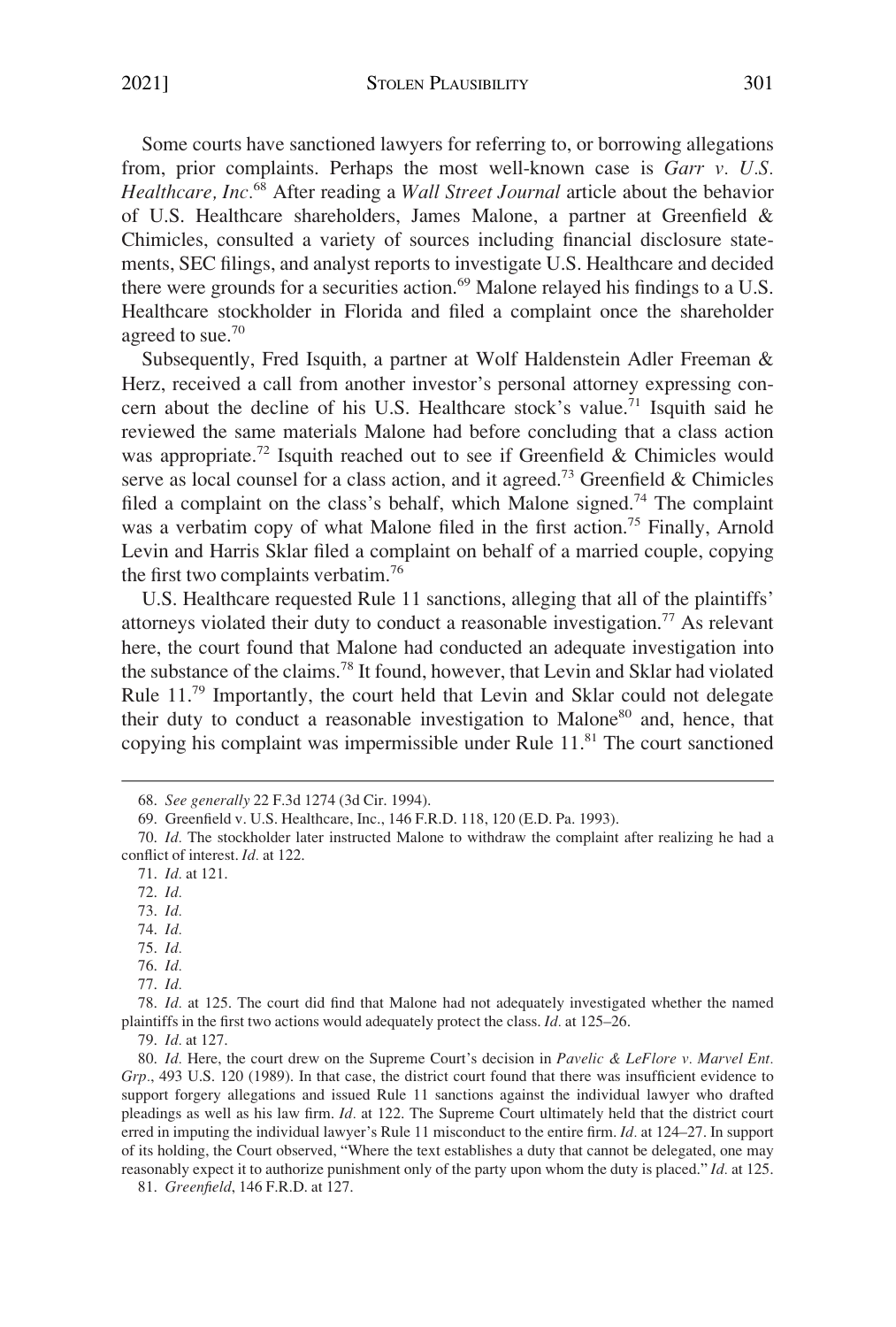Some courts have sanctioned lawyers for referring to, or borrowing allegations from, prior complaints. Perhaps the most well-known case is *Garr v. U.S. Healthcare, Inc*.[68] After reading a *Wall Street Journal* article about the behavior of U.S. Healthcare shareholders, James Malone, a partner at Greenfield & Chimicles, consulted a variety of sources including financial disclosure statements, SEC filings, and analyst reports to investigate U.S. Healthcare and decided there were grounds for a securities action.[69] Malone relayed his findings to a U.S. Healthcare stockholder in Florida and filed a complaint once the shareholder agreed to sue.[70]

Subsequently, Fred Isquith, a partner at Wolf Haldenstein Adler Freeman & Herz, received a call from another investor's personal attorney expressing concern about the decline of his U.S. Healthcare stock's value.[71] Isquith said he reviewed the same materials Malone had before concluding that a class action was appropriate.[72] Isquith reached out to see if Greenfield & Chimicles would serve as local counsel for a class action, and it agreed.[73] Greenfield & Chimicles filed a complaint on the class's behalf, which Malone signed.[74] The complaint was a verbatim copy of what Malone filed in the first action.[75] Finally, Arnold Levin and Harris Sklar filed a complaint on behalf of a married couple, copying the first two complaints verbatim.[76]

U.S. Healthcare requested Rule 11 sanctions, alleging that all of the plaintiffs' attorneys violated their duty to conduct a reasonable investigation.[77] As relevant here, the court found that Malone had conducted an adequate investigation into the substance of the claims.[78] It found, however, that Levin and Sklar had violated Rule 11.[79] Importantly, the court held that Levin and Sklar could not delegate their duty to conduct a reasonable investigation to Malone[80] and, hence, that copying his complaint was impermissible under Rule 11.[81] The court sanctioned

68. *See generally* 22 F.3d 1274 (3d Cir. 1994).

69. Greenfield v. U.S. Healthcare, Inc., 146 F.R.D. 118, 120 (E.D. Pa. 1993).

70. *Id.* The stockholder later instructed Malone to withdraw the complaint after realizing he had a conflict of interest. *Id.* at 122.

71. *Id.* at 121.

72. *Id.*

73. *Id.*

74. *Id.*

75. *Id.*

76. *Id.*

77. *Id.*

78. *Id.* at 125. The court did find that Malone had not adequately investigated whether the named plaintiffs in the first two actions would adequately protect the class. *Id.* at 125–26.

79. *Id.* at 127.

80. *Id.* Here, the court drew on the Supreme Court's decision in *Pavelic & LeFlore v. Marvel Ent. Grp*., 493 U.S. 120 (1989). In that case, the district court found that there was insufficient evidence to support forgery allegations and issued Rule 11 sanctions against the individual lawyer who drafted pleadings as well as his law firm. *Id.* at 122. The Supreme Court ultimately held that the district court erred in imputing the individual lawyer's Rule 11 misconduct to the entire firm. *Id.* at 124–27. In support of its holding, the Court observed, "Where the text establishes a duty that cannot be delegated, one may reasonably expect it to authorize punishment only of the party upon whom the duty is placed." *Id.* at 125.

81. *Greenfield*, 146 F.R.D. at 127.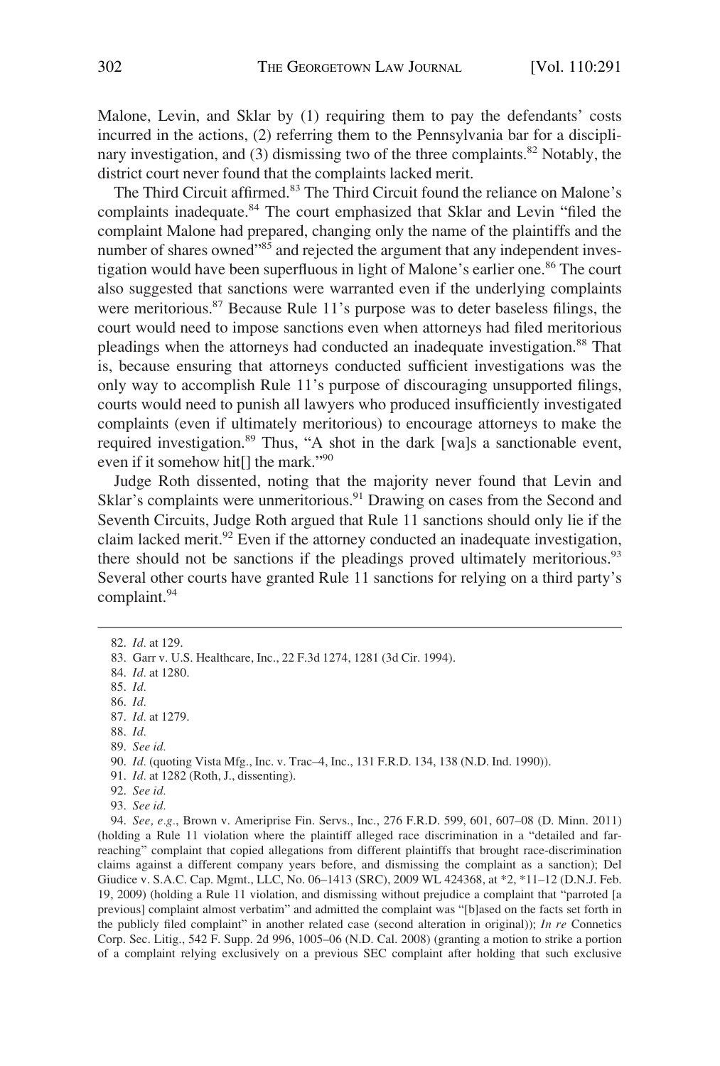Malone, Levin, and Sklar by (1) requiring them to pay the defendants' costs incurred in the actions, (2) referring them to the Pennsylvania bar for a disciplinary investigation, and (3) dismissing two of the three complaints.[82] Notably, the district court never found that the complaints lacked merit.

The Third Circuit affirmed.[83] The Third Circuit found the reliance on Malone's complaints inadequate.[84] The court emphasized that Sklar and Levin "filed the complaint Malone had prepared, changing only the name of the plaintiffs and the number of shares owned"[85] and rejected the argument that any independent investigation would have been superfluous in light of Malone's earlier one.[86] The court also suggested that sanctions were warranted even if the underlying complaints were meritorious.[87] Because Rule 11's purpose was to deter baseless filings, the court would need to impose sanctions even when attorneys had filed meritorious pleadings when the attorneys had conducted an inadequate investigation.[88] That is, because ensuring that attorneys conducted sufficient investigations was the only way to accomplish Rule 11's purpose of discouraging unsupported filings, courts would need to punish all lawyers who produced insufficiently investigated complaints (even if ultimately meritorious) to encourage attorneys to make the required investigation.[89] Thus, "A shot in the dark [wa]s a sanctionable event, even if it somehow hit[] the mark."[90]

Judge Roth dissented, noting that the majority never found that Levin and Sklar's complaints were unmeritorious.[91] Drawing on cases from the Second and Seventh Circuits, Judge Roth argued that Rule 11 sanctions should only lie if the claim lacked merit.[92] Even if the attorney conducted an inadequate investigation, there should not be sanctions if the pleadings proved ultimately meritorious.[93] Several other courts have granted Rule 11 sanctions for relying on a third party's complaint.[94]

---

82. *Id.* at 129.

83. Garr v. U.S. Healthcare, Inc., 22 F.3d 1274, 1281 (3d Cir. 1994).

84. *Id.* at 1280.

85. *Id.*

86. *Id.*

87. *Id.* at 1279.

88. *Id.*

89. *See id.*

90. *Id.* (quoting Vista Mfg., Inc. v. Trac–4, Inc., 131 F.R.D. 134, 138 (N.D. Ind. 1990)).

91. *Id.* at 1282 (Roth, J., dissenting).

92. *See id.*

93. *See id.*

94. *See, e.g.*, Brown v. Ameriprise Fin. Servs., Inc., 276 F.R.D. 599, 601, 607–08 (D. Minn. 2011) (holding a Rule 11 violation where the plaintiff alleged race discrimination in a "detailed and far-reaching" complaint that copied allegations from different plaintiffs that brought race-discrimination claims against a different company years before, and dismissing the complaint as a sanction); Del Giudice v. S.A.C. Cap. Mgmt., LLC, No. 06–1413 (SRC), 2009 WL 424368, at *2, *11–12 (D.N.J. Feb. 19, 2009) (holding a Rule 11 violation, and dismissing without prejudice a complaint that "parroted [a previous] complaint almost verbatim" and admitted the complaint was "[b]ased on the facts set forth in the publicly filed complaint" in another related case (second alteration in original)); *In re* Connetics Corp. Sec. Litig., 542 F. Supp. 2d 996, 1005–06 (N.D. Cal. 2008) (granting a motion to strike a portion of a complaint relying exclusively on a previous SEC complaint after holding that such exclusive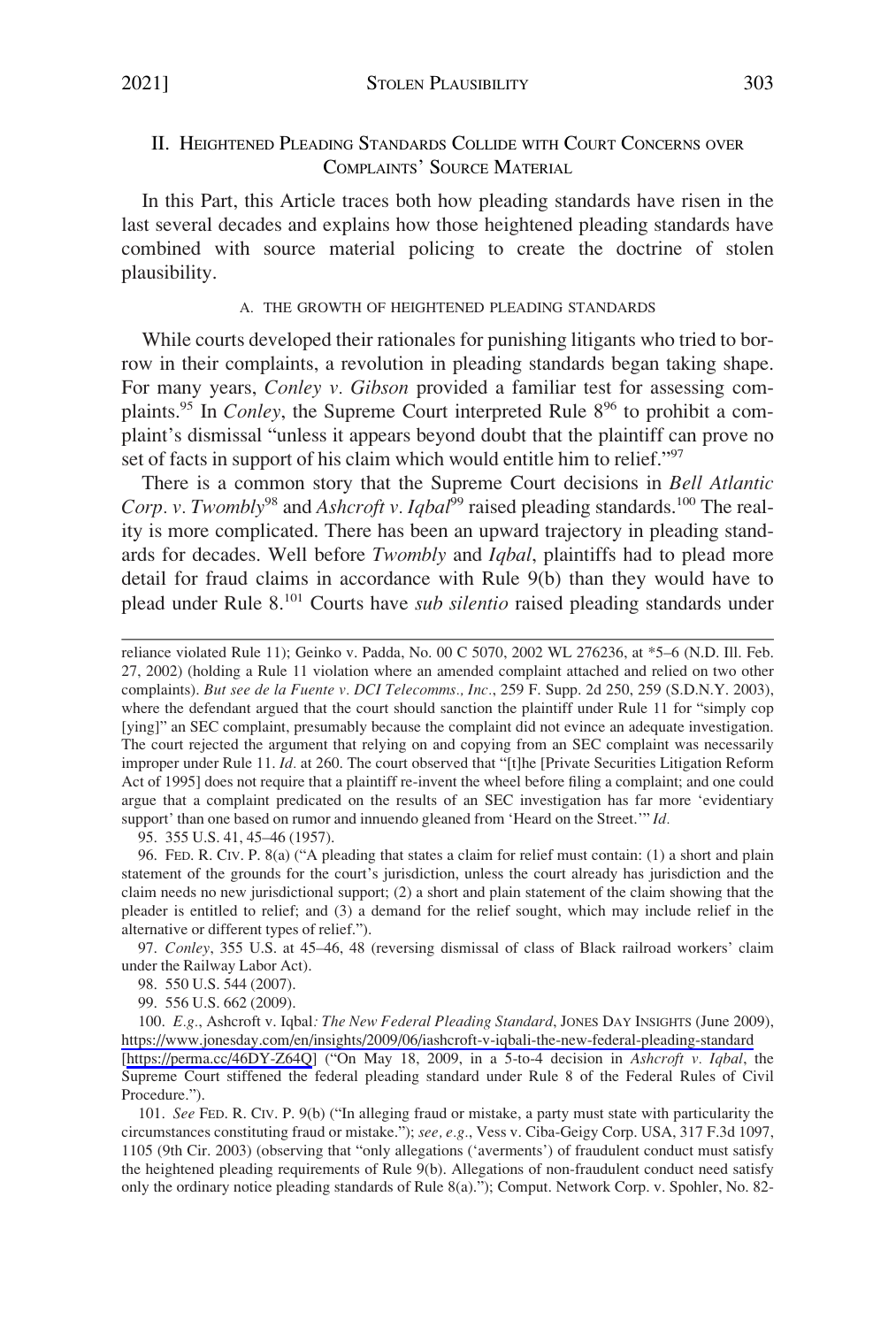## II. Heightened Pleading Standards Collide with Court Concerns over Complaints' Source Material

In this Part, this Article traces both how pleading standards have risen in the last several decades and explains how those heightened pleading standards have combined with source material policing to create the doctrine of stolen plausibility.

### A. The Growth of Heightened Pleading Standards

While courts developed their rationales for punishing litigants who tried to borrow in their complaints, a revolution in pleading standards began taking shape. For many years, *Conley v. Gibson* provided a familiar test for assessing complaints.[95] In *Conley*, the Supreme Court interpreted Rule 8[96] to prohibit a complaint's dismissal "unless it appears beyond doubt that the plaintiff can prove no set of facts in support of his claim which would entitle him to relief."[97]

There is a common story that the Supreme Court decisions in *Bell Atlantic Corp. v. Twombly*[98] and *Ashcroft v. Iqbal*[99] raised pleading standards.[100] The reality is more complicated. There has been an upward trajectory in pleading standards for decades. Well before *Twombly* and *Iqbal*, plaintiffs had to plead more detail for fraud claims in accordance with Rule 9(b) than they would have to plead under Rule 8.[101] Courts have *sub silentio* raised pleading standards under

---

reliance violated Rule 11); Geinko v. Padda, No. 00 C 5070, 2002 WL 276236, at *5–6 (N.D. Ill. Feb. 27, 2002) (holding a Rule 11 violation where an amended complaint attached and relied on two other complaints). *But see de la Fuente v. DCI Telecomms., Inc.*, 259 F. Supp. 2d 250, 259 (S.D.N.Y. 2003), where the defendant argued that the court should sanction the plaintiff under Rule 11 for "simply cop [ying]" an SEC complaint, presumably because the complaint did not evince an adequate investigation. The court rejected the argument that relying on and copying from an SEC complaint was necessarily improper under Rule 11. *Id.* at 260. The court observed that "[t]he [Private Securities Litigation Reform Act of 1995] does not require that a plaintiff re-invent the wheel before filing a complaint; and one could argue that a complaint predicated on the results of an SEC investigation has far more 'evidentiary support' than one based on rumor and innuendo gleaned from 'Heard on the Street.'" *Id.*

95. 355 U.S. 41, 45–46 (1957).

96. Fed. R. Civ. P. 8(a) ("A pleading that states a claim for relief must contain: (1) a short and plain statement of the grounds for the court's jurisdiction, unless the court already has jurisdiction and the claim needs no new jurisdictional support; (2) a short and plain statement of the claim showing that the pleader is entitled to relief; and (3) a demand for the relief sought, which may include relief in the alternative or different types of relief.").

97. *Conley*, 355 U.S. at 45–46, 48 (reversing dismissal of class of Black railroad workers' claim under the Railway Labor Act).

98. 550 U.S. 544 (2007).

99. 556 U.S. 662 (2009).

100. *E.g.*, Ashcroft v. Iqbal*: The New Federal Pleading Standard*, Jones Day Insights (June 2009), https://www.jonesday.com/en/insights/2009/06/iashcroft-v-iqbali-the-new-federal-pleading-standard [https://perma.cc/46DY-Z64Q] ("On May 18, 2009, in a 5-to-4 decision in *Ashcroft v. Iqbal*, the Supreme Court stiffened the federal pleading standard under Rule 8 of the Federal Rules of Civil Procedure.").

101. *See* Fed. R. Civ. P. 9(b) ("In alleging fraud or mistake, a party must state with particularity the circumstances constituting fraud or mistake."); *see, e.g.*, Vess v. Ciba-Geigy Corp. USA, 317 F.3d 1097, 1105 (9th Cir. 2003) (observing that "only allegations ('averments') of fraudulent conduct must satisfy the heightened pleading requirements of Rule 9(b). Allegations of non-fraudulent conduct need satisfy only the ordinary notice pleading standards of Rule 8(a)."); Comput. Network Corp. v. Spohler, No. 82-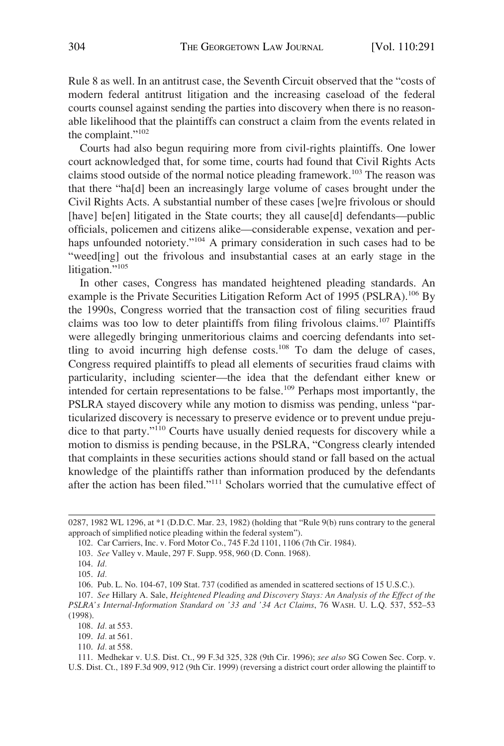Rule 8 as well. In an antitrust case, the Seventh Circuit observed that the "costs of modern federal antitrust litigation and the increasing caseload of the federal courts counsel against sending the parties into discovery when there is no reasonable likelihood that the plaintiffs can construct a claim from the events related in the complaint."[102]

Courts had also begun requiring more from civil-rights plaintiffs. One lower court acknowledged that, for some time, courts had found that Civil Rights Acts claims stood outside of the normal notice pleading framework.[103] The reason was that there "ha[d] been an increasingly large volume of cases brought under the Civil Rights Acts. A substantial number of these cases [we]re frivolous or should [have] be[en] litigated in the State courts; they all cause[d] defendants—public officials, policemen and citizens alike—considerable expense, vexation and perhaps unfounded notoriety."[104] A primary consideration in such cases had to be "weed[ing] out the frivolous and insubstantial cases at an early stage in the litigation."[105]

In other cases, Congress has mandated heightened pleading standards. An example is the Private Securities Litigation Reform Act of 1995 (PSLRA).[106] By the 1990s, Congress worried that the transaction cost of filing securities fraud claims was too low to deter plaintiffs from filing frivolous claims.[107] Plaintiffs were allegedly bringing unmeritorious claims and coercing defendants into settling to avoid incurring high defense costs.[108] To dam the deluge of cases, Congress required plaintiffs to plead all elements of securities fraud claims with particularity, including scienter—the idea that the defendant either knew or intended for certain representations to be false.[109] Perhaps most importantly, the PSLRA stayed discovery while any motion to dismiss was pending, unless "particularized discovery is necessary to preserve evidence or to prevent undue prejudice to that party."[110] Courts have usually denied requests for discovery while a motion to dismiss is pending because, in the PSLRA, "Congress clearly intended that complaints in these securities actions should stand or fall based on the actual knowledge of the plaintiffs rather than information produced by the defendants after the action has been filed."[111] Scholars worried that the cumulative effect of

---

0287, 1982 WL 1296, at *1 (D.D.C. Mar. 23, 1982) (holding that "Rule 9(b) runs contrary to the general approach of simplified notice pleading within the federal system").

102. Car Carriers, Inc. v. Ford Motor Co., 745 F.2d 1101, 1106 (7th Cir. 1984).

103. *See* Valley v. Maule, 297 F. Supp. 958, 960 (D. Conn. 1968).

104. *Id.*

105. *Id.*

106. Pub. L. No. 104-67, 109 Stat. 737 (codified as amended in scattered sections of 15 U.S.C.).

107. *See* Hillary A. Sale, *Heightened Pleading and Discovery Stays: An Analysis of the Effect of the PSLRA's Internal-Information Standard on '33 and '34 Act Claims*, 76 WASH. U. L.Q. 537, 552–53 (1998).

108. *Id.* at 553.

109. *Id.* at 561.

110. *Id.* at 558.

111. Medhekar v. U.S. Dist. Ct., 99 F.3d 325, 328 (9th Cir. 1996); *see also* SG Cowen Sec. Corp. v. U.S. Dist. Ct., 189 F.3d 909, 912 (9th Cir. 1999) (reversing a district court order allowing the plaintiff to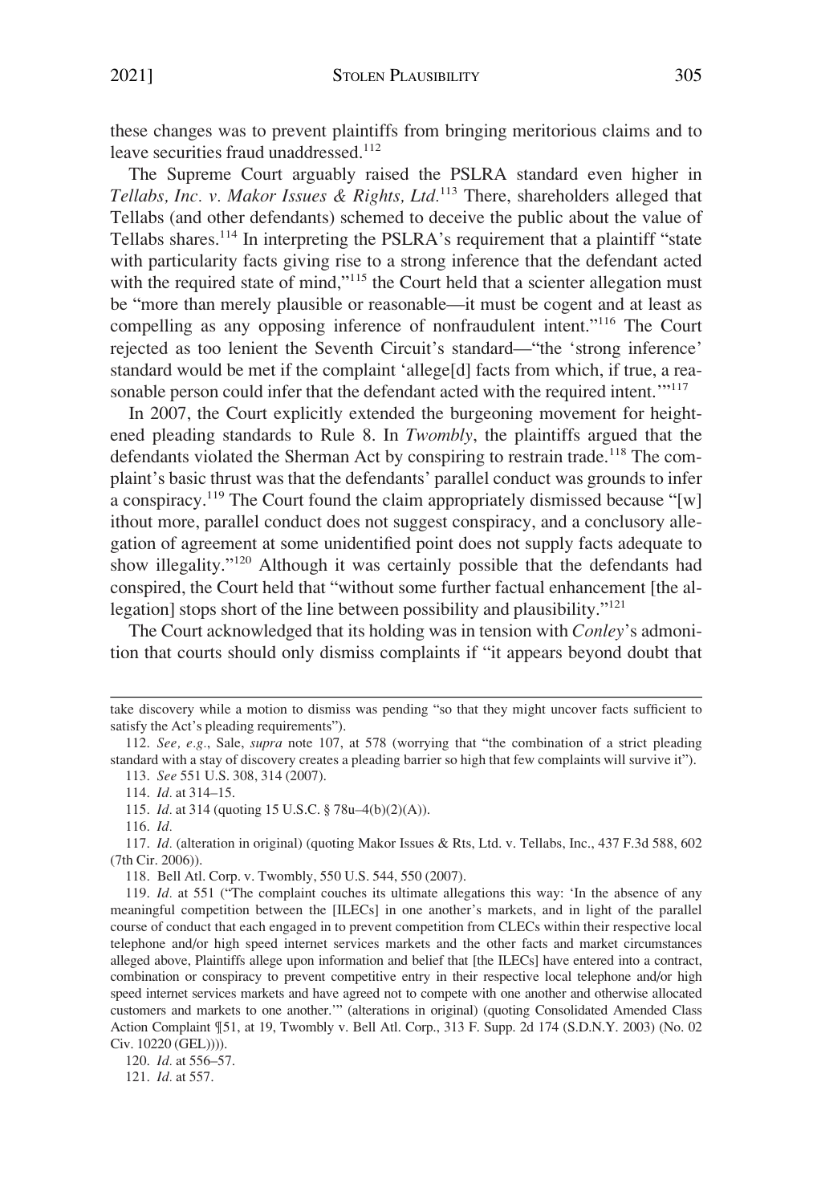these changes was to prevent plaintiffs from bringing meritorious claims and to leave securities fraud unaddressed.[112]

The Supreme Court arguably raised the PSLRA standard even higher in *Tellabs, Inc. v. Makor Issues & Rights, Ltd.*[113] There, shareholders alleged that Tellabs (and other defendants) schemed to deceive the public about the value of Tellabs shares.[114] In interpreting the PSLRA's requirement that a plaintiff "state with particularity facts giving rise to a strong inference that the defendant acted with the required state of mind,"[115] the Court held that a scienter allegation must be "more than merely plausible or reasonable—it must be cogent and at least as compelling as any opposing inference of nonfraudulent intent."[116] The Court rejected as too lenient the Seventh Circuit's standard—"the 'strong inference' standard would be met if the complaint 'allege[d] facts from which, if true, a reasonable person could infer that the defendant acted with the required intent.'"[117]

In 2007, the Court explicitly extended the burgeoning movement for heightened pleading standards to Rule 8. In *Twombly*, the plaintiffs argued that the defendants violated the Sherman Act by conspiring to restrain trade.[118] The complaint's basic thrust was that the defendants' parallel conduct was grounds to infer a conspiracy.[119] The Court found the claim appropriately dismissed because "[w]ithout more, parallel conduct does not suggest conspiracy, and a conclusory allegation of agreement at some unidentified point does not supply facts adequate to show illegality."[120] Although it was certainly possible that the defendants had conspired, the Court held that "without some further factual enhancement [the allegation] stops short of the line between possibility and plausibility."[121]

The Court acknowledged that its holding was in tension with *Conley*'s admonition that courts should only dismiss complaints if "it appears beyond doubt that

---

take discovery while a motion to dismiss was pending "so that they might uncover facts sufficient to satisfy the Act's pleading requirements").

112. *See, e.g.*, Sale, *supra* note 107, at 578 (worrying that "the combination of a strict pleading standard with a stay of discovery creates a pleading barrier so high that few complaints will survive it").

113. *See* 551 U.S. 308, 314 (2007).

114. *Id.* at 314–15.

115. *Id.* at 314 (quoting 15 U.S.C. § 78u–4(b)(2)(A)).

116. *Id.*

117. *Id.* (alteration in original) (quoting Makor Issues & Rts, Ltd. v. Tellabs, Inc., 437 F.3d 588, 602 (7th Cir. 2006)).

118. Bell Atl. Corp. v. Twombly, 550 U.S. 544, 550 (2007).

119. *Id.* at 551 ("The complaint couches its ultimate allegations this way: 'In the absence of any meaningful competition between the [ILECs] in one another's markets, and in light of the parallel course of conduct that each engaged in to prevent competition from CLECs within their respective local telephone and/or high speed internet services markets and the other facts and market circumstances alleged above, Plaintiffs allege upon information and belief that [the ILECs] have entered into a contract, combination or conspiracy to prevent competitive entry in their respective local telephone and/or high speed internet services markets and have agreed not to compete with one another and otherwise allocated customers and markets to one another.'" (alterations in original) (quoting Consolidated Amended Class Action Complaint ¶51, at 19, Twombly v. Bell Atl. Corp., 313 F. Supp. 2d 174 (S.D.N.Y. 2003) (No. 02 Civ. 10220 (GEL)))).

120. *Id.* at 556–57.

121. *Id.* at 557.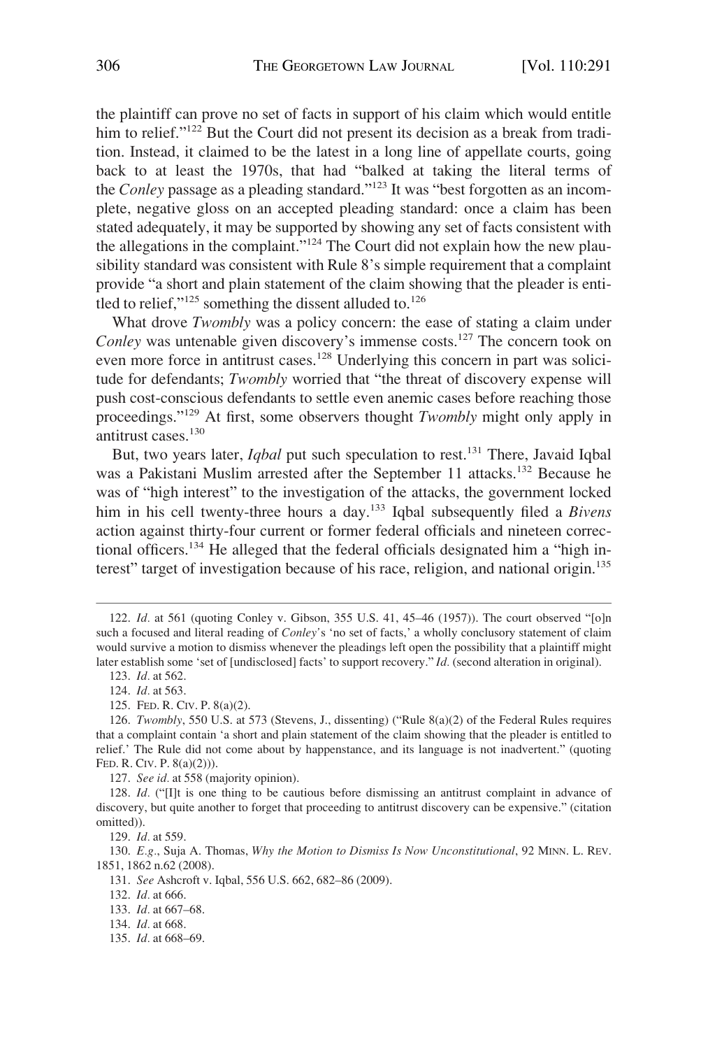the plaintiff can prove no set of facts in support of his claim which would entitle him to relief."[122] But the Court did not present its decision as a break from tradition. Instead, it claimed to be the latest in a long line of appellate courts, going back to at least the 1970s, that had "balked at taking the literal terms of the *Conley* passage as a pleading standard."[123] It was "best forgotten as an incomplete, negative gloss on an accepted pleading standard: once a claim has been stated adequately, it may be supported by showing any set of facts consistent with the allegations in the complaint."[124] The Court did not explain how the new plausibility standard was consistent with Rule 8's simple requirement that a complaint provide "a short and plain statement of the claim showing that the pleader is entitled to relief,"[125] something the dissent alluded to.[126]

What drove *Twombly* was a policy concern: the ease of stating a claim under *Conley* was untenable given discovery's immense costs.[127] The concern took on even more force in antitrust cases.[128] Underlying this concern in part was solicitude for defendants; *Twombly* worried that "the threat of discovery expense will push cost-conscious defendants to settle even anemic cases before reaching those proceedings."[129] At first, some observers thought *Twombly* might only apply in antitrust cases.[130]

But, two years later, *Iqbal* put such speculation to rest.[131] There, Javaid Iqbal was a Pakistani Muslim arrested after the September 11 attacks.[132] Because he was of "high interest" to the investigation of the attacks, the government locked him in his cell twenty-three hours a day.[133] Iqbal subsequently filed a *Bivens* action against thirty-four current or former federal officials and nineteen correctional officers.[134] He alleged that the federal officials designated him a "high interest" target of investigation because of his race, religion, and national origin.[135]

---

122. *Id.* at 561 (quoting Conley v. Gibson, 355 U.S. 41, 45–46 (1957)). The court observed "[o]n such a focused and literal reading of *Conley*'s 'no set of facts,' a wholly conclusory statement of claim would survive a motion to dismiss whenever the pleadings left open the possibility that a plaintiff might later establish some 'set of [undisclosed] facts' to support recovery." *Id.* (second alteration in original).

123. *Id.* at 562.

124. *Id.* at 563.

125. FED. R. CIV. P. 8(a)(2).

126. *Twombly*, 550 U.S. at 573 (Stevens, J., dissenting) ("Rule 8(a)(2) of the Federal Rules requires that a complaint contain 'a short and plain statement of the claim showing that the pleader is entitled to relief.' The Rule did not come about by happenstance, and its language is not inadvertent." (quoting FED. R. CIV. P. 8(a)(2))).

127. *See id.* at 558 (majority opinion).

128. *Id.* ("[I]t is one thing to be cautious before dismissing an antitrust complaint in advance of discovery, but quite another to forget that proceeding to antitrust discovery can be expensive." (citation omitted)).

129. *Id.* at 559.

130. *E.g.*, Suja A. Thomas, *Why the Motion to Dismiss Is Now Unconstitutional*, 92 MINN. L. REV. 1851, 1862 n.62 (2008).

131. *See* Ashcroft v. Iqbal, 556 U.S. 662, 682–86 (2009).

132. *Id.* at 666.

133. *Id.* at 667–68.

134. *Id.* at 668.

135. *Id.* at 668–69.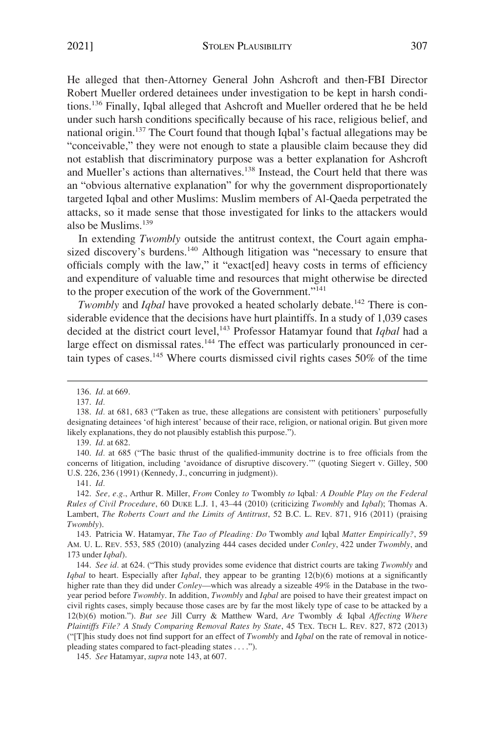He alleged that then-Attorney General John Ashcroft and then-FBI Director Robert Mueller ordered detainees under investigation to be kept in harsh conditions.[136] Finally, Iqbal alleged that Ashcroft and Mueller ordered that he be held under such harsh conditions specifically because of his race, religious belief, and national origin.[137] The Court found that though Iqbal's factual allegations may be "conceivable," they were not enough to state a plausible claim because they did not establish that discriminatory purpose was a better explanation for Ashcroft and Mueller's actions than alternatives.[138] Instead, the Court held that there was an "obvious alternative explanation" for why the government disproportionately targeted Iqbal and other Muslims: Muslim members of Al-Qaeda perpetrated the attacks, so it made sense that those investigated for links to the attackers would also be Muslims.[139]

In extending *Twombly* outside the antitrust context, the Court again emphasized discovery's burdens.[140] Although litigation was "necessary to ensure that officials comply with the law," it "exact[ed] heavy costs in terms of efficiency and expenditure of valuable time and resources that might otherwise be directed to the proper execution of the work of the Government."[141]

*Twombly* and *Iqbal* have provoked a heated scholarly debate.[142] There is considerable evidence that the decisions have hurt plaintiffs. In a study of 1,039 cases decided at the district court level,[143] Professor Hatamyar found that *Iqbal* had a large effect on dismissal rates.[144] The effect was particularly pronounced in certain types of cases.[145] Where courts dismissed civil rights cases 50% of the time

---

136. *Id.* at 669.

137. *Id.*

138. *Id.* at 681, 683 ("Taken as true, these allegations are consistent with petitioners' purposefully designating detainees 'of high interest' because of their race, religion, or national origin. But given more likely explanations, they do not plausibly establish this purpose.").

139. *Id.* at 682.

140. *Id.* at 685 ("The basic thrust of the qualified-immunity doctrine is to free officials from the concerns of litigation, including 'avoidance of disruptive discovery.'" (quoting Siegert v. Gilley, 500 U.S. 226, 236 (1991) (Kennedy, J., concurring in judgment)).

141. *Id.*

142. *See, e.g.*, Arthur R. Miller, *From* Conley *to* Twombly *to* Iqbal*: A Double Play on the Federal Rules of Civil Procedure*, 60 DUKE L.J. 1, 43–44 (2010) (criticizing *Twombly* and *Iqbal*); Thomas A. Lambert, *The Roberts Court and the Limits of Antitrust*, 52 B.C. L. REV. 871, 916 (2011) (praising *Twombly*).

143. Patricia W. Hatamyar, *The Tao of Pleading: Do* Twombly *and* Iqbal *Matter Empirically?*, 59 AM. U. L. REV. 553, 585 (2010) (analyzing 444 cases decided under *Conley*, 422 under *Twombly*, and 173 under *Iqbal*).

144. *See id.* at 624. ("This study provides some evidence that district courts are taking *Twombly* and *Iqbal* to heart. Especially after *Iqbal*, they appear to be granting 12(b)(6) motions at a significantly higher rate than they did under *Conley*—which was already a sizeable 49% in the Database in the two-year period before *Twombly*. In addition, *Twombly* and *Iqbal* are poised to have their greatest impact on civil rights cases, simply because those cases are by far the most likely type of case to be attacked by a 12(b)(6) motion."). *But see* Jill Curry & Matthew Ward, *Are* Twombly *&* Iqbal *Affecting Where Plaintiffs File? A Study Comparing Removal Rates by State*, 45 TEX. TECH L. REV. 827, 872 (2013) ("[T]his study does not find support for an effect of *Twombly* and *Iqbal* on the rate of removal in notice-pleading states compared to fact-pleading states . . . .").

145. *See* Hatamyar, *supra* note 143, at 607.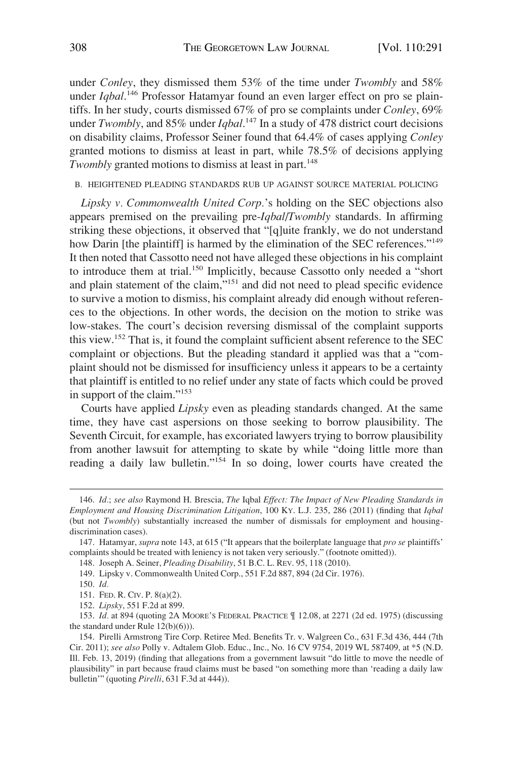under *Conley*, they dismissed them 53% of the time under *Twombly* and 58% under *Iqbal*.[146] Professor Hatamyar found an even larger effect on pro se plaintiffs. In her study, courts dismissed 67% of pro se complaints under *Conley*, 69% under *Twombly*, and 85% under *Iqbal*.[147] In a study of 478 district court decisions on disability claims, Professor Seiner found that 64.4% of cases applying *Conley* granted motions to dismiss at least in part, while 78.5% of decisions applying *Twombly* granted motions to dismiss at least in part.[148]

### B. Heightened Pleading Standards Rub Up Against Source Material Policing

*Lipsky v. Commonwealth United Corp.*'s holding on the SEC objections also appears premised on the prevailing pre-*Iqbal*/*Twombly* standards. In affirming striking these objections, it observed that "[q]uite frankly, we do not understand how Darin [the plaintiff] is harmed by the elimination of the SEC references."[149] It then noted that Cassotto need not have alleged these objections in his complaint to introduce them at trial.[150] Implicitly, because Cassotto only needed a "short and plain statement of the claim,"[151] and did not need to plead specific evidence to survive a motion to dismiss, his complaint already did enough without references to the objections. In other words, the decision on the motion to strike was low-stakes. The court's decision reversing dismissal of the complaint supports this view.[152] That is, it found the complaint sufficient absent reference to the SEC complaint or objections. But the pleading standard it applied was that a "complaint should not be dismissed for insufficiency unless it appears to be a certainty that plaintiff is entitled to no relief under any state of facts which could be proved in support of the claim."[153]

Courts have applied *Lipsky* even as pleading standards changed. At the same time, they have cast aspersions on those seeking to borrow plausibility. The Seventh Circuit, for example, has excoriated lawyers trying to borrow plausibility from another lawsuit for attempting to skate by while "doing little more than reading a daily law bulletin."[154] In so doing, lower courts have created the

---

146. *Id.*; *see also* Raymond H. Brescia, *The* Iqbal *Effect: The Impact of New Pleading Standards in Employment and Housing Discrimination Litigation*, 100 Ky. L.J. 235, 286 (2011) (finding that *Iqbal* (but not *Twombly*) substantially increased the number of dismissals for employment and housing-discrimination cases).

147. Hatamyar, *supra* note 143, at 615 ("It appears that the boilerplate language that *pro se* plaintiffs' complaints should be treated with leniency is not taken very seriously." (footnote omitted)).

148. Joseph A. Seiner, *Pleading Disability*, 51 B.C. L. Rev. 95, 118 (2010).

149. Lipsky v. Commonwealth United Corp., 551 F.2d 887, 894 (2d Cir. 1976).

150. *Id.*

151. Fed. R. Civ. P. 8(a)(2).

152. *Lipsky*, 551 F.2d at 899.

153. *Id.* at 894 (quoting 2A Moore's Federal Practice ¶ 12.08, at 2271 (2d ed. 1975) (discussing the standard under Rule 12(b)(6))).

154. Pirelli Armstrong Tire Corp. Retiree Med. Benefits Tr. v. Walgreen Co., 631 F.3d 436, 444 (7th Cir. 2011); *see also* Polly v. Adtalem Glob. Educ., Inc., No. 16 CV 9754, 2019 WL 587409, at *5 (N.D. Ill. Feb. 13, 2019) (finding that allegations from a government lawsuit "do little to move the needle of plausibility" in part because fraud claims must be based "on something more than 'reading a daily law bulletin'" (quoting *Pirelli*, 631 F.3d at 444)).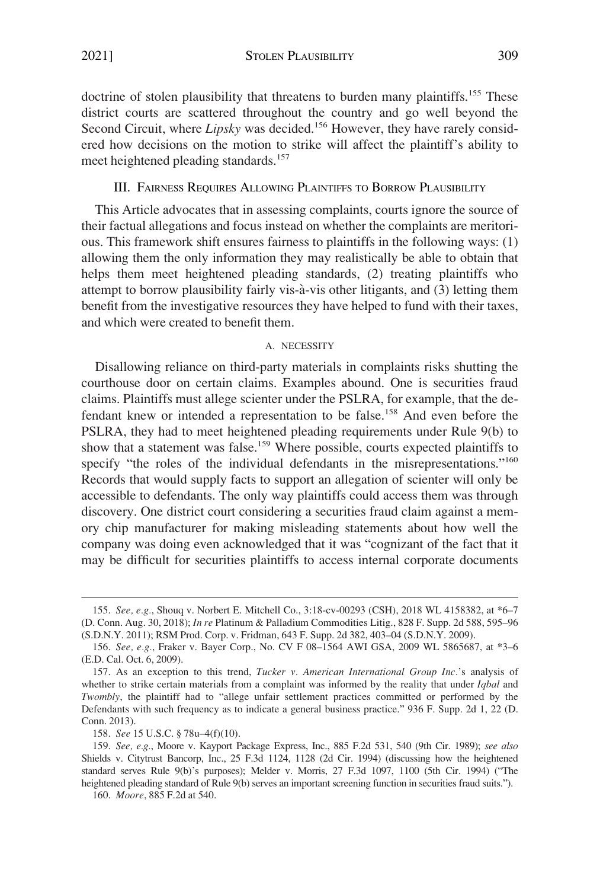doctrine of stolen plausibility that threatens to burden many plaintiffs.[155] These district courts are scattered throughout the country and go well beyond the Second Circuit, where *Lipsky* was decided.[156] However, they have rarely considered how decisions on the motion to strike will affect the plaintiff's ability to meet heightened pleading standards.[157]

## III. Fairness Requires Allowing Plaintiffs to Borrow Plausibility

This Article advocates that in assessing complaints, courts ignore the source of their factual allegations and focus instead on whether the complaints are meritorious. This framework shift ensures fairness to plaintiffs in the following ways: (1) allowing them the only information they may realistically be able to obtain that helps them meet heightened pleading standards, (2) treating plaintiffs who attempt to borrow plausibility fairly vis-à-vis other litigants, and (3) letting them benefit from the investigative resources they have helped to fund with their taxes, and which were created to benefit them.

### A. Necessity

Disallowing reliance on third-party materials in complaints risks shutting the courthouse door on certain claims. Examples abound. One is securities fraud claims. Plaintiffs must allege scienter under the PSLRA, for example, that the defendant knew or intended a representation to be false.[158] And even before the PSLRA, they had to meet heightened pleading requirements under Rule 9(b) to show that a statement was false.[159] Where possible, courts expected plaintiffs to specify "the roles of the individual defendants in the misrepresentations."[160] Records that would supply facts to support an allegation of scienter will only be accessible to defendants. The only way plaintiffs could access them was through discovery. One district court considering a securities fraud claim against a memory chip manufacturer for making misleading statements about how well the company was doing even acknowledged that it was "cognizant of the fact that it may be difficult for securities plaintiffs to access internal corporate documents

---

155. *See, e.g.*, Shouq v. Norbert E. Mitchell Co., 3:18-cv-00293 (CSH), 2018 WL 4158382, at *6–7 (D. Conn. Aug. 30, 2018); *In re* Platinum & Palladium Commodities Litig., 828 F. Supp. 2d 588, 595–96 (S.D.N.Y. 2011); RSM Prod. Corp. v. Fridman, 643 F. Supp. 2d 382, 403–04 (S.D.N.Y. 2009).

156. *See, e.g.*, Fraker v. Bayer Corp., No. CV F 08–1564 AWI GSA, 2009 WL 5865687, at *3–6 (E.D. Cal. Oct. 6, 2009).

157. As an exception to this trend, *Tucker v. American International Group Inc.*'s analysis of whether to strike certain materials from a complaint was informed by the reality that under *Iqbal* and *Twombly*, the plaintiff had to "allege unfair settlement practices committed or performed by the Defendants with such frequency as to indicate a general business practice." 936 F. Supp. 2d 1, 22 (D. Conn. 2013).

158. *See* 15 U.S.C. § 78u–4(f)(10).

159. *See, e.g.*, Moore v. Kayport Package Express, Inc., 885 F.2d 531, 540 (9th Cir. 1989); *see also* Shields v. Citytrust Bancorp, Inc., 25 F.3d 1124, 1128 (2d Cir. 1994) (discussing how the heightened standard serves Rule 9(b)'s purposes); Melder v. Morris, 27 F.3d 1097, 1100 (5th Cir. 1994) ("The heightened pleading standard of Rule 9(b) serves an important screening function in securities fraud suits.").

160. *Moore*, 885 F.2d at 540.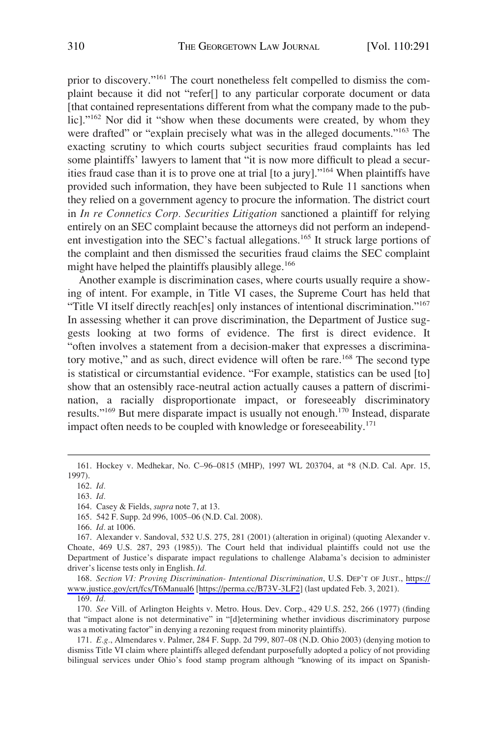prior to discovery."[161] The court nonetheless felt compelled to dismiss the complaint because it did not "refer[] to any particular corporate document or data [that contained representations different from what the company made to the public]."[162] Nor did it "show when these documents were created, by whom they were drafted" or "explain precisely what was in the alleged documents."[163] The exacting scrutiny to which courts subject securities fraud complaints has led some plaintiffs' lawyers to lament that "it is now more difficult to plead a securities fraud case than it is to prove one at trial [to a jury]."[164] When plaintiffs have provided such information, they have been subjected to Rule 11 sanctions when they relied on a government agency to procure the information. The district court in *In re Connetics Corp. Securities Litigation* sanctioned a plaintiff for relying entirely on an SEC complaint because the attorneys did not perform an independent investigation into the SEC's factual allegations.[165] It struck large portions of the complaint and then dismissed the securities fraud claims the SEC complaint might have helped the plaintiffs plausibly allege.[166]

Another example is discrimination cases, where courts usually require a showing of intent. For example, in Title VI cases, the Supreme Court has held that "Title VI itself directly reach[es] only instances of intentional discrimination."[167] In assessing whether it can prove discrimination, the Department of Justice suggests looking at two forms of evidence. The first is direct evidence. It "often involves a statement from a decision-maker that expresses a discriminatory motive," and as such, direct evidence will often be rare.[168] The second type is statistical or circumstantial evidence. "For example, statistics can be used [to] show that an ostensibly race-neutral action actually causes a pattern of discrimination, a racially disproportionate impact, or foreseeably discriminatory results."[169] But mere disparate impact is usually not enough.[170] Instead, disparate impact often needs to be coupled with knowledge or foreseeability.[171]

161. Hockey v. Medhekar, No. C–96–0815 (MHP), 1997 WL 203704, at *8 (N.D. Cal. Apr. 15, 1997).

162. *Id.*

163. *Id.*

164. Casey & Fields, *supra* note 7, at 13.

165. 542 F. Supp. 2d 996, 1005–06 (N.D. Cal. 2008).

166. *Id.* at 1006.

167. Alexander v. Sandoval, 532 U.S. 275, 281 (2001) (alteration in original) (quoting Alexander v. Choate, 469 U.S. 287, 293 (1985)). The Court held that individual plaintiffs could not use the Department of Justice's disparate impact regulations to challenge Alabama's decision to administer driver's license tests only in English. *Id.*

168. *Section VI: Proving Discrimination- Intentional Discrimination*, U.S. DEP'T OF JUST., https://www.justice.gov/crt/fcs/T6Manual6 [https://perma.cc/B73V-3LF2] (last updated Feb. 3, 2021).

169. *Id.*

170. *See* Vill. of Arlington Heights v. Metro. Hous. Dev. Corp., 429 U.S. 252, 266 (1977) (finding that "impact alone is not determinative" in "[d]etermining whether invidious discriminatory purpose was a motivating factor" in denying a rezoning request from minority plaintiffs).

171. *E.g.*, Almendares v. Palmer, 284 F. Supp. 2d 799, 807–08 (N.D. Ohio 2003) (denying motion to dismiss Title VI claim where plaintiffs alleged defendant purposefully adopted a policy of not providing bilingual services under Ohio's food stamp program although "knowing of its impact on Spanish-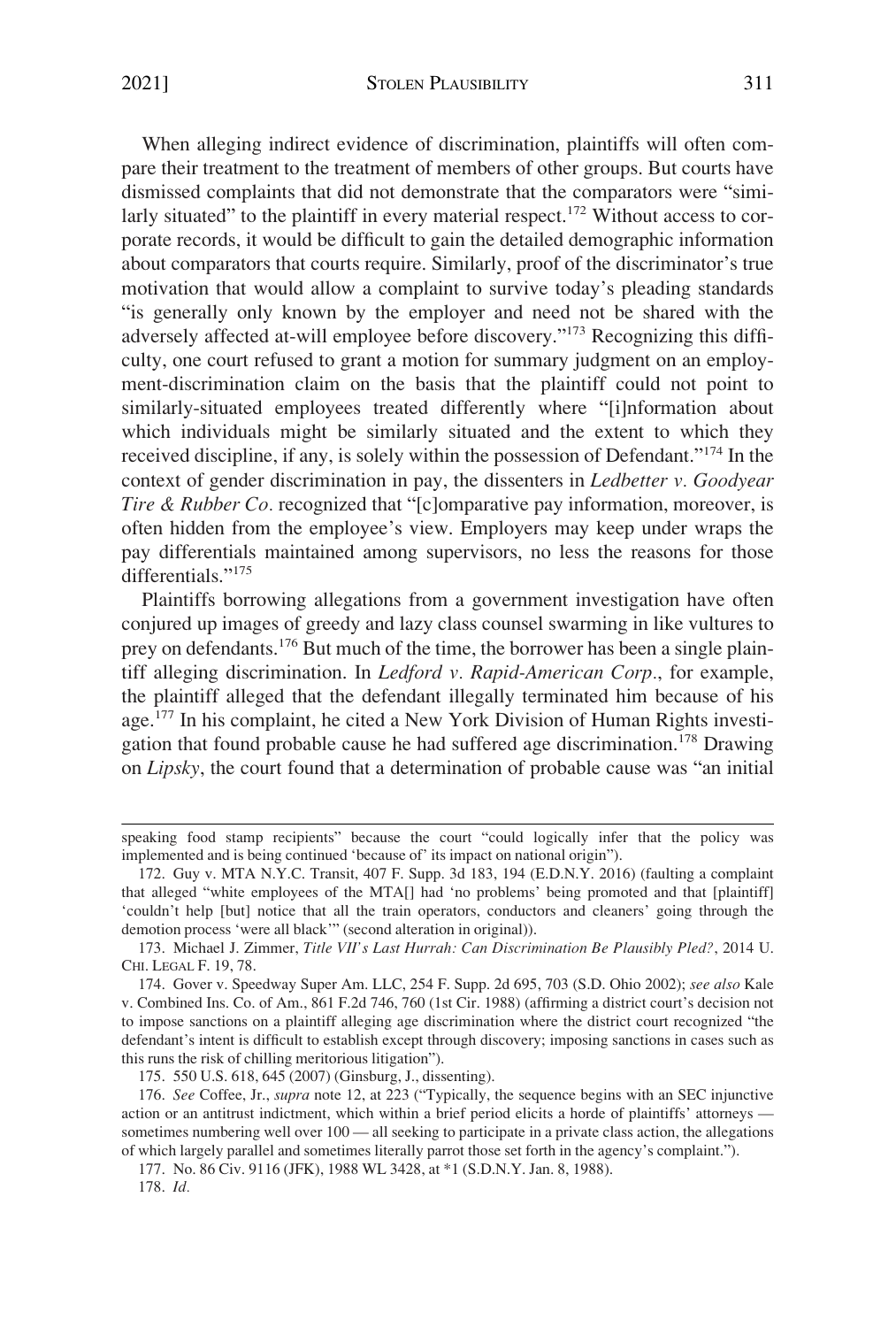When alleging indirect evidence of discrimination, plaintiffs will often compare their treatment to the treatment of members of other groups. But courts have dismissed complaints that did not demonstrate that the comparators were "similarly situated" to the plaintiff in every material respect.[172] Without access to corporate records, it would be difficult to gain the detailed demographic information about comparators that courts require. Similarly, proof of the discriminator's true motivation that would allow a complaint to survive today's pleading standards "is generally only known by the employer and need not be shared with the adversely affected at-will employee before discovery."[173] Recognizing this difficulty, one court refused to grant a motion for summary judgment on an employment-discrimination claim on the basis that the plaintiff could not point to similarly-situated employees treated differently where "[i]nformation about which individuals might be similarly situated and the extent to which they received discipline, if any, is solely within the possession of Defendant."[174] In the context of gender discrimination in pay, the dissenters in *Ledbetter v. Goodyear Tire & Rubber Co.* recognized that "[c]omparative pay information, moreover, is often hidden from the employee's view. Employers may keep under wraps the pay differentials maintained among supervisors, no less the reasons for those differentials."[175]

Plaintiffs borrowing allegations from a government investigation have often conjured up images of greedy and lazy class counsel swarming in like vultures to prey on defendants.[176] But much of the time, the borrower has been a single plaintiff alleging discrimination. In *Ledford v. Rapid-American Corp.*, for example, the plaintiff alleged that the defendant illegally terminated him because of his age.[177] In his complaint, he cited a New York Division of Human Rights investigation that found probable cause he had suffered age discrimination.[178] Drawing on *Lipsky*, the court found that a determination of probable cause was "an initial

---

speaking food stamp recipients" because the court "could logically infer that the policy was implemented and is being continued 'because of' its impact on national origin").

172. Guy v. MTA N.Y.C. Transit, 407 F. Supp. 3d 183, 194 (E.D.N.Y. 2016) (faulting a complaint that alleged "white employees of the MTA[] had 'no problems' being promoted and that [plaintiff] 'couldn't help [but] notice that all the train operators, conductors and cleaners' going through the demotion process 'were all black'" (second alteration in original)).

173. Michael J. Zimmer, *Title VII's Last Hurrah: Can Discrimination Be Plausibly Pled?*, 2014 U. CHI. LEGAL F. 19, 78.

174. Gover v. Speedway Super Am. LLC, 254 F. Supp. 2d 695, 703 (S.D. Ohio 2002); *see also* Kale v. Combined Ins. Co. of Am., 861 F.2d 746, 760 (1st Cir. 1988) (affirming a district court's decision not to impose sanctions on a plaintiff alleging age discrimination where the district court recognized "the defendant's intent is difficult to establish except through discovery; imposing sanctions in cases such as this runs the risk of chilling meritorious litigation").

175. 550 U.S. 618, 645 (2007) (Ginsburg, J., dissenting).

176. *See* Coffee, Jr., *supra* note 12, at 223 ("Typically, the sequence begins with an SEC injunctive action or an antitrust indictment, which within a brief period elicits a horde of plaintiffs' attorneys — sometimes numbering well over 100 — all seeking to participate in a private class action, the allegations of which largely parallel and sometimes literally parrot those set forth in the agency's complaint.").

177. No. 86 Civ. 9116 (JFK), 1988 WL 3428, at *1 (S.D.N.Y. Jan. 8, 1988).

178. *Id.*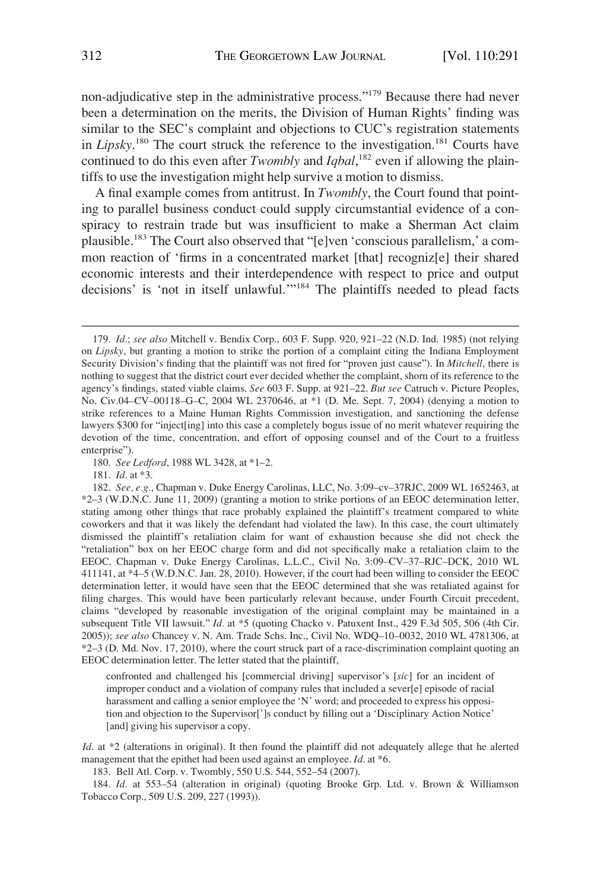non-adjudicative step in the administrative process."[179] Because there had never been a determination on the merits, the Division of Human Rights' finding was similar to the SEC's complaint and objections to CUC's registration statements in *Lipsky*.[180] The court struck the reference to the investigation.[181] Courts have continued to do this even after *Twombly* and *Iqbal*,[182] even if allowing the plaintiffs to use the investigation might help survive a motion to dismiss.

A final example comes from antitrust. In *Twombly*, the Court found that pointing to parallel business conduct could supply circumstantial evidence of a conspiracy to restrain trade but was insufficient to make a Sherman Act claim plausible.[183] The Court also observed that "[e]ven 'conscious parallelism,' a common reaction of 'firms in a concentrated market [that] recogniz[e] their shared economic interests and their interdependence with respect to price and output decisions' is 'not in itself unlawful.'"[184] The plaintiffs needed to plead facts

---

179. *Id.*; *see also* Mitchell v. Bendix Corp., 603 F. Supp. 920, 921–22 (N.D. Ind. 1985) (not relying on *Lipsky*, but granting a motion to strike the portion of a complaint citing the Indiana Employment Security Division's finding that the plaintiff was not fired for "proven just cause"). In *Mitchell*, there is nothing to suggest that the district court ever decided whether the complaint, shorn of its reference to the agency's findings, stated viable claims. *See* 603 F. Supp. at 921–22. *But see* Catruch v. Picture Peoples, No. Civ.04–CV–00118–G–C, 2004 WL 2370646, at *1 (D. Me. Sept. 7, 2004) (denying a motion to strike references to a Maine Human Rights Commission investigation, and sanctioning the defense lawyers $300 for "inject[ing] into this case a completely bogus issue of no merit whatever requiring the devotion of the time, concentration, and effort of opposing counsel and of the Court to a fruitless enterprise").

180. *See Ledford*, 1988 WL 3428, at *1–2.

181. *Id.* at *3.

182. *See, e.g.*, Chapman v. Duke Energy Carolinas, LLC, No. 3:09–cv–37RJC, 2009 WL 1652463, at *2–3 (W.D.N.C. June 11, 2009) (granting a motion to strike portions of an EEOC determination letter, stating among other things that race probably explained the plaintiff's treatment compared to white coworkers and that it was likely the defendant had violated the law). In this case, the court ultimately dismissed the plaintiff's retaliation claim for want of exhaustion because she did not check the "retaliation" box on her EEOC charge form and did not specifically make a retaliation claim to the EEOC. Chapman v. Duke Energy Carolinas, L.L.C., Civil No. 3:09–CV–37–RJC–DCK, 2010 WL 411141, at *4–5 (W.D.N.C. Jan. 28, 2010). However, if the court had been willing to consider the EEOC determination letter, it would have seen that the EEOC determined that she was retaliated against for filing charges. This would have been particularly relevant because, under Fourth Circuit precedent, claims "developed by reasonable investigation of the original complaint may be maintained in a subsequent Title VII lawsuit." *Id.* at *5 (quoting Chacko v. Patuxent Inst., 429 F.3d 505, 506 (4th Cir. 2005)); *see also* Chancey v. N. Am. Trade Schs. Inc., Civil No. WDQ–10–0032, 2010 WL 4781306, at *2–3 (D. Md. Nov. 17, 2010), where the court struck part of a race-discrimination complaint quoting an EEOC determination letter. The letter stated that the plaintiff,

> confronted and challenged his [commercial driving] supervisor's [*sic*] for an incident of improper conduct and a violation of company rules that included a sever[e] episode of racial harassment and calling a senior employee the 'N' word; and proceeded to express his opposition and objection to the Supervisor['']s conduct by filling out a 'Disciplinary Action Notice' [and] giving his supervisor a copy.

*Id.* at *2 (alterations in original). It then found the plaintiff did not adequately allege that he alerted management that the epithet had been used against an employee. *Id.* at *6.

183. Bell Atl. Corp. v. Twombly, 550 U.S. 544, 552–54 (2007).

184. *Id.* at 553–54 (alteration in original) (quoting Brooke Grp. Ltd. v. Brown & Williamson Tobacco Corp., 509 U.S. 209, 227 (1993)).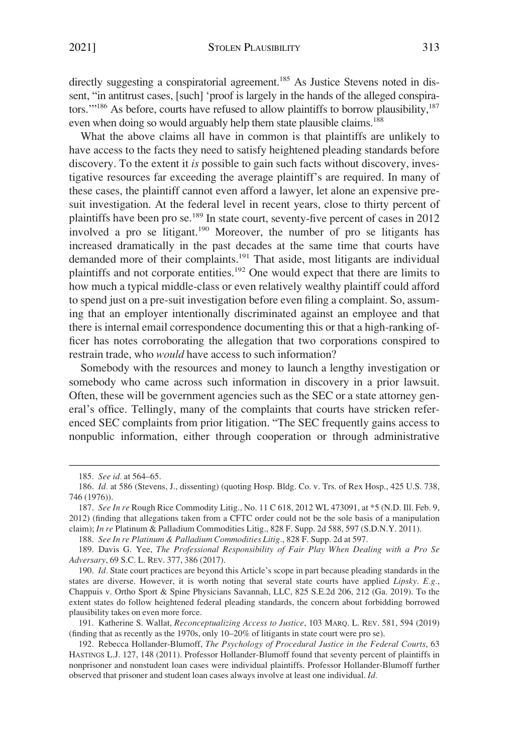directly suggesting a conspiratorial agreement.[185] As Justice Stevens noted in dissent, "in antitrust cases, [such] 'proof is largely in the hands of the alleged conspirators.'"[186] As before, courts have refused to allow plaintiffs to borrow plausibility,[187] even when doing so would arguably help them state plausible claims.[188]

What the above claims all have in common is that plaintiffs are unlikely to have access to the facts they need to satisfy heightened pleading standards before discovery. To the extent it *is* possible to gain such facts without discovery, investigative resources far exceeding the average plaintiff's are required. In many of these cases, the plaintiff cannot even afford a lawyer, let alone an expensive pre-suit investigation. At the federal level in recent years, close to thirty percent of plaintiffs have been pro se.[189] In state court, seventy-five percent of cases in 2012 involved a pro se litigant.[190] Moreover, the number of pro se litigants has increased dramatically in the past decades at the same time that courts have demanded more of their complaints.[191] That aside, most litigants are individual plaintiffs and not corporate entities.[192] One would expect that there are limits to how much a typical middle-class or even relatively wealthy plaintiff could afford to spend just on a pre-suit investigation before even filing a complaint. So, assuming that an employer intentionally discriminated against an employee and that there is internal email correspondence documenting this or that a high-ranking officer has notes corroborating the allegation that two corporations conspired to restrain trade, who *would* have access to such information?

Somebody with the resources and money to launch a lengthy investigation or somebody who came across such information in discovery in a prior lawsuit. Often, these will be government agencies such as the SEC or a state attorney general's office. Tellingly, many of the complaints that courts have stricken referenced SEC complaints from prior litigation. "The SEC frequently gains access to nonpublic information, either through cooperation or through administrative

---

185. *See id.* at 564–65.

186. *Id.* at 586 (Stevens, J., dissenting) (quoting Hosp. Bldg. Co. v. Trs. of Rex Hosp., 425 U.S. 738, 746 (1976)).

187. *See In re* Rough Rice Commodity Litig., No. 11 C 618, 2012 WL 473091, at *5 (N.D. Ill. Feb. 9, 2012) (finding that allegations taken from a CFTC order could not be the sole basis of a manipulation claim); *In re* Platinum & Palladium Commodities Litig., 828 F. Supp. 2d 588, 597 (S.D.N.Y. 2011).

188. *See In re Platinum & Palladium Commodities Litig*., 828 F. Supp. 2d at 597.

189. Davis G. Yee, *The Professional Responsibility of Fair Play When Dealing with a Pro Se Adversary*, 69 S.C. L. REV. 377, 386 (2017).

190. *Id.* State court practices are beyond this Article's scope in part because pleading standards in the states are diverse. However, it is worth noting that several state courts have applied *Lipsky*. *E.g.*, Chappuis v. Ortho Sport & Spine Physicians Savannah, LLC, 825 S.E.2d 206, 212 (Ga. 2019). To the extent states do follow heightened federal pleading standards, the concern about forbidding borrowed plausibility takes on even more force.

191. Katherine S. Wallat, *Reconceptualizing Access to Justice*, 103 MARQ. L. REV. 581, 594 (2019) (finding that as recently as the 1970s, only 10–20% of litigants in state court were pro se).

192. Rebecca Hollander-Blumoff, *The Psychology of Procedural Justice in the Federal Courts*, 63 HASTINGS L.J. 127, 148 (2011). Professor Hollander-Blumoff found that seventy percent of plaintiffs in nonprisoner and nonstudent loan cases were individual plaintiffs. Professor Hollander-Blumoff further observed that prisoner and student loan cases always involve at least one individual. *Id.*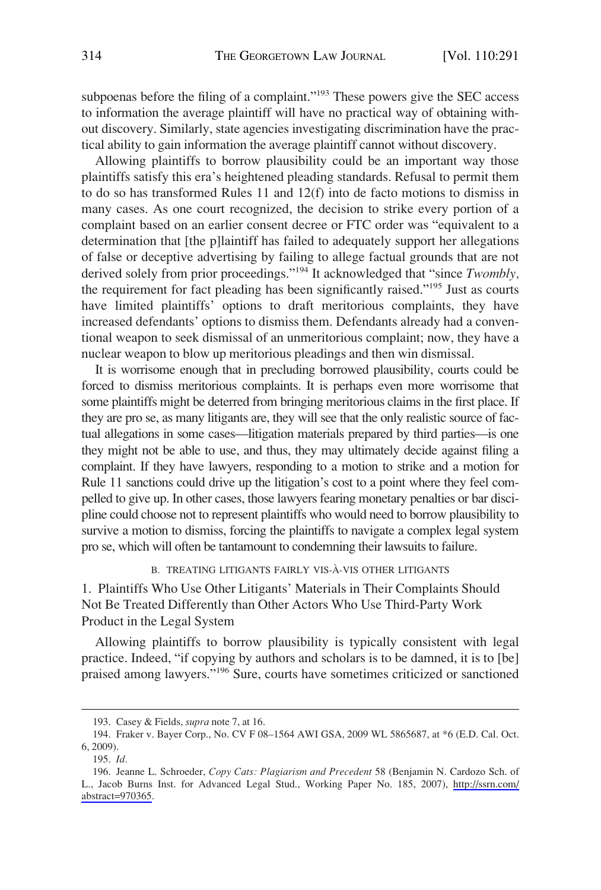subpoenas before the filing of a complaint."[193] These powers give the SEC access to information the average plaintiff will have no practical way of obtaining without discovery. Similarly, state agencies investigating discrimination have the practical ability to gain information the average plaintiff cannot without discovery.

Allowing plaintiffs to borrow plausibility could be an important way those plaintiffs satisfy this era's heightened pleading standards. Refusal to permit them to do so has transformed Rules 11 and 12(f) into de facto motions to dismiss in many cases. As one court recognized, the decision to strike every portion of a complaint based on an earlier consent decree or FTC order was "equivalent to a determination that [the p]laintiff has failed to adequately support her allegations of false or deceptive advertising by failing to allege factual grounds that are not derived solely from prior proceedings."[194] It acknowledged that "since *Twombly,* the requirement for fact pleading has been significantly raised."[195] Just as courts have limited plaintiffs' options to draft meritorious complaints, they have increased defendants' options to dismiss them. Defendants already had a conventional weapon to seek dismissal of an unmeritorious complaint; now, they have a nuclear weapon to blow up meritorious pleadings and then win dismissal.

It is worrisome enough that in precluding borrowed plausibility, courts could be forced to dismiss meritorious complaints. It is perhaps even more worrisome that some plaintiffs might be deterred from bringing meritorious claims in the first place. If they are pro se, as many litigants are, they will see that the only realistic source of factual allegations in some cases—litigation materials prepared by third parties—is one they might not be able to use, and thus, they may ultimately decide against filing a complaint. If they have lawyers, responding to a motion to strike and a motion for Rule 11 sanctions could drive up the litigation's cost to a point where they feel compelled to give up. In other cases, those lawyers fearing monetary penalties or bar discipline could choose not to represent plaintiffs who would need to borrow plausibility to survive a motion to dismiss, forcing the plaintiffs to navigate a complex legal system pro se, which will often be tantamount to condemning their lawsuits to failure.

### B. Treating Litigants Fairly Vis-à-vis Other Litigants

#### 1. Plaintiffs Who Use Other Litigants' Materials in Their Complaints Should Not Be Treated Differently than Other Actors Who Use Third-Party Work Product in the Legal System

Allowing plaintiffs to borrow plausibility is typically consistent with legal practice. Indeed, "if copying by authors and scholars is to be damned, it is to [be] praised among lawyers."[196] Sure, courts have sometimes criticized or sanctioned

---

193. Casey & Fields, *supra* note 7, at 16.

194. Fraker v. Bayer Corp., No. CV F 08–1564 AWI GSA, 2009 WL 5865687, at *6 (E.D. Cal. Oct. 6, 2009).

195. *Id.*

196. Jeanne L. Schroeder, *Copy Cats: Plagiarism and Precedent* 58 (Benjamin N. Cardozo Sch. of L., Jacob Burns Inst. for Advanced Legal Stud., Working Paper No. 185, 2007), http://ssrn.com/abstract=970365.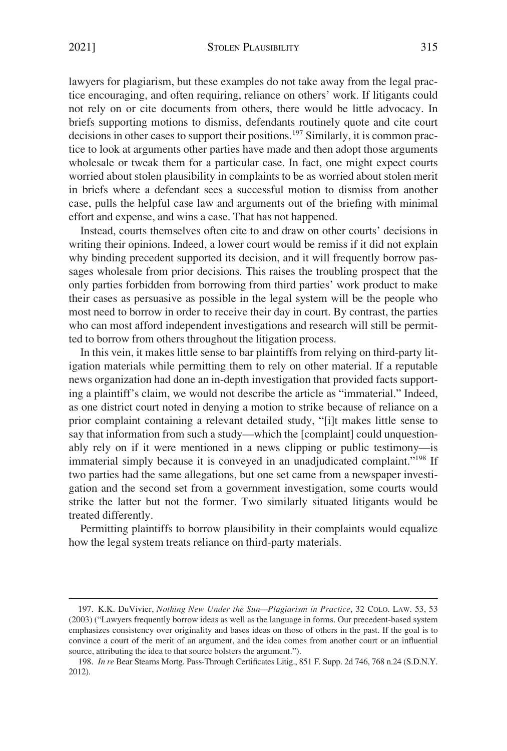lawyers for plagiarism, but these examples do not take away from the legal practice encouraging, and often requiring, reliance on others' work. If litigants could not rely on or cite documents from others, there would be little advocacy. In briefs supporting motions to dismiss, defendants routinely quote and cite court decisions in other cases to support their positions.[197] Similarly, it is common practice to look at arguments other parties have made and then adopt those arguments wholesale or tweak them for a particular case. In fact, one might expect courts worried about stolen plausibility in complaints to be as worried about stolen merit in briefs where a defendant sees a successful motion to dismiss from another case, pulls the helpful case law and arguments out of the briefing with minimal effort and expense, and wins a case. That has not happened.

Instead, courts themselves often cite to and draw on other courts' decisions in writing their opinions. Indeed, a lower court would be remiss if it did not explain why binding precedent supported its decision, and it will frequently borrow passages wholesale from prior decisions. This raises the troubling prospect that the only parties forbidden from borrowing from third parties' work product to make their cases as persuasive as possible in the legal system will be the people who most need to borrow in order to receive their day in court. By contrast, the parties who can most afford independent investigations and research will still be permitted to borrow from others throughout the litigation process.

In this vein, it makes little sense to bar plaintiffs from relying on third-party litigation materials while permitting them to rely on other material. If a reputable news organization had done an in-depth investigation that provided facts supporting a plaintiff's claim, we would not describe the article as "immaterial." Indeed, as one district court noted in denying a motion to strike because of reliance on a prior complaint containing a relevant detailed study, "[i]t makes little sense to say that information from such a study—which the [complaint] could unquestionably rely on if it were mentioned in a news clipping or public testimony—is immaterial simply because it is conveyed in an unadjudicated complaint."[198] If two parties had the same allegations, but one set came from a newspaper investigation and the second set from a government investigation, some courts would strike the latter but not the former. Two similarly situated litigants would be treated differently.

Permitting plaintiffs to borrow plausibility in their complaints would equalize how the legal system treats reliance on third-party materials.

---

197. K.K. DuVivier, *Nothing New Under the Sun—Plagiarism in Practice*, 32 COLO. LAW. 53, 53 (2003) ("Lawyers frequently borrow ideas as well as the language in forms. Our precedent-based system emphasizes consistency over originality and bases ideas on those of others in the past. If the goal is to convince a court of the merit of an argument, and the idea comes from another court or an influential source, attributing the idea to that source bolsters the argument.").

198. *In re* Bear Stearns Mortg. Pass-Through Certificates Litig., 851 F. Supp. 2d 746, 768 n.24 (S.D.N.Y. 2012).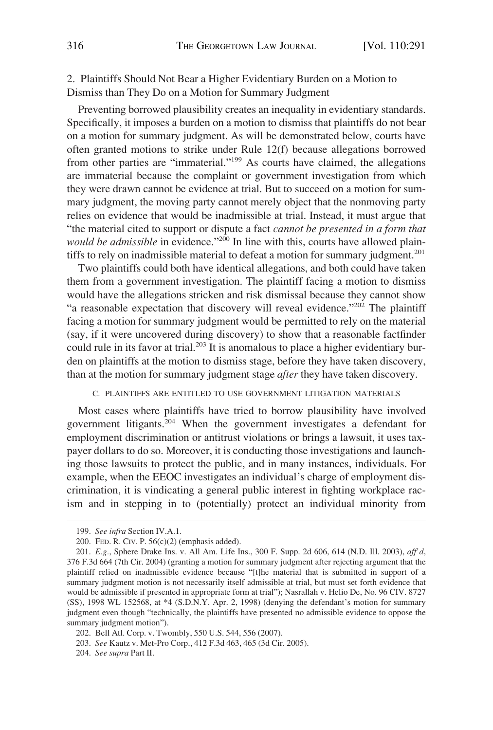### 2. Plaintiffs Should Not Bear a Higher Evidentiary Burden on a Motion to Dismiss than They Do on a Motion for Summary Judgment

Preventing borrowed plausibility creates an inequality in evidentiary standards. Specifically, it imposes a burden on a motion to dismiss that plaintiffs do not bear on a motion for summary judgment. As will be demonstrated below, courts have often granted motions to strike under Rule 12(f) because allegations borrowed from other parties are "immaterial."[199] As courts have claimed, the allegations are immaterial because the complaint or government investigation from which they were drawn cannot be evidence at trial. But to succeed on a motion for summary judgment, the moving party cannot merely object that the nonmoving party relies on evidence that would be inadmissible at trial. Instead, it must argue that "the material cited to support or dispute a fact *cannot be presented in a form that would be admissible* in evidence."[200] In line with this, courts have allowed plaintiffs to rely on inadmissible material to defeat a motion for summary judgment.[201]

Two plaintiffs could both have identical allegations, and both could have taken them from a government investigation. The plaintiff facing a motion to dismiss would have the allegations stricken and risk dismissal because they cannot show "a reasonable expectation that discovery will reveal evidence."[202] The plaintiff facing a motion for summary judgment would be permitted to rely on the material (say, if it were uncovered during discovery) to show that a reasonable factfinder could rule in its favor at trial.[203] It is anomalous to place a higher evidentiary burden on plaintiffs at the motion to dismiss stage, before they have taken discovery, than at the motion for summary judgment stage *after* they have taken discovery.

## C. Plaintiffs are Entitled to Use Government Litigation Materials

Most cases where plaintiffs have tried to borrow plausibility have involved government litigants.[204] When the government investigates a defendant for employment discrimination or antitrust violations or brings a lawsuit, it uses taxpayer dollars to do so. Moreover, it is conducting those investigations and launching those lawsuits to protect the public, and in many instances, individuals. For example, when the EEOC investigates an individual's charge of employment discrimination, it is vindicating a general public interest in fighting workplace racism and in stepping in to (potentially) protect an individual minority from

---

199. *See infra* Section IV.A.1.

200. Fed. R. Civ. P. 56(c)(2) (emphasis added).

201. *E.g.*, Sphere Drake Ins. v. All Am. Life Ins., 300 F. Supp. 2d 606, 614 (N.D. Ill. 2003), *aff'd*, 376 F.3d 664 (7th Cir. 2004) (granting a motion for summary judgment after rejecting argument that the plaintiff relied on inadmissible evidence because "[t]he material that is submitted in support of a summary judgment motion is not necessarily itself admissible at trial, but must set forth evidence that would be admissible if presented in appropriate form at trial"); Nasrallah v. Helio De, No. 96 CIV. 8727 (SS), 1998 WL 152568, at *4 (S.D.N.Y. Apr. 2, 1998) (denying the defendant's motion for summary judgment even though "technically, the plaintiffs have presented no admissible evidence to oppose the summary judgment motion").

202. Bell Atl. Corp. v. Twombly, 550 U.S. 544, 556 (2007).

203. *See* Kautz v. Met-Pro Corp., 412 F.3d 463, 465 (3d Cir. 2005).

204. *See supra* Part II.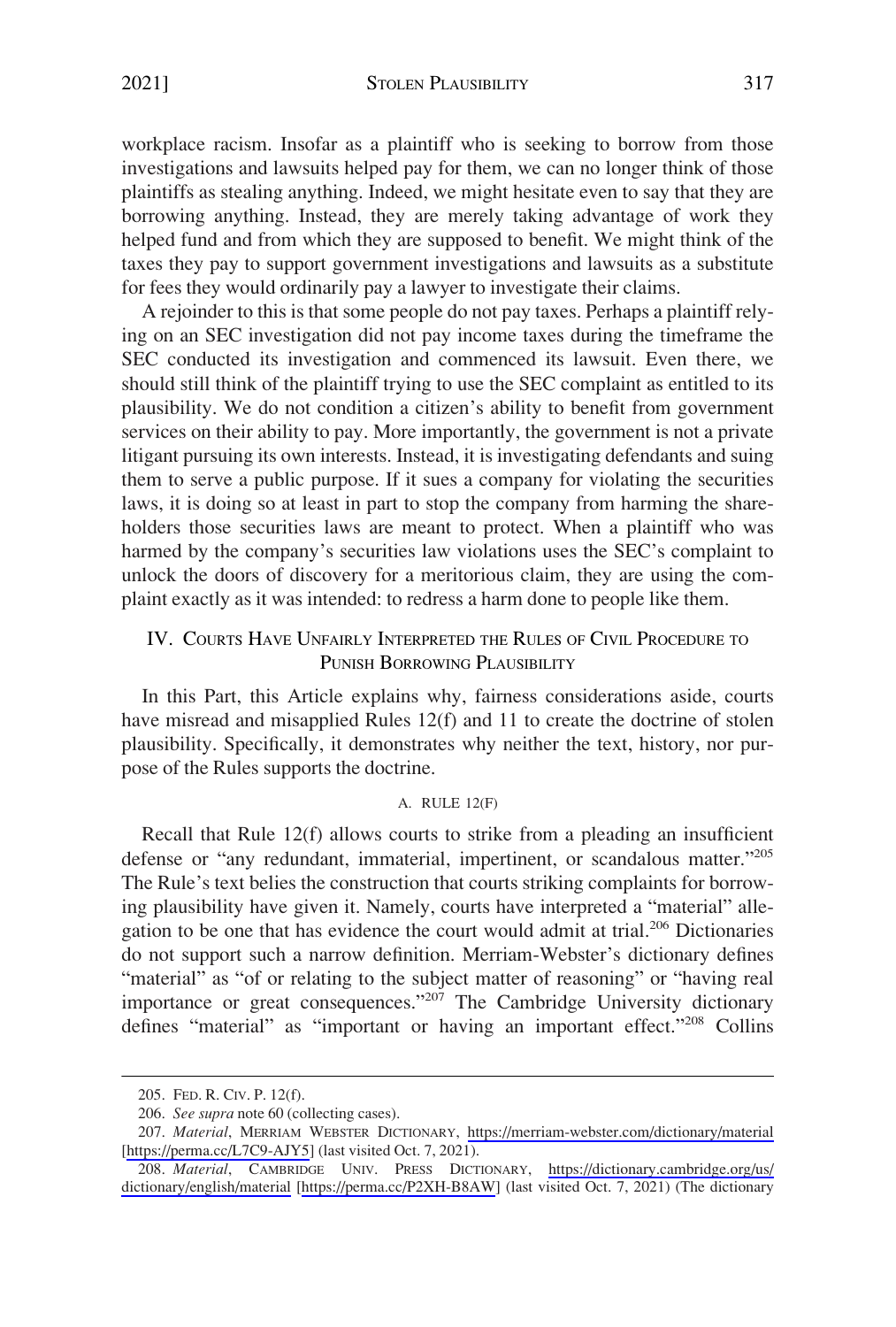workplace racism. Insofar as a plaintiff who is seeking to borrow from those investigations and lawsuits helped pay for them, we can no longer think of those plaintiffs as stealing anything. Indeed, we might hesitate even to say that they are borrowing anything. Instead, they are merely taking advantage of work they helped fund and from which they are supposed to benefit. We might think of the taxes they pay to support government investigations and lawsuits as a substitute for fees they would ordinarily pay a lawyer to investigate their claims.

A rejoinder to this is that some people do not pay taxes. Perhaps a plaintiff relying on an SEC investigation did not pay income taxes during the timeframe the SEC conducted its investigation and commenced its lawsuit. Even there, we should still think of the plaintiff trying to use the SEC complaint as entitled to its plausibility. We do not condition a citizen's ability to benefit from government services on their ability to pay. More importantly, the government is not a private litigant pursuing its own interests. Instead, it is investigating defendants and suing them to serve a public purpose. If it sues a company for violating the securities laws, it is doing so at least in part to stop the company from harming the shareholders those securities laws are meant to protect. When a plaintiff who was harmed by the company's securities law violations uses the SEC's complaint to unlock the doors of discovery for a meritorious claim, they are using the complaint exactly as it was intended: to redress a harm done to people like them.

## IV. Courts Have Unfairly Interpreted the Rules of Civil Procedure to Punish Borrowing Plausibility

In this Part, this Article explains why, fairness considerations aside, courts have misread and misapplied Rules 12(f) and 11 to create the doctrine of stolen plausibility. Specifically, it demonstrates why neither the text, history, nor purpose of the Rules supports the doctrine.

### A. Rule 12(f)

Recall that Rule 12(f) allows courts to strike from a pleading an insufficient defense or "any redundant, immaterial, impertinent, or scandalous matter."[205] The Rule's text belies the construction that courts striking complaints for borrowing plausibility have given it. Namely, courts have interpreted a "material" allegation to be one that has evidence the court would admit at trial.[206] Dictionaries do not support such a narrow definition. Merriam-Webster's dictionary defines "material" as "of or relating to the subject matter of reasoning" or "having real importance or great consequences."[207] The Cambridge University dictionary defines "material" as "important or having an important effect."[208] Collins

---

205. Fed. R. Civ. P. 12(f).

206. *See supra* note 60 (collecting cases).

207. *Material*, Merriam Webster Dictionary, https://merriam-webster.com/dictionary/material [https://perma.cc/L7C9-AJY5] (last visited Oct. 7, 2021).

208. *Material*, Cambridge Univ. Press Dictionary, https://dictionary.cambridge.org/us/dictionary/english/material [https://perma.cc/P2XH-B8AW] (last visited Oct. 7, 2021) (The dictionary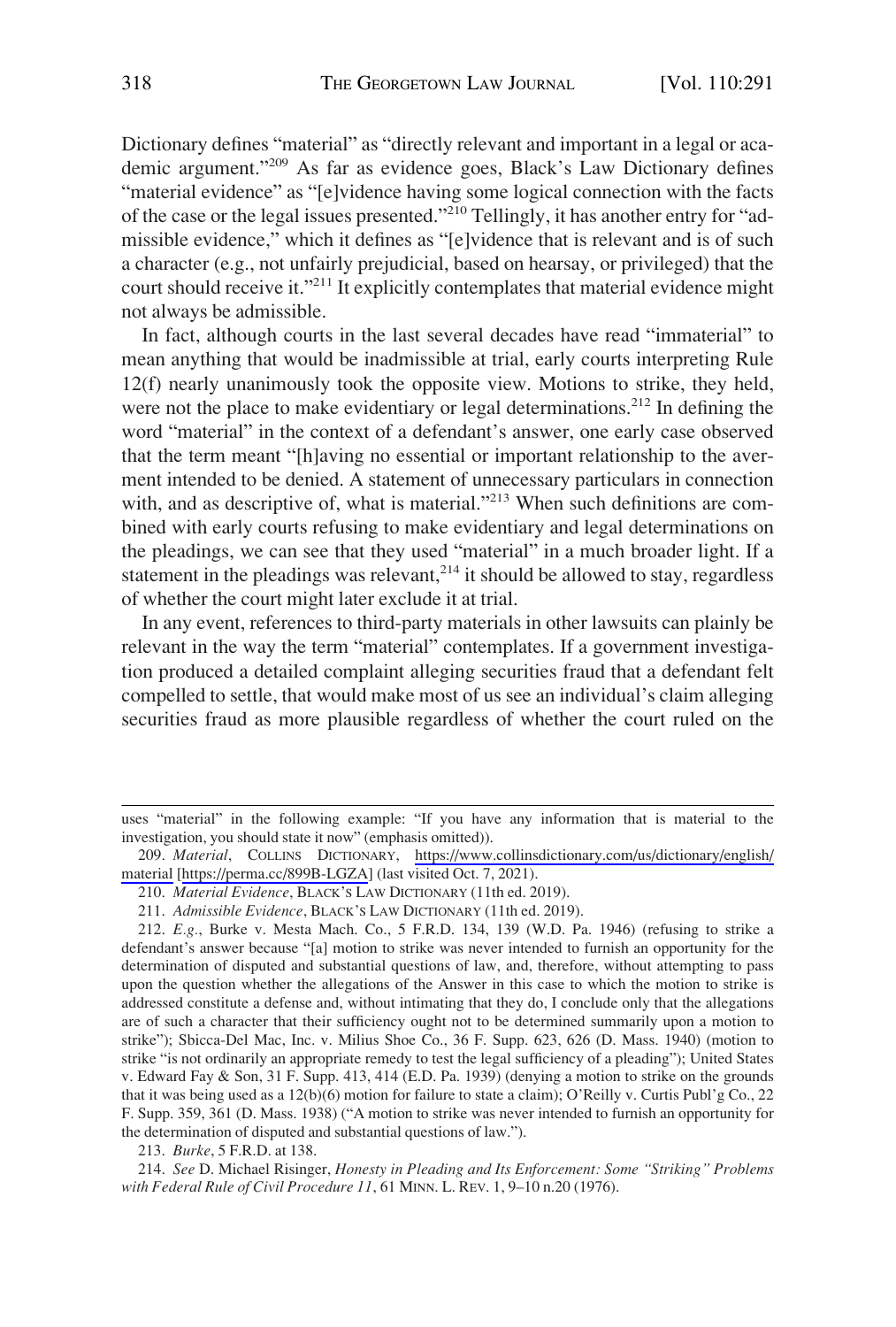Dictionary defines "material" as "directly relevant and important in a legal or academic argument."[209] As far as evidence goes, Black's Law Dictionary defines "material evidence" as "[e]vidence having some logical connection with the facts of the case or the legal issues presented."[210] Tellingly, it has another entry for "admissible evidence," which it defines as "[e]vidence that is relevant and is of such a character (e.g., not unfairly prejudicial, based on hearsay, or privileged) that the court should receive it."[211] It explicitly contemplates that material evidence might not always be admissible.

In fact, although courts in the last several decades have read "immaterial" to mean anything that would be inadmissible at trial, early courts interpreting Rule 12(f) nearly unanimously took the opposite view. Motions to strike, they held, were not the place to make evidentiary or legal determinations.[212] In defining the word "material" in the context of a defendant's answer, one early case observed that the term meant "[h]aving no essential or important relationship to the averment intended to be denied. A statement of unnecessary particulars in connection with, and as descriptive of, what is material."[213] When such definitions are combined with early courts refusing to make evidentiary and legal determinations on the pleadings, we can see that they used "material" in a much broader light. If a statement in the pleadings was relevant,[214] it should be allowed to stay, regardless of whether the court might later exclude it at trial.

In any event, references to third-party materials in other lawsuits can plainly be relevant in the way the term "material" contemplates. If a government investigation produced a detailed complaint alleging securities fraud that a defendant felt compelled to settle, that would make most of us see an individual's claim alleging securities fraud as more plausible regardless of whether the court ruled on the

---

uses "material" in the following example: "If you have any information that is material to the investigation, you should state it now" (emphasis omitted)).

209. *Material*, COLLINS DICTIONARY, https://www.collinsdictionary.com/us/dictionary/english/material [https://perma.cc/899B-LGZA] (last visited Oct. 7, 2021).

210. *Material Evidence*, BLACK'S LAW DICTIONARY (11th ed. 2019).

211. *Admissible Evidence*, BLACK'S LAW DICTIONARY (11th ed. 2019).

212. *E.g.*, Burke v. Mesta Mach. Co., 5 F.R.D. 134, 139 (W.D. Pa. 1946) (refusing to strike a defendant's answer because "[a] motion to strike was never intended to furnish an opportunity for the determination of disputed and substantial questions of law, and, therefore, without attempting to pass upon the question whether the allegations of the Answer in this case to which the motion to strike is addressed constitute a defense and, without intimating that they do, I conclude only that the allegations are of such a character that their sufficiency ought not to be determined summarily upon a motion to strike"); Sbicca-Del Mac, Inc. v. Milius Shoe Co., 36 F. Supp. 623, 626 (D. Mass. 1940) (motion to strike "is not ordinarily an appropriate remedy to test the legal sufficiency of a pleading"); United States v. Edward Fay & Son, 31 F. Supp. 413, 414 (E.D. Pa. 1939) (denying a motion to strike on the grounds that it was being used as a 12(b)(6) motion for failure to state a claim); O'Reilly v. Curtis Publ'g Co., 22 F. Supp. 359, 361 (D. Mass. 1938) ("A motion to strike was never intended to furnish an opportunity for the determination of disputed and substantial questions of law.").

213. *Burke*, 5 F.R.D. at 138.

214. *See* D. Michael Risinger, *Honesty in Pleading and Its Enforcement: Some "Striking" Problems with Federal Rule of Civil Procedure 11*, 61 MINN. L. REV. 1, 9–10 n.20 (1976).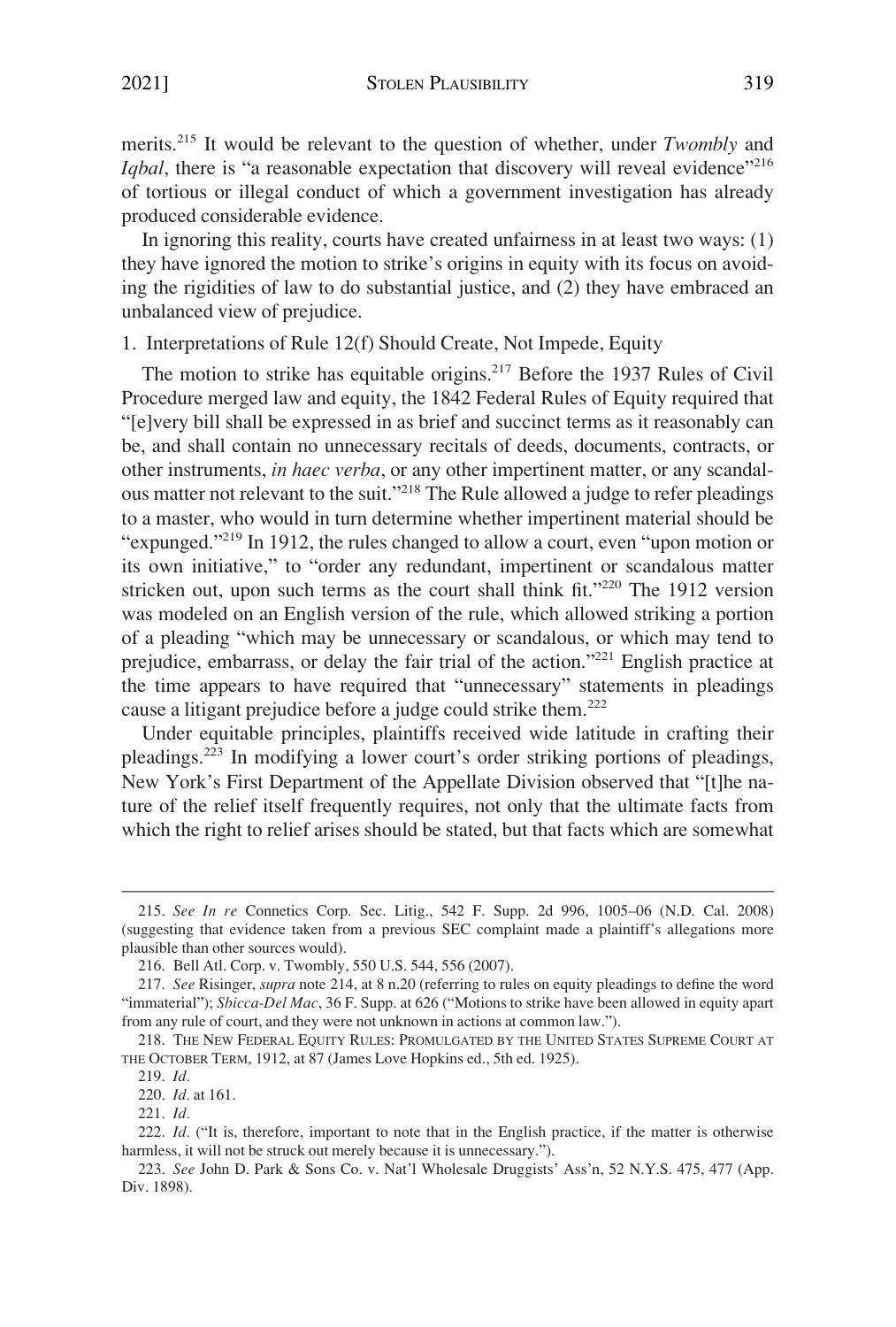merits.[215] It would be relevant to the question of whether, under *Twombly* and *Iqbal*, there is "a reasonable expectation that discovery will reveal evidence"[216] of tortious or illegal conduct of which a government investigation has already produced considerable evidence.

In ignoring this reality, courts have created unfairness in at least two ways: (1) they have ignored the motion to strike's origins in equity with its focus on avoiding the rigidities of law to do substantial justice, and (2) they have embraced an unbalanced view of prejudice.

### 1. Interpretations of Rule 12(f) Should Create, Not Impede, Equity

The motion to strike has equitable origins.[217] Before the 1937 Rules of Civil Procedure merged law and equity, the 1842 Federal Rules of Equity required that "[e]very bill shall be expressed in as brief and succinct terms as it reasonably can be, and shall contain no unnecessary recitals of deeds, documents, contracts, or other instruments, *in haec verba*, or any other impertinent matter, or any scandalous matter not relevant to the suit."[218] The Rule allowed a judge to refer pleadings to a master, who would in turn determine whether impertinent material should be "expunged."[219] In 1912, the rules changed to allow a court, even "upon motion or its own initiative," to "order any redundant, impertinent or scandalous matter stricken out, upon such terms as the court shall think fit."[220] The 1912 version was modeled on an English version of the rule, which allowed striking a portion of a pleading "which may be unnecessary or scandalous, or which may tend to prejudice, embarrass, or delay the fair trial of the action."[221] English practice at the time appears to have required that "unnecessary" statements in pleadings cause a litigant prejudice before a judge could strike them.[222]

Under equitable principles, plaintiffs received wide latitude in crafting their pleadings.[223] In modifying a lower court's order striking portions of pleadings, New York's First Department of the Appellate Division observed that "[t]he nature of the relief itself frequently requires, not only that the ultimate facts from which the right to relief arises should be stated, but that facts which are somewhat

---

215. *See In re* Connetics Corp. Sec. Litig., 542 F. Supp. 2d 996, 1005–06 (N.D. Cal. 2008) (suggesting that evidence taken from a previous SEC complaint made a plaintiff's allegations more plausible than other sources would).

216. Bell Atl. Corp. v. Twombly, 550 U.S. 544, 556 (2007).

217. *See* Risinger, *supra* note 214, at 8 n.20 (referring to rules on equity pleadings to define the word "immaterial"); *Sbicca-Del Mac*, 36 F. Supp. at 626 ("Motions to strike have been allowed in equity apart from any rule of court, and they were not unknown in actions at common law.").

218. THE NEW FEDERAL EQUITY RULES: PROMULGATED BY THE UNITED STATES SUPREME COURT AT THE OCTOBER TERM, 1912, at 87 (James Love Hopkins ed., 5th ed. 1925).

219. *Id.*

220. *Id.* at 161.

221. *Id.*

222. *Id.* ("It is, therefore, important to note that in the English practice, if the matter is otherwise harmless, it will not be struck out merely because it is unnecessary.").

223. *See* John D. Park & Sons Co. v. Nat'l Wholesale Druggists' Ass'n, 52 N.Y.S. 475, 477 (App. Div. 1898).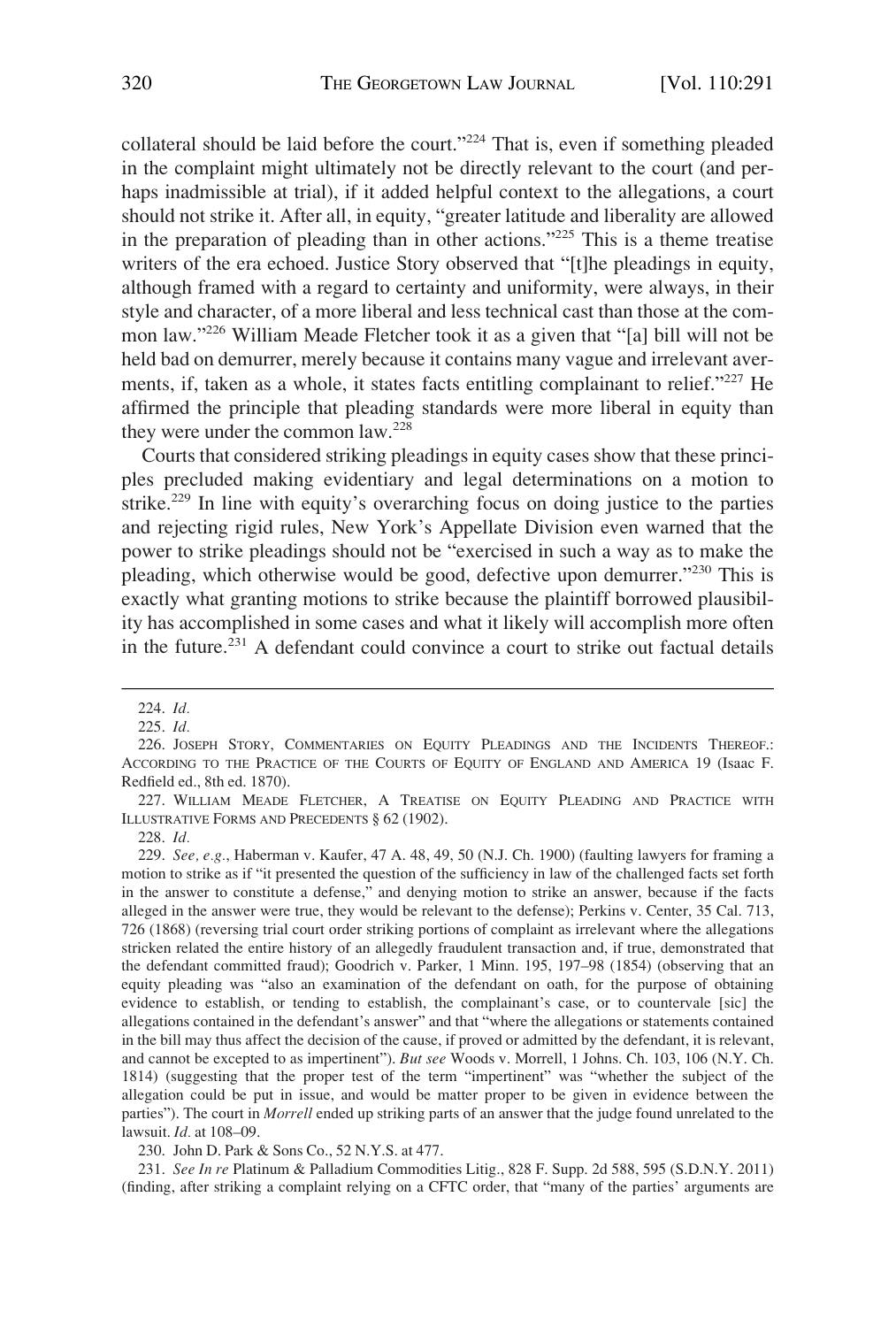collateral should be laid before the court."[224] That is, even if something pleaded in the complaint might ultimately not be directly relevant to the court (and perhaps inadmissible at trial), if it added helpful context to the allegations, a court should not strike it. After all, in equity, "greater latitude and liberality are allowed in the preparation of pleading than in other actions."[225] This is a theme treatise writers of the era echoed. Justice Story observed that "[t]he pleadings in equity, although framed with a regard to certainty and uniformity, were always, in their style and character, of a more liberal and less technical cast than those at the common law."[226] William Meade Fletcher took it as a given that "[a] bill will not be held bad on demurrer, merely because it contains many vague and irrelevant averments, if, taken as a whole, it states facts entitling complainant to relief."[227] He affirmed the principle that pleading standards were more liberal in equity than they were under the common law.[228]

Courts that considered striking pleadings in equity cases show that these principles precluded making evidentiary and legal determinations on a motion to strike.[229] In line with equity's overarching focus on doing justice to the parties and rejecting rigid rules, New York's Appellate Division even warned that the power to strike pleadings should not be "exercised in such a way as to make the pleading, which otherwise would be good, defective upon demurrer."[230] This is exactly what granting motions to strike because the plaintiff borrowed plausibility has accomplished in some cases and what it likely will accomplish more often in the future.[231] A defendant could convince a court to strike out factual details

---

224. *Id.*

225. *Id.*

226. JOSEPH STORY, COMMENTARIES ON EQUITY PLEADINGS AND THE INCIDENTS THEREOF.: ACCORDING TO THE PRACTICE OF THE COURTS OF EQUITY OF ENGLAND AND AMERICA 19 (Isaac F. Redfield ed., 8th ed. 1870).

227. WILLIAM MEADE FLETCHER, A TREATISE ON EQUITY PLEADING AND PRACTICE WITH ILLUSTRATIVE FORMS AND PRECEDENTS § 62 (1902).

228. *Id.*

229. *See, e.g.*, Haberman v. Kaufer, 47 A. 48, 49, 50 (N.J. Ch. 1900) (faulting lawyers for framing a motion to strike as if "it presented the question of the sufficiency in law of the challenged facts set forth in the answer to constitute a defense," and denying motion to strike an answer, because if the facts alleged in the answer were true, they would be relevant to the defense); Perkins v. Center, 35 Cal. 713, 726 (1868) (reversing trial court order striking portions of complaint as irrelevant where the allegations stricken related the entire history of an allegedly fraudulent transaction and, if true, demonstrated that the defendant committed fraud); Goodrich v. Parker, 1 Minn. 195, 197–98 (1854) (observing that an equity pleading was "also an examination of the defendant on oath, for the purpose of obtaining evidence to establish, or tending to establish, the complainant's case, or to countervale [sic] the allegations contained in the defendant's answer" and that "where the allegations or statements contained in the bill may thus affect the decision of the cause, if proved or admitted by the defendant, it is relevant, and cannot be excepted to as impertinent"). *But see* Woods v. Morrell, 1 Johns. Ch. 103, 106 (N.Y. Ch. 1814) (suggesting that the proper test of the term "impertinent" was "whether the subject of the allegation could be put in issue, and would be matter proper to be given in evidence between the parties"). The court in *Morrell* ended up striking parts of an answer that the judge found unrelated to the lawsuit. *Id.* at 108–09.

230. John D. Park & Sons Co., 52 N.Y.S. at 477.

231. *See In re* Platinum & Palladium Commodities Litig., 828 F. Supp. 2d 588, 595 (S.D.N.Y. 2011) (finding, after striking a complaint relying on a CFTC order, that "many of the parties' arguments are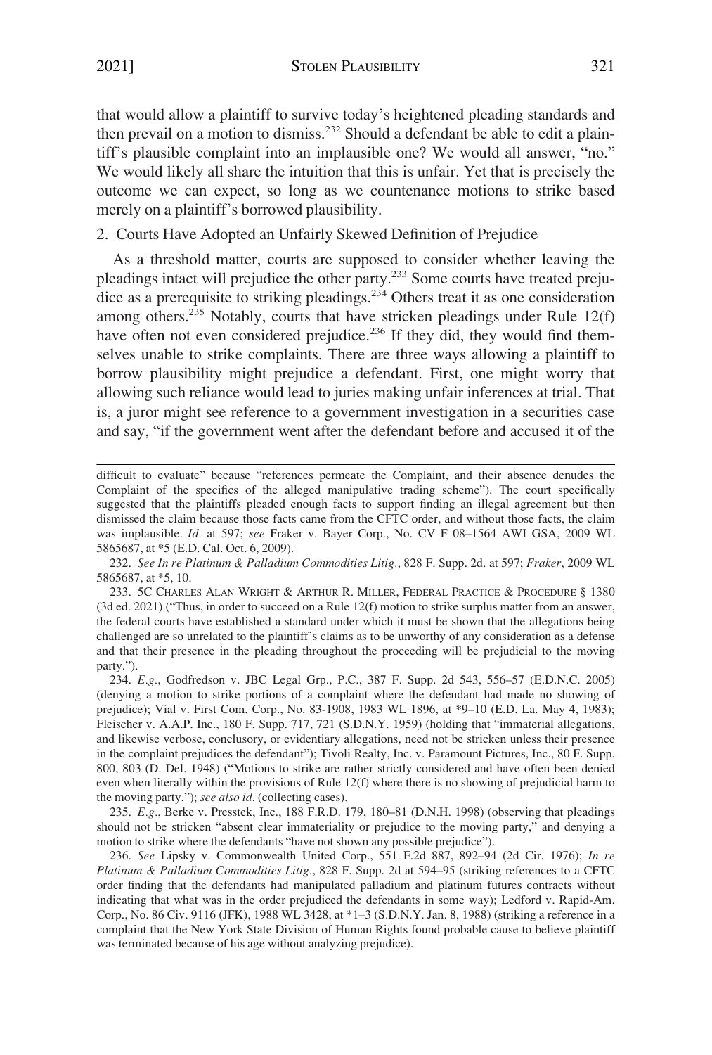that would allow a plaintiff to survive today's heightened pleading standards and then prevail on a motion to dismiss.[232] Should a defendant be able to edit a plaintiff's plausible complaint into an implausible one? We would all answer, "no." We would likely all share the intuition that this is unfair. Yet that is precisely the outcome we can expect, so long as we countenance motions to strike based merely on a plaintiff's borrowed plausibility.

### 2. Courts Have Adopted an Unfairly Skewed Definition of Prejudice

As a threshold matter, courts are supposed to consider whether leaving the pleadings intact will prejudice the other party.[233] Some courts have treated prejudice as a prerequisite to striking pleadings.[234] Others treat it as one consideration among others.[235] Notably, courts that have stricken pleadings under Rule 12(f) have often not even considered prejudice.[236] If they did, they would find themselves unable to strike complaints. There are three ways allowing a plaintiff to borrow plausibility might prejudice a defendant. First, one might worry that allowing such reliance would lead to juries making unfair inferences at trial. That is, a juror might see reference to a government investigation in a securities case and say, "if the government went after the defendant before and accused it of the

---

difficult to evaluate" because "references permeate the Complaint, and their absence denudes the Complaint of the specifics of the alleged manipulative trading scheme"). The court specifically suggested that the plaintiffs pleaded enough facts to support finding an illegal agreement but then dismissed the claim because those facts came from the CFTC order, and without those facts, the claim was implausible. *Id.* at 597; *see* Fraker v. Bayer Corp., No. CV F 08–1564 AWI GSA, 2009 WL 5865687, at *5 (E.D. Cal. Oct. 6, 2009).

232. *See In re Platinum & Palladium Commodities Litig.*, 828 F. Supp. 2d. at 597; *Fraker*, 2009 WL 5865687, at *5, 10.

233. 5C CHARLES ALAN WRIGHT & ARTHUR R. MILLER, FEDERAL PRACTICE & PROCEDURE § 1380 (3d ed. 2021) ("Thus, in order to succeed on a Rule 12(f) motion to strike surplus matter from an answer, the federal courts have established a standard under which it must be shown that the allegations being challenged are so unrelated to the plaintiff's claims as to be unworthy of any consideration as a defense and that their presence in the pleading throughout the proceeding will be prejudicial to the moving party.").

234. *E.g.*, Godfredson v. JBC Legal Grp., P.C., 387 F. Supp. 2d 543, 556–57 (E.D.N.C. 2005) (denying a motion to strike portions of a complaint where the defendant had made no showing of prejudice); Vial v. First Com. Corp., No. 83-1908, 1983 WL 1896, at *9–10 (E.D. La. May 4, 1983); Fleischer v. A.A.P. Inc., 180 F. Supp. 717, 721 (S.D.N.Y. 1959) (holding that "immaterial allegations, and likewise verbose, conclusory, or evidentiary allegations, need not be stricken unless their presence in the complaint prejudices the defendant"); Tivoli Realty, Inc. v. Paramount Pictures, Inc., 80 F. Supp. 800, 803 (D. Del. 1948) ("Motions to strike are rather strictly considered and have often been denied even when literally within the provisions of Rule 12(f) where there is no showing of prejudicial harm to the moving party."); *see also id.* (collecting cases).

235. *E.g.*, Berke v. Presstek, Inc., 188 F.R.D. 179, 180–81 (D.N.H. 1998) (observing that pleadings should not be stricken "absent clear immateriality or prejudice to the moving party," and denying a motion to strike where the defendants "have not shown any possible prejudice").

236. *See* Lipsky v. Commonwealth United Corp., 551 F.2d 887, 892–94 (2d Cir. 1976); *In re Platinum & Palladium Commodities Litig.*, 828 F. Supp. 2d at 594–95 (striking references to a CFTC order finding that the defendants had manipulated palladium and platinum futures contracts without indicating that what was in the order prejudiced the defendants in some way); Ledford v. Rapid-Am. Corp., No. 86 Civ. 9116 (JFK), 1988 WL 3428, at *1–3 (S.D.N.Y. Jan. 8, 1988) (striking a reference in a complaint that the New York State Division of Human Rights found probable cause to believe plaintiff was terminated because of his age without analyzing prejudice).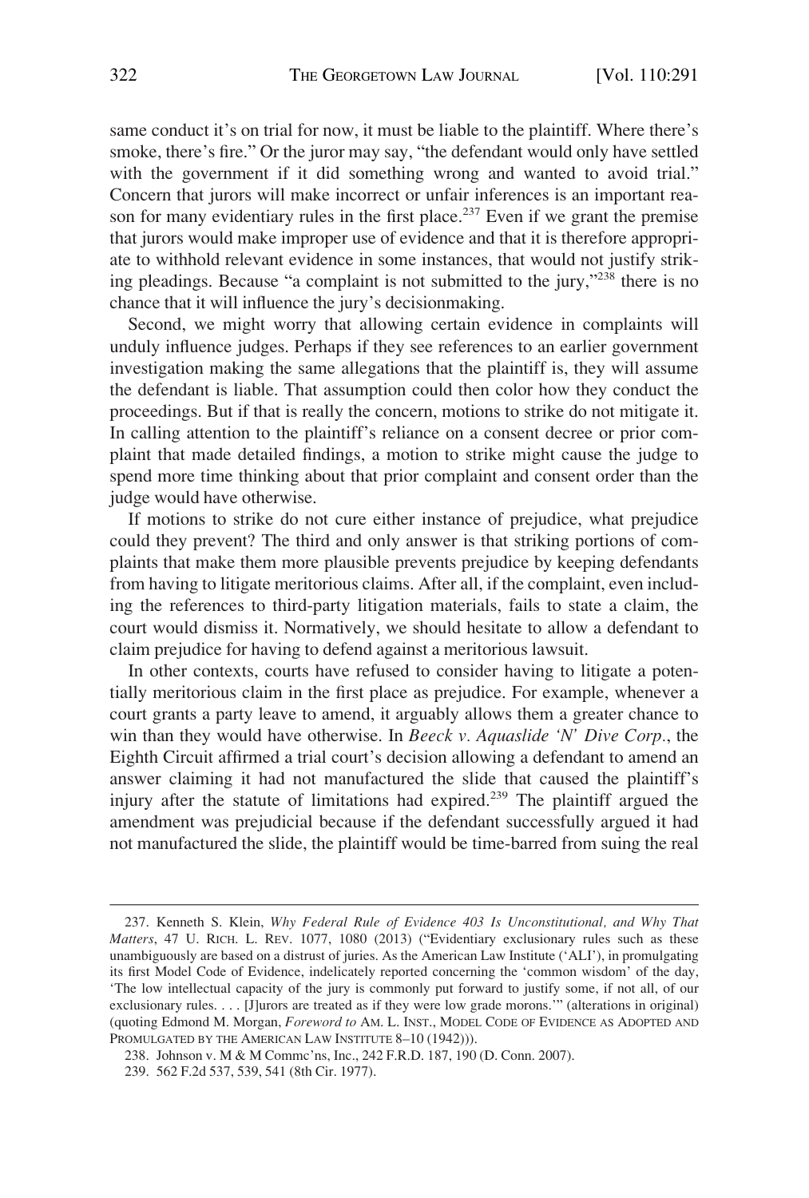same conduct it's on trial for now, it must be liable to the plaintiff. Where there's smoke, there's fire." Or the juror may say, "the defendant would only have settled with the government if it did something wrong and wanted to avoid trial." Concern that jurors will make incorrect or unfair inferences is an important reason for many evidentiary rules in the first place.[237] Even if we grant the premise that jurors would make improper use of evidence and that it is therefore appropriate to withhold relevant evidence in some instances, that would not justify striking pleadings. Because "a complaint is not submitted to the jury,"[238] there is no chance that it will influence the jury's decisionmaking.

Second, we might worry that allowing certain evidence in complaints will unduly influence judges. Perhaps if they see references to an earlier government investigation making the same allegations that the plaintiff is, they will assume the defendant is liable. That assumption could then color how they conduct the proceedings. But if that is really the concern, motions to strike do not mitigate it. In calling attention to the plaintiff's reliance on a consent decree or prior complaint that made detailed findings, a motion to strike might cause the judge to spend more time thinking about that prior complaint and consent order than the judge would have otherwise.

If motions to strike do not cure either instance of prejudice, what prejudice could they prevent? The third and only answer is that striking portions of complaints that make them more plausible prevents prejudice by keeping defendants from having to litigate meritorious claims. After all, if the complaint, even including the references to third-party litigation materials, fails to state a claim, the court would dismiss it. Normatively, we should hesitate to allow a defendant to claim prejudice for having to defend against a meritorious lawsuit.

In other contexts, courts have refused to consider having to litigate a potentially meritorious claim in the first place as prejudice. For example, whenever a court grants a party leave to amend, it arguably allows them a greater chance to win than they would have otherwise. In *Beeck v. Aquaslide 'N' Dive Corp.*, the Eighth Circuit affirmed a trial court's decision allowing a defendant to amend an answer claiming it had not manufactured the slide that caused the plaintiff's injury after the statute of limitations had expired.[239] The plaintiff argued the amendment was prejudicial because if the defendant successfully argued it had not manufactured the slide, the plaintiff would be time-barred from suing the real

---

237. Kenneth S. Klein, *Why Federal Rule of Evidence 403 Is Unconstitutional, and Why That Matters*, 47 U. RICH. L. REV. 1077, 1080 (2013) ("Evidentiary exclusionary rules such as these unambiguously are based on a distrust of juries. As the American Law Institute ('ALI'), in promulgating its first Model Code of Evidence, indelicately reported concerning the 'common wisdom' of the day, 'The low intellectual capacity of the jury is commonly put forward to justify some, if not all, of our exclusionary rules. . . . [J]urors are treated as if they were low grade morons.'" (alterations in original) (quoting Edmond M. Morgan, *Foreword to* AM. L. INST., MODEL CODE OF EVIDENCE AS ADOPTED AND PROMULGATED BY THE AMERICAN LAW INSTITUTE 8–10 (1942))).

238. Johnson v. M & M Commc'ns, Inc., 242 F.R.D. 187, 190 (D. Conn. 2007).

239. 562 F.2d 537, 539, 541 (8th Cir. 1977).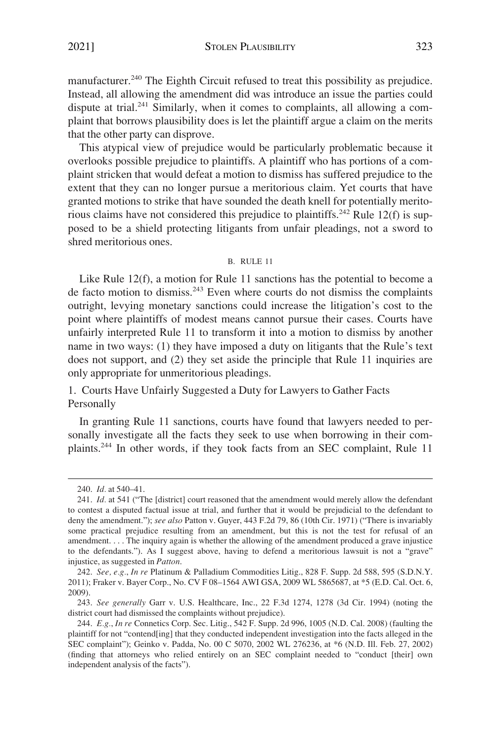manufacturer.[240] The Eighth Circuit refused to treat this possibility as prejudice. Instead, all allowing the amendment did was introduce an issue the parties could dispute at trial.[241] Similarly, when it comes to complaints, all allowing a complaint that borrows plausibility does is let the plaintiff argue a claim on the merits that the other party can disprove.

This atypical view of prejudice would be particularly problematic because it overlooks possible prejudice to plaintiffs. A plaintiff who has portions of a complaint stricken that would defeat a motion to dismiss has suffered prejudice to the extent that they can no longer pursue a meritorious claim. Yet courts that have granted motions to strike that have sounded the death knell for potentially meritorious claims have not considered this prejudice to plaintiffs.[242] Rule 12(f) is supposed to be a shield protecting litigants from unfair pleadings, not a sword to shred meritorious ones.

### B. Rule 11

Like Rule 12(f), a motion for Rule 11 sanctions has the potential to become a de facto motion to dismiss.[243] Even where courts do not dismiss the complaints outright, levying monetary sanctions could increase the litigation's cost to the point where plaintiffs of modest means cannot pursue their cases. Courts have unfairly interpreted Rule 11 to transform it into a motion to dismiss by another name in two ways: (1) they have imposed a duty on litigants that the Rule's text does not support, and (2) they set aside the principle that Rule 11 inquiries are only appropriate for unmeritorious pleadings.

#### 1. Courts Have Unfairly Suggested a Duty for Lawyers to Gather Facts Personally

In granting Rule 11 sanctions, courts have found that lawyers needed to personally investigate all the facts they seek to use when borrowing in their complaints.[244] In other words, if they took facts from an SEC complaint, Rule 11

---

240. *Id.* at 540–41.

241. *Id.* at 541 ("The [district] court reasoned that the amendment would merely allow the defendant to contest a disputed factual issue at trial, and further that it would be prejudicial to the defendant to deny the amendment."); *see also* Patton v. Guyer, 443 F.2d 79, 86 (10th Cir. 1971) ("There is invariably some practical prejudice resulting from an amendment, but this is not the test for refusal of an amendment. . . . The inquiry again is whether the allowing of the amendment produced a grave injustice to the defendants."). As I suggest above, having to defend a meritorious lawsuit is not a "grave" injustice, as suggested in *Patton*.

242. *See, e.g.*, *In re* Platinum & Palladium Commodities Litig., 828 F. Supp. 2d 588, 595 (S.D.N.Y. 2011); Fraker v. Bayer Corp., No. CV F 08–1564 AWI GSA, 2009 WL 5865687, at *5 (E.D. Cal. Oct. 6, 2009).

243. *See generally* Garr v. U.S. Healthcare, Inc., 22 F.3d 1274, 1278 (3d Cir. 1994) (noting the district court had dismissed the complaints without prejudice).

244. *E.g.*, *In re* Connetics Corp. Sec. Litig., 542 F. Supp. 2d 996, 1005 (N.D. Cal. 2008) (faulting the plaintiff for not "contend[ing] that they conducted independent investigation into the facts alleged in the SEC complaint"); Geinko v. Padda, No. 00 C 5070, 2002 WL 276236, at *6 (N.D. Ill. Feb. 27, 2002) (finding that attorneys who relied entirely on an SEC complaint needed to "conduct [their] own independent analysis of the facts").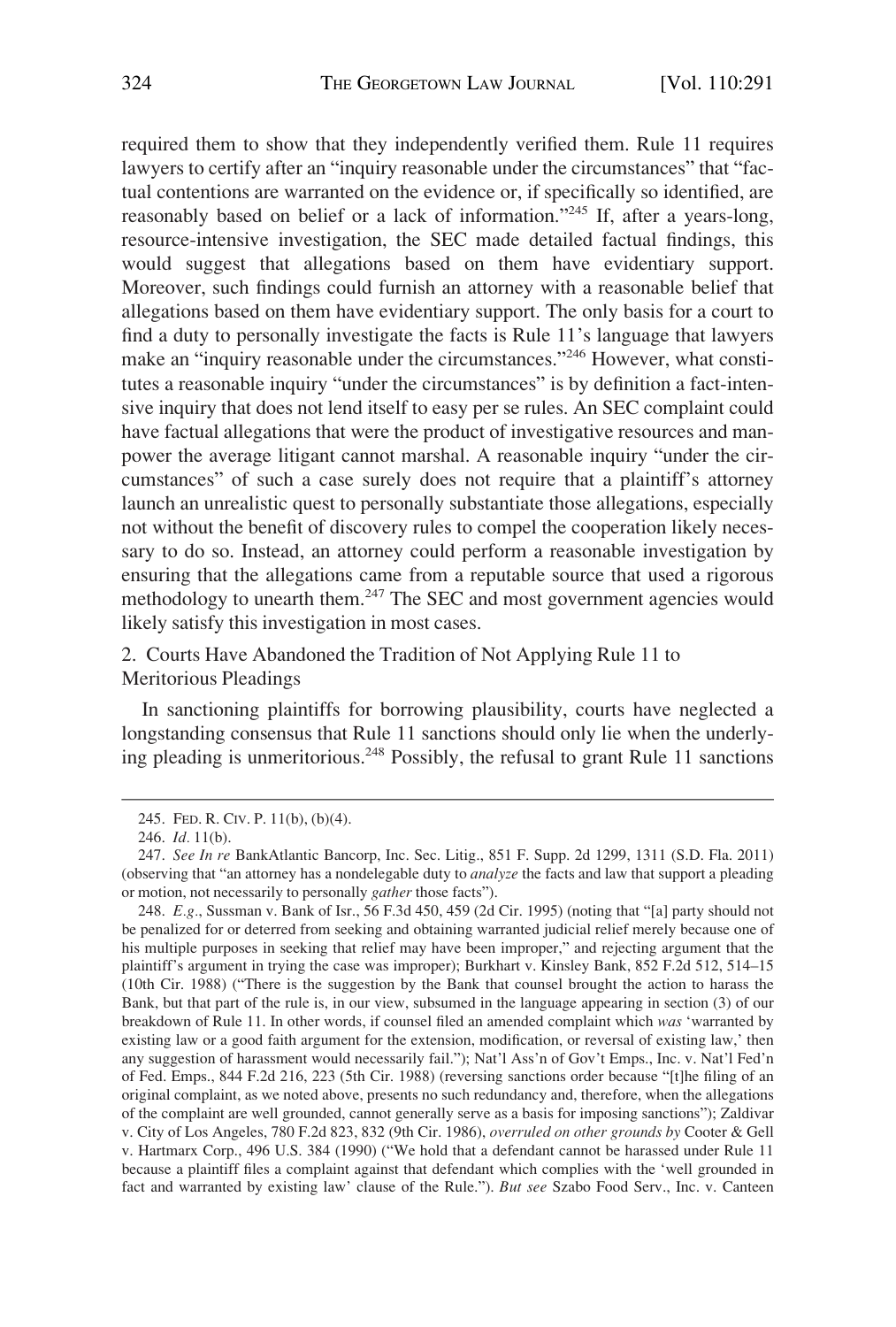required them to show that they independently verified them. Rule 11 requires lawyers to certify after an "inquiry reasonable under the circumstances" that "factual contentions are warranted on the evidence or, if specifically so identified, are reasonably based on belief or a lack of information."[245] If, after a years-long, resource-intensive investigation, the SEC made detailed factual findings, this would suggest that allegations based on them have evidentiary support. Moreover, such findings could furnish an attorney with a reasonable belief that allegations based on them have evidentiary support. The only basis for a court to find a duty to personally investigate the facts is Rule 11's language that lawyers make an "inquiry reasonable under the circumstances."[246] However, what constitutes a reasonable inquiry "under the circumstances" is by definition a fact-intensive inquiry that does not lend itself to easy per se rules. An SEC complaint could have factual allegations that were the product of investigative resources and manpower the average litigant cannot marshal. A reasonable inquiry "under the circumstances" of such a case surely does not require that a plaintiff's attorney launch an unrealistic quest to personally substantiate those allegations, especially not without the benefit of discovery rules to compel the cooperation likely necessary to do so. Instead, an attorney could perform a reasonable investigation by ensuring that the allegations came from a reputable source that used a rigorous methodology to unearth them.[247] The SEC and most government agencies would likely satisfy this investigation in most cases.

### 2. Courts Have Abandoned the Tradition of Not Applying Rule 11 to Meritorious Pleadings

In sanctioning plaintiffs for borrowing plausibility, courts have neglected a longstanding consensus that Rule 11 sanctions should only lie when the underlying pleading is unmeritorious.[248] Possibly, the refusal to grant Rule 11 sanctions

---

245. FED. R. CIV. P. 11(b), (b)(4).

246. *Id*. 11(b).

247. *See In re* BankAtlantic Bancorp, Inc. Sec. Litig., 851 F. Supp. 2d 1299, 1311 (S.D. Fla. 2011) (observing that "an attorney has a nondelegable duty to *analyze* the facts and law that support a pleading or motion, not necessarily to personally *gather* those facts").

248. *E.g*., Sussman v. Bank of Isr., 56 F.3d 450, 459 (2d Cir. 1995) (noting that "[a] party should not be penalized for or deterred from seeking and obtaining warranted judicial relief merely because one of his multiple purposes in seeking that relief may have been improper," and rejecting argument that the plaintiff's argument in trying the case was improper); Burkhart v. Kinsley Bank, 852 F.2d 512, 514–15 (10th Cir. 1988) ("There is the suggestion by the Bank that counsel brought the action to harass the Bank, but that part of the rule is, in our view, subsumed in the language appearing in section (3) of our breakdown of Rule 11. In other words, if counsel filed an amended complaint which *was* 'warranted by existing law or a good faith argument for the extension, modification, or reversal of existing law,' then any suggestion of harassment would necessarily fail."); Nat'l Ass'n of Gov't Emps., Inc. v. Nat'l Fed'n of Fed. Emps., 844 F.2d 216, 223 (5th Cir. 1988) (reversing sanctions order because "[t]he filing of an original complaint, as we noted above, presents no such redundancy and, therefore, when the allegations of the complaint are well grounded, cannot generally serve as a basis for imposing sanctions"); Zaldivar v. City of Los Angeles, 780 F.2d 823, 832 (9th Cir. 1986), *overruled on other grounds by* Cooter & Gell v. Hartmarx Corp., 496 U.S. 384 (1990) ("We hold that a defendant cannot be harassed under Rule 11 because a plaintiff files a complaint against that defendant which complies with the 'well grounded in fact and warranted by existing law' clause of the Rule."). *But see* Szabo Food Serv., Inc. v. Canteen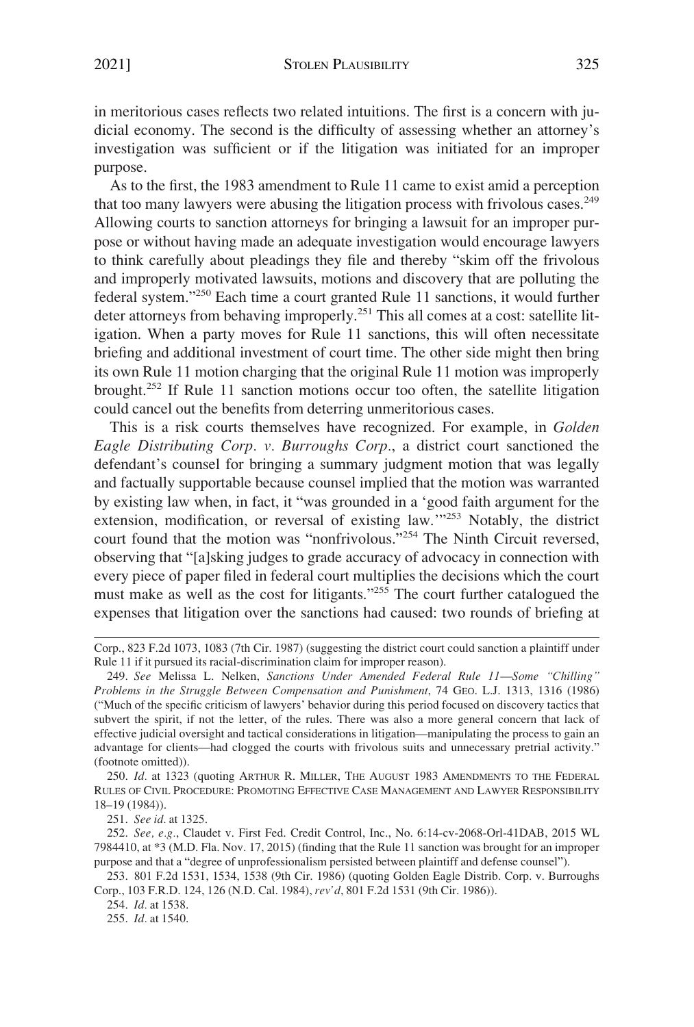in meritorious cases reflects two related intuitions. The first is a concern with judicial economy. The second is the difficulty of assessing whether an attorney's investigation was sufficient or if the litigation was initiated for an improper purpose.

As to the first, the 1983 amendment to Rule 11 came to exist amid a perception that too many lawyers were abusing the litigation process with frivolous cases.[249] Allowing courts to sanction attorneys for bringing a lawsuit for an improper purpose or without having made an adequate investigation would encourage lawyers to think carefully about pleadings they file and thereby "skim off the frivolous and improperly motivated lawsuits, motions and discovery that are polluting the federal system."[250] Each time a court granted Rule 11 sanctions, it would further deter attorneys from behaving improperly.[251] This all comes at a cost: satellite litigation. When a party moves for Rule 11 sanctions, this will often necessitate briefing and additional investment of court time. The other side might then bring its own Rule 11 motion charging that the original Rule 11 motion was improperly brought.[252] If Rule 11 sanction motions occur too often, the satellite litigation could cancel out the benefits from deterring unmeritorious cases.

This is a risk courts themselves have recognized. For example, in *Golden Eagle Distributing Corp. v. Burroughs Corp.*, a district court sanctioned the defendant's counsel for bringing a summary judgment motion that was legally and factually supportable because counsel implied that the motion was warranted by existing law when, in fact, it "was grounded in a 'good faith argument for the extension, modification, or reversal of existing law.'"[253] Notably, the district court found that the motion was "nonfrivolous."[254] The Ninth Circuit reversed, observing that "[a]sking judges to grade accuracy of advocacy in connection with every piece of paper filed in federal court multiplies the decisions which the court must make as well as the cost for litigants."[255] The court further catalogued the expenses that litigation over the sanctions had caused: two rounds of briefing at

---

Corp., 823 F.2d 1073, 1083 (7th Cir. 1987) (suggesting the district court could sanction a plaintiff under Rule 11 if it pursued its racial-discrimination claim for improper reason).

249. *See* Melissa L. Nelken, *Sanctions Under Amended Federal Rule 11—Some "Chilling" Problems in the Struggle Between Compensation and Punishment*, 74 GEO. L.J. 1313, 1316 (1986) ("Much of the specific criticism of lawyers' behavior during this period focused on discovery tactics that subvert the spirit, if not the letter, of the rules. There was also a more general concern that lack of effective judicial oversight and tactical considerations in litigation—manipulating the process to gain an advantage for clients—had clogged the courts with frivolous suits and unnecessary pretrial activity." (footnote omitted)).

250. *Id.* at 1323 (quoting ARTHUR R. MILLER, THE AUGUST 1983 AMENDMENTS TO THE FEDERAL RULES OF CIVIL PROCEDURE: PROMOTING EFFECTIVE CASE MANAGEMENT AND LAWYER RESPONSIBILITY 18–19 (1984)).

251. *See id.* at 1325.

252. *See, e.g.*, Claudet v. First Fed. Credit Control, Inc., No. 6:14-cv-2068-Orl-41DAB, 2015 WL 7984410, at *3 (M.D. Fla. Nov. 17, 2015) (finding that the Rule 11 sanction was brought for an improper purpose and that a "degree of unprofessionalism persisted between plaintiff and defense counsel").

253. 801 F.2d 1531, 1534, 1538 (9th Cir. 1986) (quoting Golden Eagle Distrib. Corp. v. Burroughs Corp., 103 F.R.D. 124, 126 (N.D. Cal. 1984), *rev'd*, 801 F.2d 1531 (9th Cir. 1986)).

254. *Id.* at 1538.

255. *Id.* at 1540.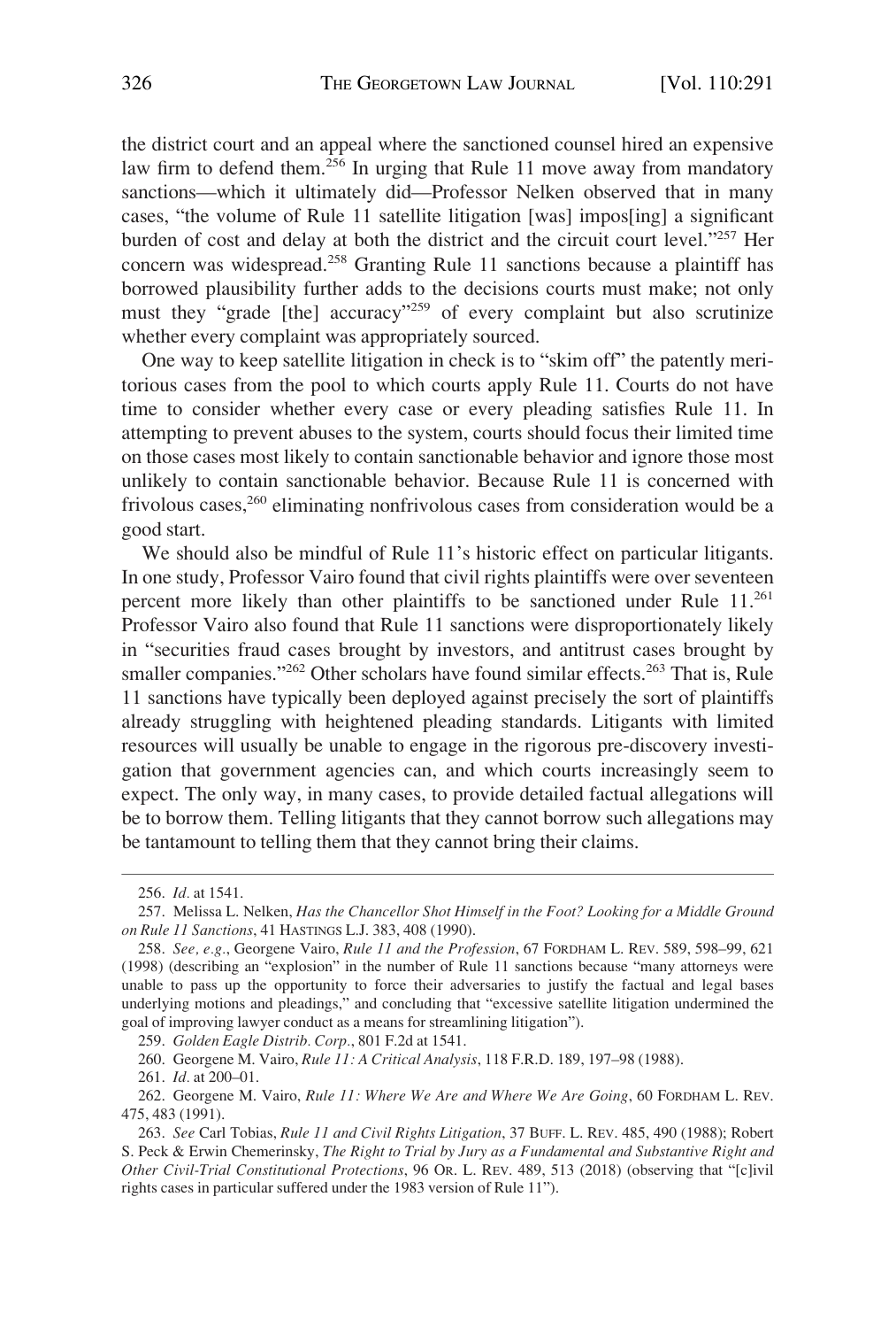the district court and an appeal where the sanctioned counsel hired an expensive law firm to defend them.[256] In urging that Rule 11 move away from mandatory sanctions—which it ultimately did—Professor Nelken observed that in many cases, "the volume of Rule 11 satellite litigation [was] impos[ing] a significant burden of cost and delay at both the district and the circuit court level."[257] Her concern was widespread.[258] Granting Rule 11 sanctions because a plaintiff has borrowed plausibility further adds to the decisions courts must make; not only must they "grade [the] accuracy"[259] of every complaint but also scrutinize whether every complaint was appropriately sourced.

One way to keep satellite litigation in check is to "skim off" the patently meritorious cases from the pool to which courts apply Rule 11. Courts do not have time to consider whether every case or every pleading satisfies Rule 11. In attempting to prevent abuses to the system, courts should focus their limited time on those cases most likely to contain sanctionable behavior and ignore those most unlikely to contain sanctionable behavior. Because Rule 11 is concerned with frivolous cases,[260] eliminating nonfrivolous cases from consideration would be a good start.

We should also be mindful of Rule 11's historic effect on particular litigants. In one study, Professor Vairo found that civil rights plaintiffs were over seventeen percent more likely than other plaintiffs to be sanctioned under Rule 11.[261] Professor Vairo also found that Rule 11 sanctions were disproportionately likely in "securities fraud cases brought by investors, and antitrust cases brought by smaller companies."[262] Other scholars have found similar effects.[263] That is, Rule 11 sanctions have typically been deployed against precisely the sort of plaintiffs already struggling with heightened pleading standards. Litigants with limited resources will usually be unable to engage in the rigorous pre-discovery investigation that government agencies can, and which courts increasingly seem to expect. The only way, in many cases, to provide detailed factual allegations will be to borrow them. Telling litigants that they cannot borrow such allegations may be tantamount to telling them that they cannot bring their claims.

---

256. *Id.* at 1541.

257. Melissa L. Nelken, *Has the Chancellor Shot Himself in the Foot? Looking for a Middle Ground on Rule 11 Sanctions*, 41 HASTINGS L.J. 383, 408 (1990).

258. *See, e.g.*, Georgene Vairo, *Rule 11 and the Profession*, 67 FORDHAM L. REV. 589, 598–99, 621 (1998) (describing an "explosion" in the number of Rule 11 sanctions because "many attorneys were unable to pass up the opportunity to force their adversaries to justify the factual and legal bases underlying motions and pleadings," and concluding that "excessive satellite litigation undermined the goal of improving lawyer conduct as a means for streamlining litigation").

259. *Golden Eagle Distrib. Corp.*, 801 F.2d at 1541.

260. Georgene M. Vairo, *Rule 11: A Critical Analysis*, 118 F.R.D. 189, 197–98 (1988).

261. *Id.* at 200–01.

262. Georgene M. Vairo, *Rule 11: Where We Are and Where We Are Going*, 60 FORDHAM L. REV. 475, 483 (1991).

263. *See* Carl Tobias, *Rule 11 and Civil Rights Litigation*, 37 BUFF. L. REV. 485, 490 (1988); Robert S. Peck & Erwin Chemerinsky, *The Right to Trial by Jury as a Fundamental and Substantive Right and Other Civil-Trial Constitutional Protections*, 96 OR. L. REV. 489, 513 (2018) (observing that "[c]ivil rights cases in particular suffered under the 1983 version of Rule 11").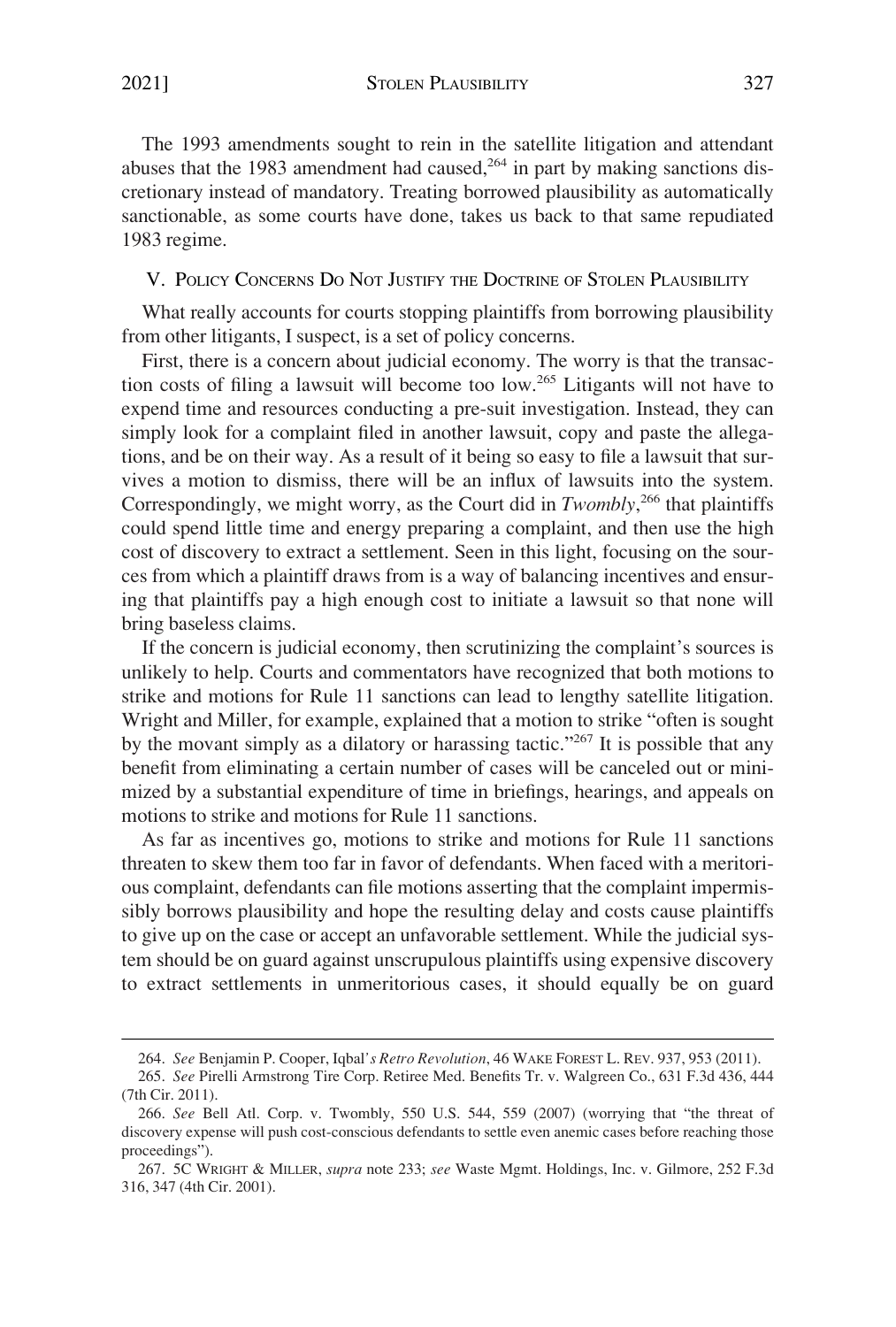The 1993 amendments sought to rein in the satellite litigation and attendant abuses that the 1983 amendment had caused,[264] in part by making sanctions discretionary instead of mandatory. Treating borrowed plausibility as automatically sanctionable, as some courts have done, takes us back to that same repudiated 1983 regime.

## V. Policy Concerns Do Not Justify the Doctrine of Stolen Plausibility

What really accounts for courts stopping plaintiffs from borrowing plausibility from other litigants, I suspect, is a set of policy concerns.

First, there is a concern about judicial economy. The worry is that the transaction costs of filing a lawsuit will become too low.[265] Litigants will not have to expend time and resources conducting a pre-suit investigation. Instead, they can simply look for a complaint filed in another lawsuit, copy and paste the allegations, and be on their way. As a result of it being so easy to file a lawsuit that survives a motion to dismiss, there will be an influx of lawsuits into the system. Correspondingly, we might worry, as the Court did in *Twombly*,[266] that plaintiffs could spend little time and energy preparing a complaint, and then use the high cost of discovery to extract a settlement. Seen in this light, focusing on the sources from which a plaintiff draws from is a way of balancing incentives and ensuring that plaintiffs pay a high enough cost to initiate a lawsuit so that none will bring baseless claims.

If the concern is judicial economy, then scrutinizing the complaint's sources is unlikely to help. Courts and commentators have recognized that both motions to strike and motions for Rule 11 sanctions can lead to lengthy satellite litigation. Wright and Miller, for example, explained that a motion to strike "often is sought by the movant simply as a dilatory or harassing tactic."[267] It is possible that any benefit from eliminating a certain number of cases will be canceled out or minimized by a substantial expenditure of time in briefings, hearings, and appeals on motions to strike and motions for Rule 11 sanctions.

As far as incentives go, motions to strike and motions for Rule 11 sanctions threaten to skew them too far in favor of defendants. When faced with a meritorious complaint, defendants can file motions asserting that the complaint impermissibly borrows plausibility and hope the resulting delay and costs cause plaintiffs to give up on the case or accept an unfavorable settlement. While the judicial system should be on guard against unscrupulous plaintiffs using expensive discovery to extract settlements in unmeritorious cases, it should equally be on guard

264. *See* Benjamin P. Cooper, Iqbal*'s Retro Revolution*, 46 WAKE FOREST L. REV. 937, 953 (2011).

265. *See* Pirelli Armstrong Tire Corp. Retiree Med. Benefits Tr. v. Walgreen Co., 631 F.3d 436, 444 (7th Cir. 2011).

266. *See* Bell Atl. Corp. v. Twombly, 550 U.S. 544, 559 (2007) (worrying that "the threat of discovery expense will push cost-conscious defendants to settle even anemic cases before reaching those proceedings").

267. 5C WRIGHT & MILLER, *supra* note 233; *see* Waste Mgmt. Holdings, Inc. v. Gilmore, 252 F.3d 316, 347 (4th Cir. 2001).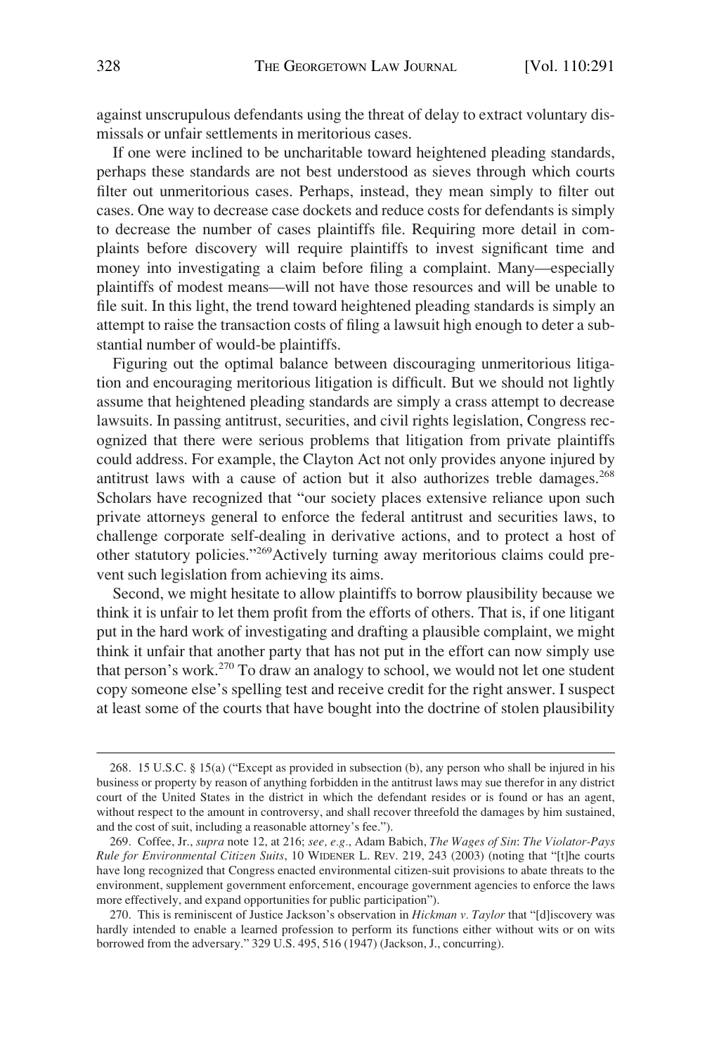against unscrupulous defendants using the threat of delay to extract voluntary dismissals or unfair settlements in meritorious cases.

If one were inclined to be uncharitable toward heightened pleading standards, perhaps these standards are not best understood as sieves through which courts filter out unmeritorious cases. Perhaps, instead, they mean simply to filter out cases. One way to decrease case dockets and reduce costs for defendants is simply to decrease the number of cases plaintiffs file. Requiring more detail in complaints before discovery will require plaintiffs to invest significant time and money into investigating a claim before filing a complaint. Many—especially plaintiffs of modest means—will not have those resources and will be unable to file suit. In this light, the trend toward heightened pleading standards is simply an attempt to raise the transaction costs of filing a lawsuit high enough to deter a substantial number of would-be plaintiffs.

Figuring out the optimal balance between discouraging unmeritorious litigation and encouraging meritorious litigation is difficult. But we should not lightly assume that heightened pleading standards are simply a crass attempt to decrease lawsuits. In passing antitrust, securities, and civil rights legislation, Congress recognized that there were serious problems that litigation from private plaintiffs could address. For example, the Clayton Act not only provides anyone injured by antitrust laws with a cause of action but it also authorizes treble damages.[268] Scholars have recognized that "our society places extensive reliance upon such private attorneys general to enforce the federal antitrust and securities laws, to challenge corporate self-dealing in derivative actions, and to protect a host of other statutory policies."[269] Actively turning away meritorious claims could prevent such legislation from achieving its aims.

Second, we might hesitate to allow plaintiffs to borrow plausibility because we think it is unfair to let them profit from the efforts of others. That is, if one litigant put in the hard work of investigating and drafting a plausible complaint, we might think it unfair that another party that has not put in the effort can now simply use that person's work.[270] To draw an analogy to school, we would not let one student copy someone else's spelling test and receive credit for the right answer. I suspect at least some of the courts that have bought into the doctrine of stolen plausibility

---

268. 15 U.S.C. § 15(a) ("Except as provided in subsection (b), any person who shall be injured in his business or property by reason of anything forbidden in the antitrust laws may sue therefor in any district court of the United States in the district in which the defendant resides or is found or has an agent, without respect to the amount in controversy, and shall recover threefold the damages by him sustained, and the cost of suit, including a reasonable attorney's fee.").

269. Coffee, Jr., *supra* note 12, at 216; *see, e.g.*, Adam Babich, *The Wages of Sin*: *The Violator-Pays Rule for Environmental Citizen Suits*, 10 WIDENER L. REV. 219, 243 (2003) (noting that "[t]he courts have long recognized that Congress enacted environmental citizen-suit provisions to abate threats to the environment, supplement government enforcement, encourage government agencies to enforce the laws more effectively, and expand opportunities for public participation").

270. This is reminiscent of Justice Jackson's observation in *Hickman v. Taylor* that "[d]iscovery was hardly intended to enable a learned profession to perform its functions either without wits or on wits borrowed from the adversary." 329 U.S. 495, 516 (1947) (Jackson, J., concurring).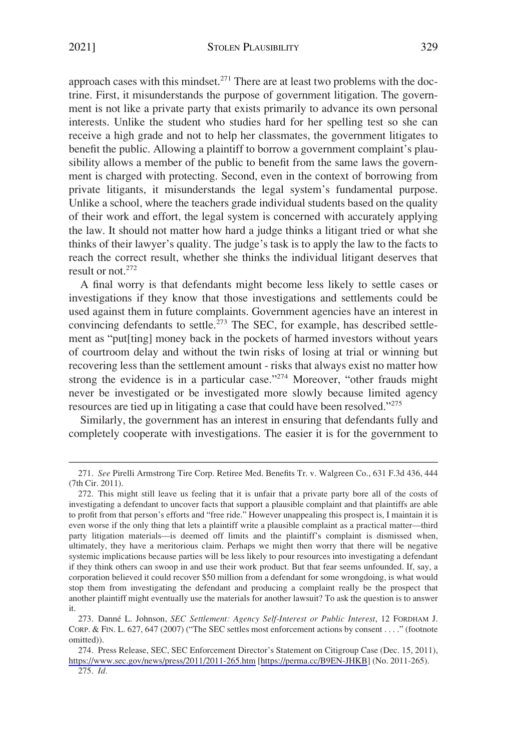approach cases with this mindset.[271] There are at least two problems with the doctrine. First, it misunderstands the purpose of government litigation. The government is not like a private party that exists primarily to advance its own personal interests. Unlike the student who studies hard for her spelling test so she can receive a high grade and not to help her classmates, the government litigates to benefit the public. Allowing a plaintiff to borrow a government complaint's plausibility allows a member of the public to benefit from the same laws the government is charged with protecting. Second, even in the context of borrowing from private litigants, it misunderstands the legal system's fundamental purpose. Unlike a school, where the teachers grade individual students based on the quality of their work and effort, the legal system is concerned with accurately applying the law. It should not matter how hard a judge thinks a litigant tried or what she thinks of their lawyer's quality. The judge's task is to apply the law to the facts to reach the correct result, whether she thinks the individual litigant deserves that result or not.[272]

A final worry is that defendants might become less likely to settle cases or investigations if they know that those investigations and settlements could be used against them in future complaints. Government agencies have an interest in convincing defendants to settle.[273] The SEC, for example, has described settlement as "put[ting] money back in the pockets of harmed investors without years of courtroom delay and without the twin risks of losing at trial or winning but recovering less than the settlement amount - risks that always exist no matter how strong the evidence is in a particular case."[274] Moreover, "other frauds might never be investigated or be investigated more slowly because limited agency resources are tied up in litigating a case that could have been resolved."[275]

Similarly, the government has an interest in ensuring that defendants fully and completely cooperate with investigations. The easier it is for the government to

---

271. *See* Pirelli Armstrong Tire Corp. Retiree Med. Benefits Tr. v. Walgreen Co., 631 F.3d 436, 444 (7th Cir. 2011).

272. This might still leave us feeling that it is unfair that a private party bore all of the costs of investigating a defendant to uncover facts that support a plausible complaint and that plaintiffs are able to profit from that person's efforts and "free ride." However unappealing this prospect is, I maintain it is even worse if the only thing that lets a plaintiff write a plausible complaint as a practical matter—third party litigation materials—is deemed off limits and the plaintiff's complaint is dismissed when, ultimately, they have a meritorious claim. Perhaps we might then worry that there will be negative systemic implications because parties will be less likely to pour resources into investigating a defendant if they think others can swoop in and use their work product. But that fear seems unfounded. If, say, a corporation believed it could recover $50 million from a defendant for some wrongdoing, is what would stop them from investigating the defendant and producing a complaint really be the prospect that another plaintiff might eventually use the materials for another lawsuit? To ask the question is to answer it.

273. Danné L. Johnson, *SEC Settlement: Agency Self-Interest or Public Interest*, 12 FORDHAM J. CORP. & FIN. L. 627, 647 (2007) ("The SEC settles most enforcement actions by consent . . . ." (footnote omitted)).

274. Press Release, SEC, SEC Enforcement Director's Statement on Citigroup Case (Dec. 15, 2011), https://www.sec.gov/news/press/2011/2011-265.htm [https://perma.cc/B9EN-JHKB] (No. 2011-265).

275. *Id.*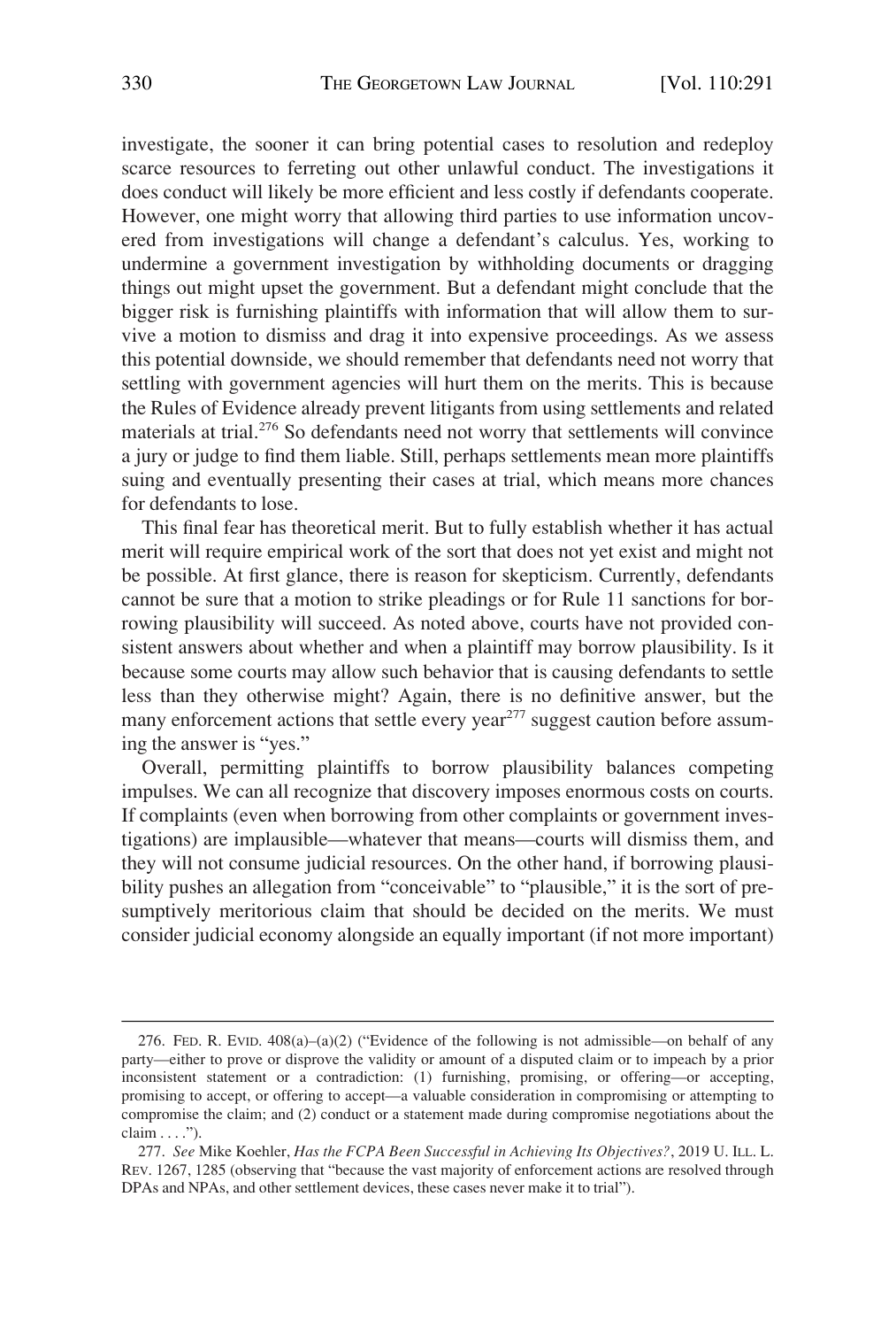investigate, the sooner it can bring potential cases to resolution and redeploy scarce resources to ferreting out other unlawful conduct. The investigations it does conduct will likely be more efficient and less costly if defendants cooperate. However, one might worry that allowing third parties to use information uncovered from investigations will change a defendant's calculus. Yes, working to undermine a government investigation by withholding documents or dragging things out might upset the government. But a defendant might conclude that the bigger risk is furnishing plaintiffs with information that will allow them to survive a motion to dismiss and drag it into expensive proceedings. As we assess this potential downside, we should remember that defendants need not worry that settling with government agencies will hurt them on the merits. This is because the Rules of Evidence already prevent litigants from using settlements and related materials at trial.[276] So defendants need not worry that settlements will convince a jury or judge to find them liable. Still, perhaps settlements mean more plaintiffs suing and eventually presenting their cases at trial, which means more chances for defendants to lose.

This final fear has theoretical merit. But to fully establish whether it has actual merit will require empirical work of the sort that does not yet exist and might not be possible. At first glance, there is reason for skepticism. Currently, defendants cannot be sure that a motion to strike pleadings or for Rule 11 sanctions for borrowing plausibility will succeed. As noted above, courts have not provided consistent answers about whether and when a plaintiff may borrow plausibility. Is it because some courts may allow such behavior that is causing defendants to settle less than they otherwise might? Again, there is no definitive answer, but the many enforcement actions that settle every year[277] suggest caution before assuming the answer is "yes."

Overall, permitting plaintiffs to borrow plausibility balances competing impulses. We can all recognize that discovery imposes enormous costs on courts. If complaints (even when borrowing from other complaints or government investigations) are implausible—whatever that means—courts will dismiss them, and they will not consume judicial resources. On the other hand, if borrowing plausibility pushes an allegation from "conceivable" to "plausible," it is the sort of presumptively meritorious claim that should be decided on the merits. We must consider judicial economy alongside an equally important (if not more important)

---

276. FED. R. EVID. 408(a)–(a)(2) ("Evidence of the following is not admissible—on behalf of any party—either to prove or disprove the validity or amount of a disputed claim or to impeach by a prior inconsistent statement or a contradiction: (1) furnishing, promising, or offering—or accepting, promising to accept, or offering to accept—a valuable consideration in compromising or attempting to compromise the claim; and (2) conduct or a statement made during compromise negotiations about the claim . . . .").

277. *See* Mike Koehler, *Has the FCPA Been Successful in Achieving Its Objectives?*, 2019 U. ILL. L. REV. 1267, 1285 (observing that "because the vast majority of enforcement actions are resolved through DPAs and NPAs, and other settlement devices, these cases never make it to trial").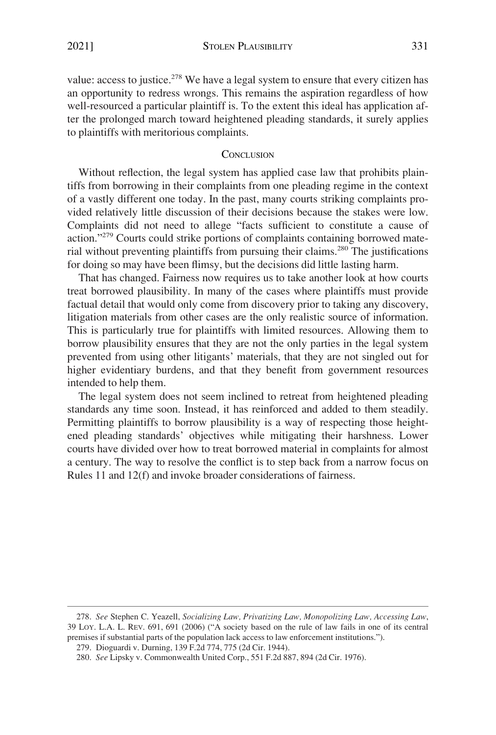value: access to justice.[278] We have a legal system to ensure that every citizen has an opportunity to redress wrongs. This remains the aspiration regardless of how well-resourced a particular plaintiff is. To the extent this ideal has application after the prolonged march toward heightened pleading standards, it surely applies to plaintiffs with meritorious complaints.

## CONCLUSION

Without reflection, the legal system has applied case law that prohibits plaintiffs from borrowing in their complaints from one pleading regime in the context of a vastly different one today. In the past, many courts striking complaints provided relatively little discussion of their decisions because the stakes were low. Complaints did not need to allege "facts sufficient to constitute a cause of action."[279] Courts could strike portions of complaints containing borrowed material without preventing plaintiffs from pursuing their claims.[280] The justifications for doing so may have been flimsy, but the decisions did little lasting harm.

That has changed. Fairness now requires us to take another look at how courts treat borrowed plausibility. In many of the cases where plaintiffs must provide factual detail that would only come from discovery prior to taking any discovery, litigation materials from other cases are the only realistic source of information. This is particularly true for plaintiffs with limited resources. Allowing them to borrow plausibility ensures that they are not the only parties in the legal system prevented from using other litigants' materials, that they are not singled out for higher evidentiary burdens, and that they benefit from government resources intended to help them.

The legal system does not seem inclined to retreat from heightened pleading standards any time soon. Instead, it has reinforced and added to them steadily. Permitting plaintiffs to borrow plausibility is a way of respecting those heightened pleading standards' objectives while mitigating their harshness. Lower courts have divided over how to treat borrowed material in complaints for almost a century. The way to resolve the conflict is to step back from a narrow focus on Rules 11 and 12(f) and invoke broader considerations of fairness.

---

278. *See* Stephen C. Yeazell, *Socializing Law, Privatizing Law, Monopolizing Law, Accessing Law*, 39 LOY. L.A. L. REV. 691, 691 (2006) ("A society based on the rule of law fails in one of its central premises if substantial parts of the population lack access to law enforcement institutions.").

279. Dioguardi v. Durning, 139 F.2d 774, 775 (2d Cir. 1944).

280. *See* Lipsky v. Commonwealth United Corp., 551 F.2d 887, 894 (2d Cir. 1976).